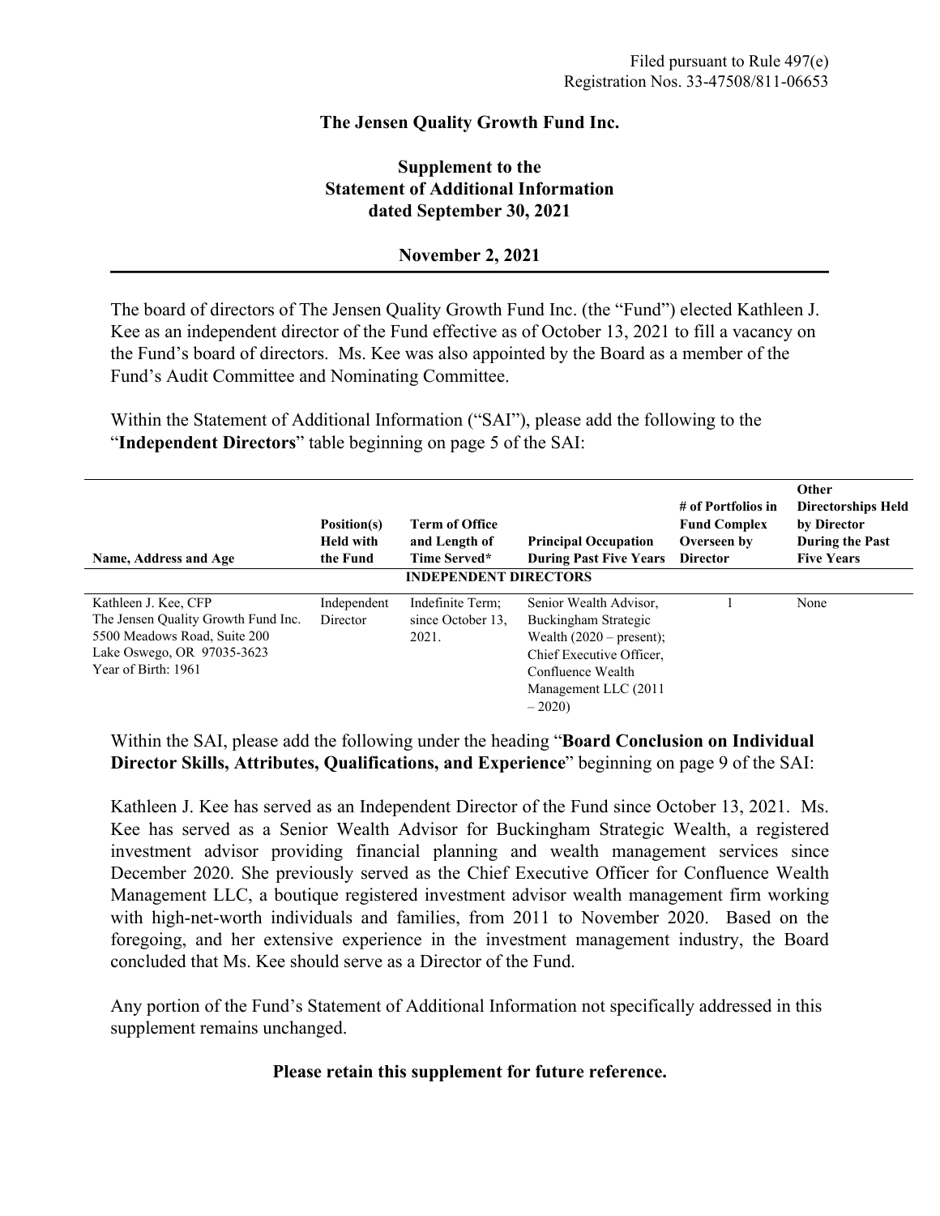Filed pursuant to Rule 497(e)
Registration Nos. 33-47508/811-06653

**The Jensen Quality Growth Fund Inc.**

**Supplement to the Statement of Additional Information dated September 30, 2021**

**November 2, 2021**

---

The board of directors of The Jensen Quality Growth Fund Inc. (the "Fund") elected Kathleen J. Kee as an independent director of the Fund effective as of October 13, 2021 to fill a vacancy on the Fund's board of directors. Ms. Kee was also appointed by the Board as a member of the Fund's Audit Committee and Nominating Committee.

Within the Statement of Additional Information ("SAI"), please add the following to the "**Independent Directors**" table beginning on page 5 of the SAI:

| Name, Address and Age | Position(s) Held with the Fund | Term of Office and Length of Time Served* | Principal Occupation During Past Five Years | # of Portfolios in Fund Complex Overseen by Director | Other Directorships Held by Director During the Past Five Years |
|---|---|---|---|---|---|
| **INDEPENDENT DIRECTORS** | | | | | |
| Kathleen J. Kee, CFP<br>The Jensen Quality Growth Fund Inc.<br>5500 Meadows Road, Suite 200<br>Lake Oswego, OR 97035-3623<br>Year of Birth: 1961 | Independent Director | Indefinite Term; since October 13, 2021. | Senior Wealth Advisor, Buckingham Strategic Wealth (2020 – present); Chief Executive Officer, Confluence Wealth Management LLC (2011 – 2020) | 1 | None |

Within the SAI, please add the following under the heading "**Board Conclusion on Individual Director Skills, Attributes, Qualifications, and Experience**" beginning on page 9 of the SAI:

Kathleen J. Kee has served as an Independent Director of the Fund since October 13, 2021. Ms. Kee has served as a Senior Wealth Advisor for Buckingham Strategic Wealth, a registered investment advisor providing financial planning and wealth management services since December 2020. She previously served as the Chief Executive Officer for Confluence Wealth Management LLC, a boutique registered investment advisor wealth management firm working with high-net-worth individuals and families, from 2011 to November 2020. Based on the foregoing, and her extensive experience in the investment management industry, the Board concluded that Ms. Kee should serve as a Director of the Fund.

Any portion of the Fund's Statement of Additional Information not specifically addressed in this supplement remains unchanged.

**Please retain this supplement for future reference.**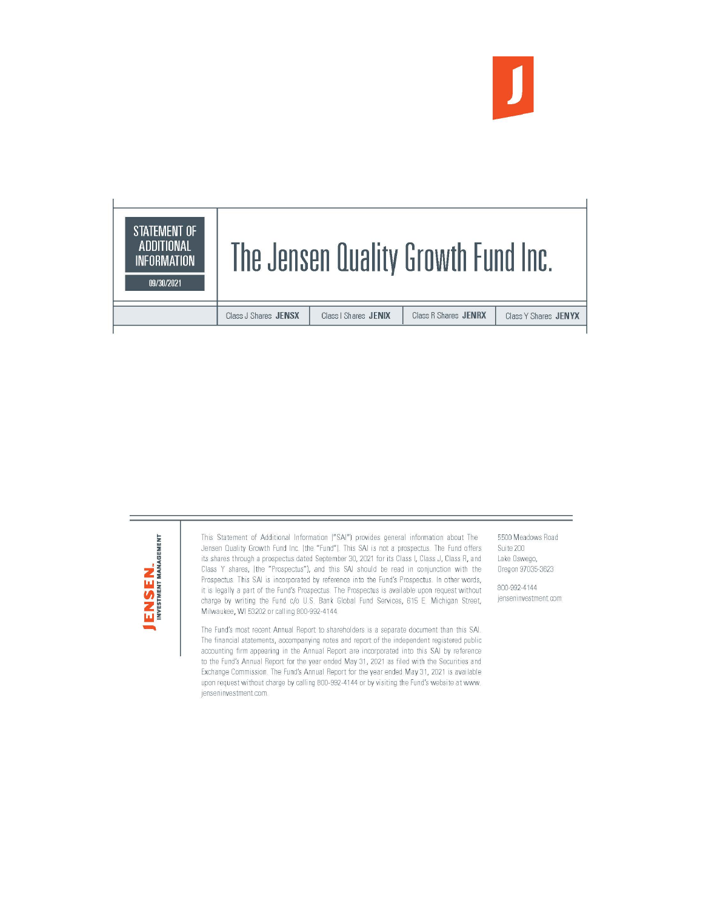# STATEMENT OF ADDITIONAL INFORMATION

09/30/2021

# The Jensen Quality Growth Fund Inc.

| Class J Shares **JENSX** | Class I Shares **JENIX** | Class R Shares **JENRX** | Class Y Shares **JENYX** |
|---|---|---|---|

**JENSEN.** INVESTMENT MANAGEMENT

This Statement of Additional Information ("SAI") provides general information about The Jensen Quality Growth Fund Inc. (the "Fund"). This SAI is not a prospectus. The Fund offers its shares through a prospectus dated September 30, 2021 for its Class I, Class J, Class R, and Class Y shares, (the "Prospectus"), and this SAI should be read in conjunction with the Prospectus. This SAI is incorporated by reference into the Fund's Prospectus. In other words, it is legally a part of the Fund's Prospectus. The Prospectus is available upon request without charge by writing the Fund c/o U.S. Bank Global Fund Services, 615 E. Michigan Street, Milwaukee, WI 53202 or calling 800-992-4144.

The Fund's most recent Annual Report to shareholders is a separate document than this SAI. The financial statements, accompanying notes and report of the independent registered public accounting firm appearing in the Annual Report are incorporated into this SAI by reference to the Fund's Annual Report for the year ended May 31, 2021 as filed with the Securities and Exchange Commission. The Fund's Annual Report for the year ended May 31, 2021 is available upon request without charge by calling 800-992-4144 or by visiting the Fund's website at www.jenseninvestment.com.

5500 Meadows Road
Suite 200
Lake Oswego,
Oregon 97035-3623

800-992-4144
jenseninvestment.com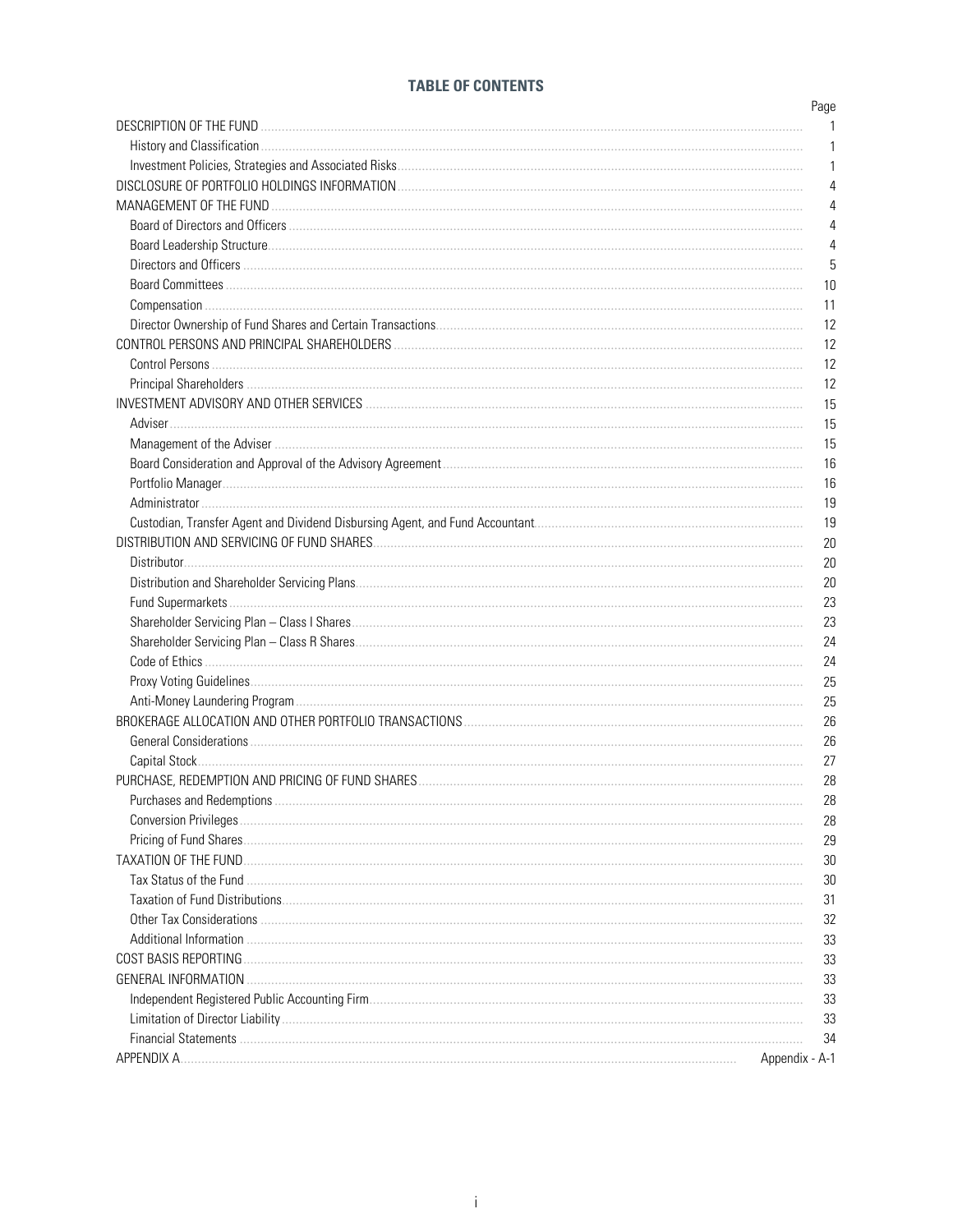## TABLE OF CONTENTS

| | Page |
|---|---|
| DESCRIPTION OF THE FUND | 1 |
| History and Classification | 1 |
| Investment Policies, Strategies and Associated Risks | 1 |
| DISCLOSURE OF PORTFOLIO HOLDINGS INFORMATION | 4 |
| MANAGEMENT OF THE FUND | 4 |
| Board of Directors and Officers | 4 |
| Board Leadership Structure | 4 |
| Directors and Officers | 5 |
| Board Committees | 10 |
| Compensation | 11 |
| Director Ownership of Fund Shares and Certain Transactions | 12 |
| CONTROL PERSONS AND PRINCIPAL SHAREHOLDERS | 12 |
| Control Persons | 12 |
| Principal Shareholders | 12 |
| INVESTMENT ADVISORY AND OTHER SERVICES | 15 |
| Adviser | 15 |
| Management of the Adviser | 15 |
| Board Consideration and Approval of the Advisory Agreement | 16 |
| Portfolio Manager | 16 |
| Administrator | 19 |
| Custodian, Transfer Agent and Dividend Disbursing Agent, and Fund Accountant | 19 |
| DISTRIBUTION AND SERVICING OF FUND SHARES | 20 |
| Distributor | 20 |
| Distribution and Shareholder Servicing Plans | 20 |
| Fund Supermarkets | 23 |
| Shareholder Servicing Plan – Class I Shares | 23 |
| Shareholder Servicing Plan – Class R Shares | 24 |
| Code of Ethics | 24 |
| Proxy Voting Guidelines | 25 |
| Anti-Money Laundering Program | 25 |
| BROKERAGE ALLOCATION AND OTHER PORTFOLIO TRANSACTIONS | 26 |
| General Considerations | 26 |
| Capital Stock | 27 |
| PURCHASE, REDEMPTION AND PRICING OF FUND SHARES | 28 |
| Purchases and Redemptions | 28 |
| Conversion Privileges | 28 |
| Pricing of Fund Shares | 29 |
| TAXATION OF THE FUND | 30 |
| Tax Status of the Fund | 30 |
| Taxation of Fund Distributions | 31 |
| Other Tax Considerations | 32 |
| Additional Information | 33 |
| COST BASIS REPORTING | 33 |
| GENERAL INFORMATION | 33 |
| Independent Registered Public Accounting Firm | 33 |
| Limitation of Director Liability | 33 |
| Financial Statements | 34 |
| APPENDIX A | Appendix - A-1 |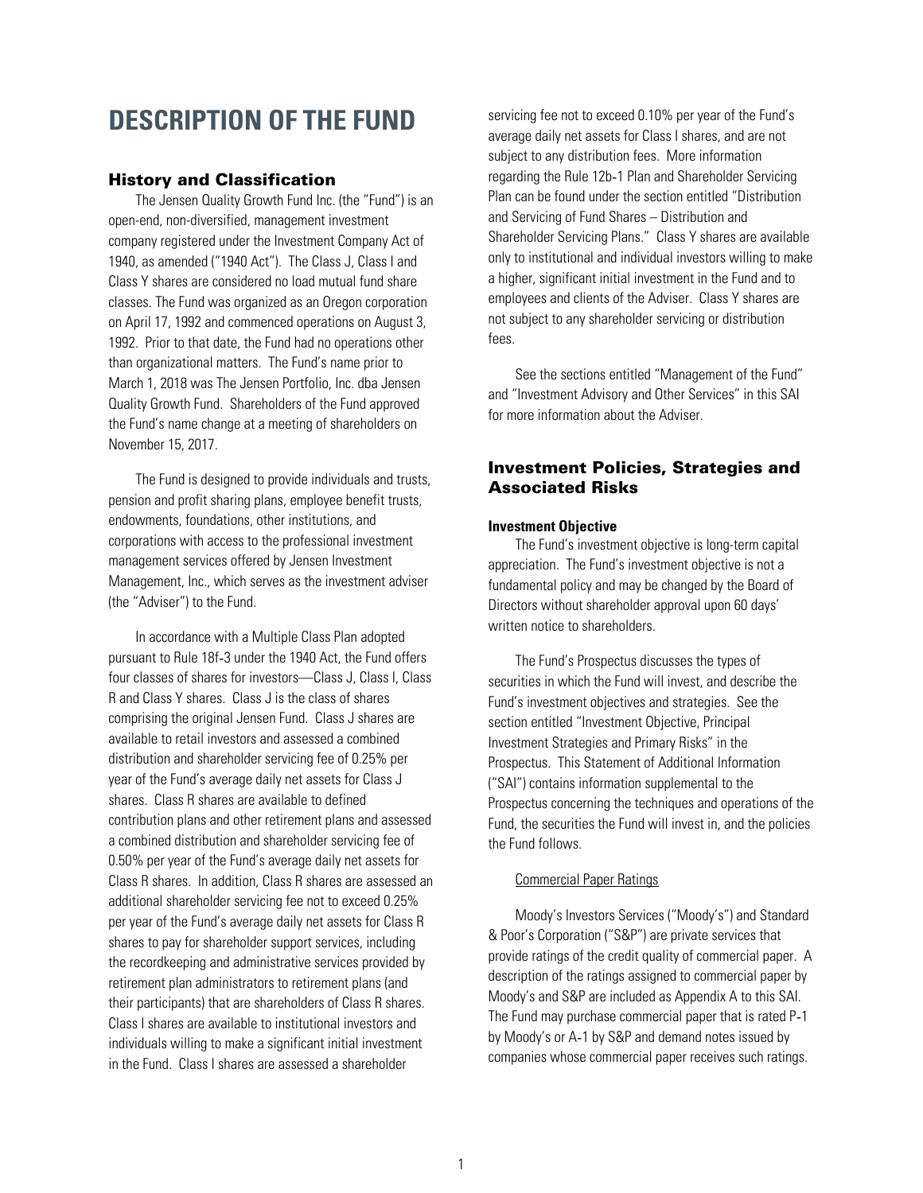# DESCRIPTION OF THE FUND

## History and Classification

The Jensen Quality Growth Fund Inc. (the "Fund") is an open-end, non-diversified, management investment company registered under the Investment Company Act of 1940, as amended ("1940 Act"). The Class J, Class I and Class Y shares are considered no load mutual fund share classes. The Fund was organized as an Oregon corporation on April 17, 1992 and commenced operations on August 3, 1992. Prior to that date, the Fund had no operations other than organizational matters. The Fund's name prior to March 1, 2018 was The Jensen Portfolio, Inc. dba Jensen Quality Growth Fund. Shareholders of the Fund approved the Fund's name change at a meeting of shareholders on November 15, 2017.

The Fund is designed to provide individuals and trusts, pension and profit sharing plans, employee benefit trusts, endowments, foundations, other institutions, and corporations with access to the professional investment management services offered by Jensen Investment Management, Inc., which serves as the investment adviser (the "Adviser") to the Fund.

In accordance with a Multiple Class Plan adopted pursuant to Rule 18f-3 under the 1940 Act, the Fund offers four classes of shares for investors—Class J, Class I, Class R and Class Y shares. Class J is the class of shares comprising the original Jensen Fund. Class J shares are available to retail investors and assessed a combined distribution and shareholder servicing fee of 0.25% per year of the Fund's average daily net assets for Class J shares. Class R shares are available to defined contribution plans and other retirement plans and assessed a combined distribution and shareholder servicing fee of 0.50% per year of the Fund's average daily net assets for Class R shares. In addition, Class R shares are assessed an additional shareholder servicing fee not to exceed 0.25% per year of the Fund's average daily net assets for Class R shares to pay for shareholder support services, including the recordkeeping and administrative services provided by retirement plan administrators to retirement plans (and their participants) that are shareholders of Class R shares. Class I shares are available to institutional investors and individuals willing to make a significant initial investment in the Fund. Class I shares are assessed a shareholder servicing fee not to exceed 0.10% per year of the Fund's average daily net assets for Class I shares, and are not subject to any distribution fees. More information regarding the Rule 12b-1 Plan and Shareholder Servicing Plan can be found under the section entitled "Distribution and Servicing of Fund Shares – Distribution and Shareholder Servicing Plans." Class Y shares are available only to institutional and individual investors willing to make a higher, significant initial investment in the Fund and to employees and clients of the Adviser. Class Y shares are not subject to any shareholder servicing or distribution fees.

See the sections entitled "Management of the Fund" and "Investment Advisory and Other Services" in this SAI for more information about the Adviser.

## Investment Policies, Strategies and Associated Risks

### Investment Objective

The Fund's investment objective is long-term capital appreciation. The Fund's investment objective is not a fundamental policy and may be changed by the Board of Directors without shareholder approval upon 60 days' written notice to shareholders.

The Fund's Prospectus discusses the types of securities in which the Fund will invest, and describe the Fund's investment objectives and strategies. See the section entitled "Investment Objective, Principal Investment Strategies and Primary Risks" in the Prospectus. This Statement of Additional Information ("SAI") contains information supplemental to the Prospectus concerning the techniques and operations of the Fund, the securities the Fund will invest in, and the policies the Fund follows.

Commercial Paper Ratings

Moody's Investors Services ("Moody's") and Standard & Poor's Corporation ("S&P") are private services that provide ratings of the credit quality of commercial paper. A description of the ratings assigned to commercial paper by Moody's and S&P are included as Appendix A to this SAI. The Fund may purchase commercial paper that is rated P-1 by Moody's or A-1 by S&P and demand notes issued by companies whose commercial paper receives such ratings.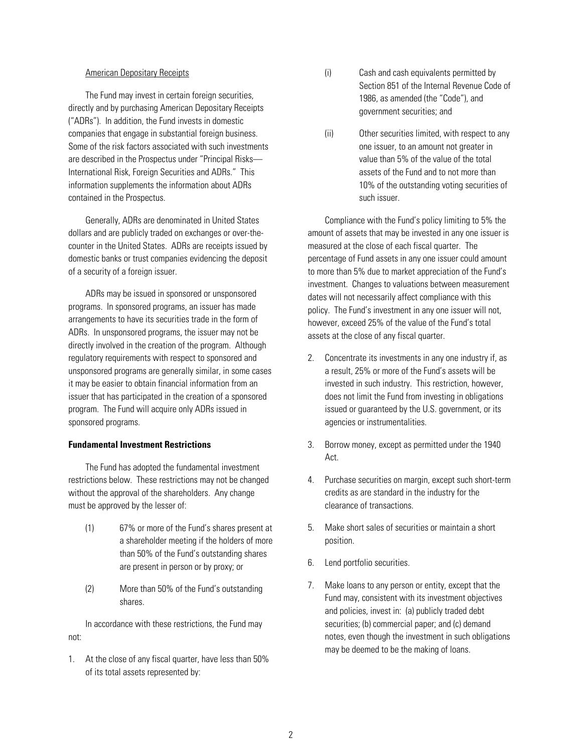American Depositary Receipts

The Fund may invest in certain foreign securities, directly and by purchasing American Depositary Receipts ("ADRs"). In addition, the Fund invests in domestic companies that engage in substantial foreign business. Some of the risk factors associated with such investments are described in the Prospectus under "Principal Risks—International Risk, Foreign Securities and ADRs." This information supplements the information about ADRs contained in the Prospectus.

Generally, ADRs are denominated in United States dollars and are publicly traded on exchanges or over-the-counter in the United States. ADRs are receipts issued by domestic banks or trust companies evidencing the deposit of a security of a foreign issuer.

ADRs may be issued in sponsored or unsponsored programs. In sponsored programs, an issuer has made arrangements to have its securities trade in the form of ADRs. In unsponsored programs, the issuer may not be directly involved in the creation of the program. Although regulatory requirements with respect to sponsored and unsponsored programs are generally similar, in some cases it may be easier to obtain financial information from an issuer that has participated in the creation of a sponsored program. The Fund will acquire only ADRs issued in sponsored programs.

**Fundamental Investment Restrictions**

The Fund has adopted the fundamental investment restrictions below. These restrictions may not be changed without the approval of the shareholders. Any change must be approved by the lesser of:

(1) 67% or more of the Fund's shares present at a shareholder meeting if the holders of more than 50% of the Fund's outstanding shares are present in person or by proxy; or

(2) More than 50% of the Fund's outstanding shares.

In accordance with these restrictions, the Fund may not:

1. At the close of any fiscal quarter, have less than 50% of its total assets represented by:

   (i) Cash and cash equivalents permitted by Section 851 of the Internal Revenue Code of 1986, as amended (the "Code"), and government securities; and

   (ii) Other securities limited, with respect to any one issuer, to an amount not greater in value than 5% of the value of the total assets of the Fund and to not more than 10% of the outstanding voting securities of such issuer.

   Compliance with the Fund's policy limiting to 5% the amount of assets that may be invested in any one issuer is measured at the close of each fiscal quarter. The percentage of Fund assets in any one issuer could amount to more than 5% due to market appreciation of the Fund's investment. Changes to valuations between measurement dates will not necessarily affect compliance with this policy. The Fund's investment in any one issuer will not, however, exceed 25% of the value of the Fund's total assets at the close of any fiscal quarter.

2. Concentrate its investments in any one industry if, as a result, 25% or more of the Fund's assets will be invested in such industry. This restriction, however, does not limit the Fund from investing in obligations issued or guaranteed by the U.S. government, or its agencies or instrumentalities.

3. Borrow money, except as permitted under the 1940 Act.

4. Purchase securities on margin, except such short-term credits as are standard in the industry for the clearance of transactions.

5. Make short sales of securities or maintain a short position.

6. Lend portfolio securities.

7. Make loans to any person or entity, except that the Fund may, consistent with its investment objectives and policies, invest in: (a) publicly traded debt securities; (b) commercial paper; and (c) demand notes, even though the investment in such obligations may be deemed to be the making of loans.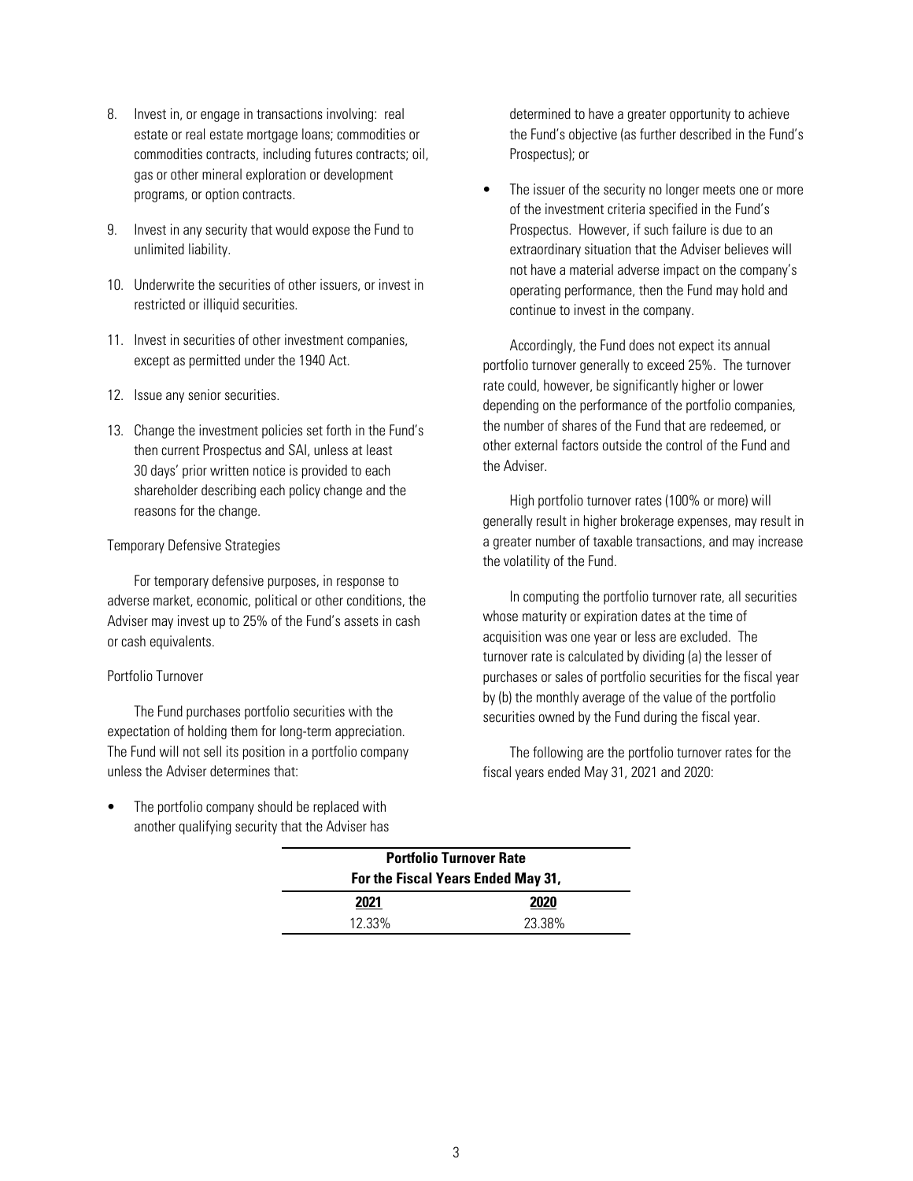8. Invest in, or engage in transactions involving: real estate or real estate mortgage loans; commodities or commodities contracts, including futures contracts; oil, gas or other mineral exploration or development programs, or option contracts.

9. Invest in any security that would expose the Fund to unlimited liability.

10. Underwrite the securities of other issuers, or invest in restricted or illiquid securities.

11. Invest in securities of other investment companies, except as permitted under the 1940 Act.

12. Issue any senior securities.

13. Change the investment policies set forth in the Fund's then current Prospectus and SAI, unless at least 30 days' prior written notice is provided to each shareholder describing each policy change and the reasons for the change.

Temporary Defensive Strategies

For temporary defensive purposes, in response to adverse market, economic, political or other conditions, the Adviser may invest up to 25% of the Fund's assets in cash or cash equivalents.

Portfolio Turnover

The Fund purchases portfolio securities with the expectation of holding them for long-term appreciation. The Fund will not sell its position in a portfolio company unless the Adviser determines that:

- The portfolio company should be replaced with another qualifying security that the Adviser has determined to have a greater opportunity to achieve the Fund's objective (as further described in the Fund's Prospectus); or
- The issuer of the security no longer meets one or more of the investment criteria specified in the Fund's Prospectus. However, if such failure is due to an extraordinary situation that the Adviser believes will not have a material adverse impact on the company's operating performance, then the Fund may hold and continue to invest in the company.

Accordingly, the Fund does not expect its annual portfolio turnover generally to exceed 25%. The turnover rate could, however, be significantly higher or lower depending on the performance of the portfolio companies, the number of shares of the Fund that are redeemed, or other external factors outside the control of the Fund and the Adviser.

High portfolio turnover rates (100% or more) will generally result in higher brokerage expenses, may result in a greater number of taxable transactions, and may increase the volatility of the Fund.

In computing the portfolio turnover rate, all securities whose maturity or expiration dates at the time of acquisition was one year or less are excluded. The turnover rate is calculated by dividing (a) the lesser of purchases or sales of portfolio securities for the fiscal year by (b) the monthly average of the value of the portfolio securities owned by the Fund during the fiscal year.

The following are the portfolio turnover rates for the fiscal years ended May 31, 2021 and 2020:

| **Portfolio Turnover Rate For the Fiscal Years Ended May 31,** | |
|---|---|
| **2021** | **2020** |
| 12.33% | 23.38% |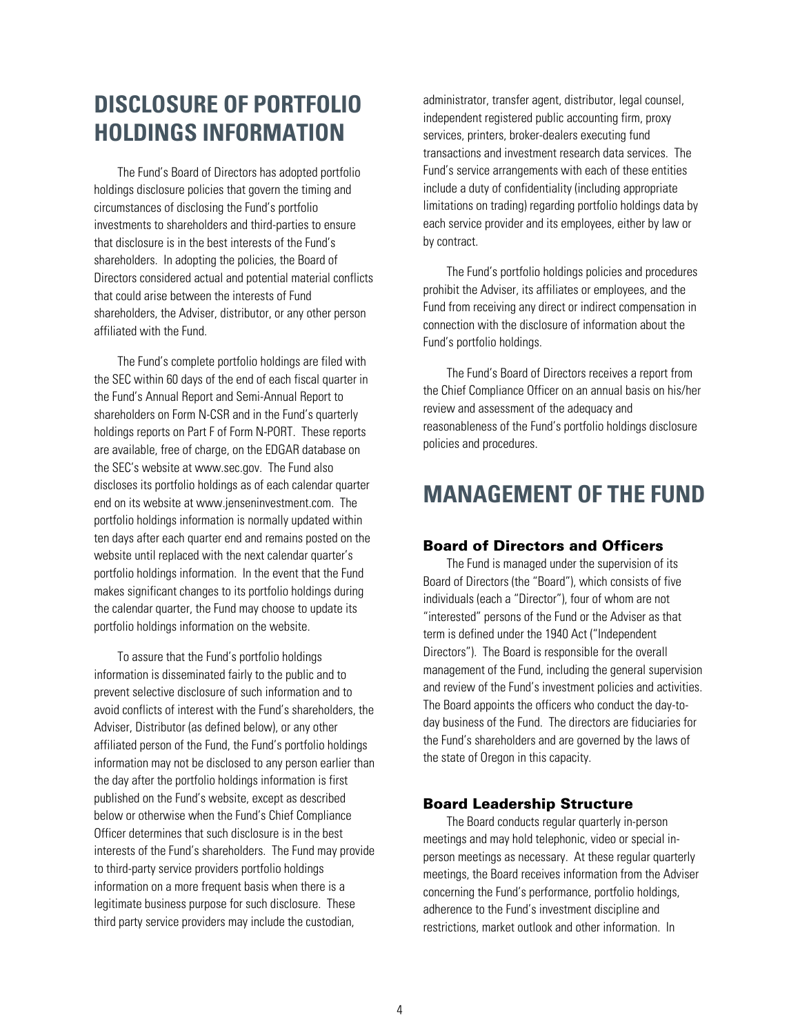# DISCLOSURE OF PORTFOLIO HOLDINGS INFORMATION

The Fund's Board of Directors has adopted portfolio holdings disclosure policies that govern the timing and circumstances of disclosing the Fund's portfolio investments to shareholders and third-parties to ensure that disclosure is in the best interests of the Fund's shareholders. In adopting the policies, the Board of Directors considered actual and potential material conflicts that could arise between the interests of Fund shareholders, the Adviser, distributor, or any other person affiliated with the Fund.

The Fund's complete portfolio holdings are filed with the SEC within 60 days of the end of each fiscal quarter in the Fund's Annual Report and Semi-Annual Report to shareholders on Form N-CSR and in the Fund's quarterly holdings reports on Part F of Form N-PORT. These reports are available, free of charge, on the EDGAR database on the SEC's website at www.sec.gov. The Fund also discloses its portfolio holdings as of each calendar quarter end on its website at www.jenseninvestment.com. The portfolio holdings information is normally updated within ten days after each quarter end and remains posted on the website until replaced with the next calendar quarter's portfolio holdings information. In the event that the Fund makes significant changes to its portfolio holdings during the calendar quarter, the Fund may choose to update its portfolio holdings information on the website.

To assure that the Fund's portfolio holdings information is disseminated fairly to the public and to prevent selective disclosure of such information and to avoid conflicts of interest with the Fund's shareholders, the Adviser, Distributor (as defined below), or any other affiliated person of the Fund, the Fund's portfolio holdings information may not be disclosed to any person earlier than the day after the portfolio holdings information is first published on the Fund's website, except as described below or otherwise when the Fund's Chief Compliance Officer determines that such disclosure is in the best interests of the Fund's shareholders. The Fund may provide to third-party service providers portfolio holdings information on a more frequent basis when there is a legitimate business purpose for such disclosure. These third party service providers may include the custodian, administrator, transfer agent, distributor, legal counsel, independent registered public accounting firm, proxy services, printers, broker-dealers executing fund transactions and investment research data services. The Fund's service arrangements with each of these entities include a duty of confidentiality (including appropriate limitations on trading) regarding portfolio holdings data by each service provider and its employees, either by law or by contract.

The Fund's portfolio holdings policies and procedures prohibit the Adviser, its affiliates or employees, and the Fund from receiving any direct or indirect compensation in connection with the disclosure of information about the Fund's portfolio holdings.

The Fund's Board of Directors receives a report from the Chief Compliance Officer on an annual basis on his/her review and assessment of the adequacy and reasonableness of the Fund's portfolio holdings disclosure policies and procedures.

# MANAGEMENT OF THE FUND

### Board of Directors and Officers

The Fund is managed under the supervision of its Board of Directors (the "Board"), which consists of five individuals (each a "Director"), four of whom are not "interested" persons of the Fund or the Adviser as that term is defined under the 1940 Act ("Independent Directors"). The Board is responsible for the overall management of the Fund, including the general supervision and review of the Fund's investment policies and activities. The Board appoints the officers who conduct the day-to-day business of the Fund. The directors are fiduciaries for the Fund's shareholders and are governed by the laws of the state of Oregon in this capacity.

### Board Leadership Structure

The Board conducts regular quarterly in-person meetings and may hold telephonic, video or special in-person meetings as necessary. At these regular quarterly meetings, the Board receives information from the Adviser concerning the Fund's performance, portfolio holdings, adherence to the Fund's investment discipline and restrictions, market outlook and other information. In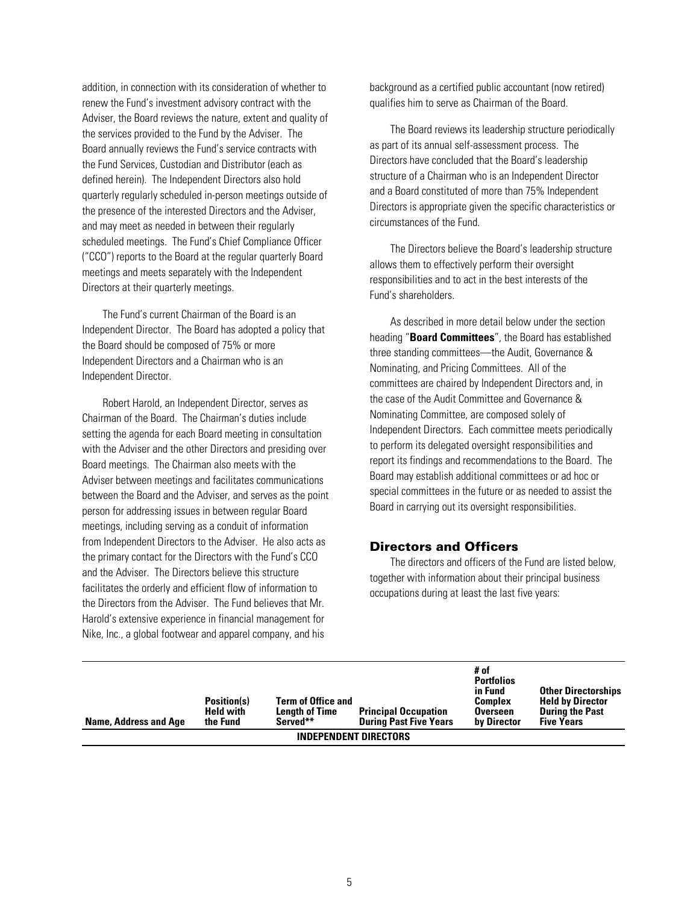addition, in connection with its consideration of whether to renew the Fund's investment advisory contract with the Adviser, the Board reviews the nature, extent and quality of the services provided to the Fund by the Adviser. The Board annually reviews the Fund's service contracts with the Fund Services, Custodian and Distributor (each as defined herein). The Independent Directors also hold quarterly regularly scheduled in-person meetings outside of the presence of the interested Directors and the Adviser, and may meet as needed in between their regularly scheduled meetings. The Fund's Chief Compliance Officer ("CCO") reports to the Board at the regular quarterly Board meetings and meets separately with the Independent Directors at their quarterly meetings.

The Fund's current Chairman of the Board is an Independent Director. The Board has adopted a policy that the Board should be composed of 75% or more Independent Directors and a Chairman who is an Independent Director.

Robert Harold, an Independent Director, serves as Chairman of the Board. The Chairman's duties include setting the agenda for each Board meeting in consultation with the Adviser and the other Directors and presiding over Board meetings. The Chairman also meets with the Adviser between meetings and facilitates communications between the Board and the Adviser, and serves as the point person for addressing issues in between regular Board meetings, including serving as a conduit of information from Independent Directors to the Adviser. He also acts as the primary contact for the Directors with the Fund's CCO and the Adviser. The Directors believe this structure facilitates the orderly and efficient flow of information to the Directors from the Adviser. The Fund believes that Mr. Harold's extensive experience in financial management for Nike, Inc., a global footwear and apparel company, and his background as a certified public accountant (now retired) qualifies him to serve as Chairman of the Board.

The Board reviews its leadership structure periodically as part of its annual self-assessment process. The Directors have concluded that the Board's leadership structure of a Chairman who is an Independent Director and a Board constituted of more than 75% Independent Directors is appropriate given the specific characteristics or circumstances of the Fund.

The Directors believe the Board's leadership structure allows them to effectively perform their oversight responsibilities and to act in the best interests of the Fund's shareholders.

As described in more detail below under the section heading "**Board Committees**", the Board has established three standing committees—the Audit, Governance & Nominating, and Pricing Committees. All of the committees are chaired by Independent Directors and, in the case of the Audit Committee and Governance & Nominating Committee, are composed solely of Independent Directors. Each committee meets periodically to perform its delegated oversight responsibilities and report its findings and recommendations to the Board. The Board may establish additional committees or ad hoc or special committees in the future or as needed to assist the Board in carrying out its oversight responsibilities.

## Directors and Officers

The directors and officers of the Fund are listed below, together with information about their principal business occupations during at least the last five years:

| Name, Address and Age | Position(s) Held with the Fund | Term of Office and Length of Time Served** | Principal Occupation During Past Five Years | # of Portfolios in Fund Complex Overseen by Director | Other Directorships Held by Director During the Past Five Years |
|---|---|---|---|---|---|
| **INDEPENDENT DIRECTORS** | | | | | |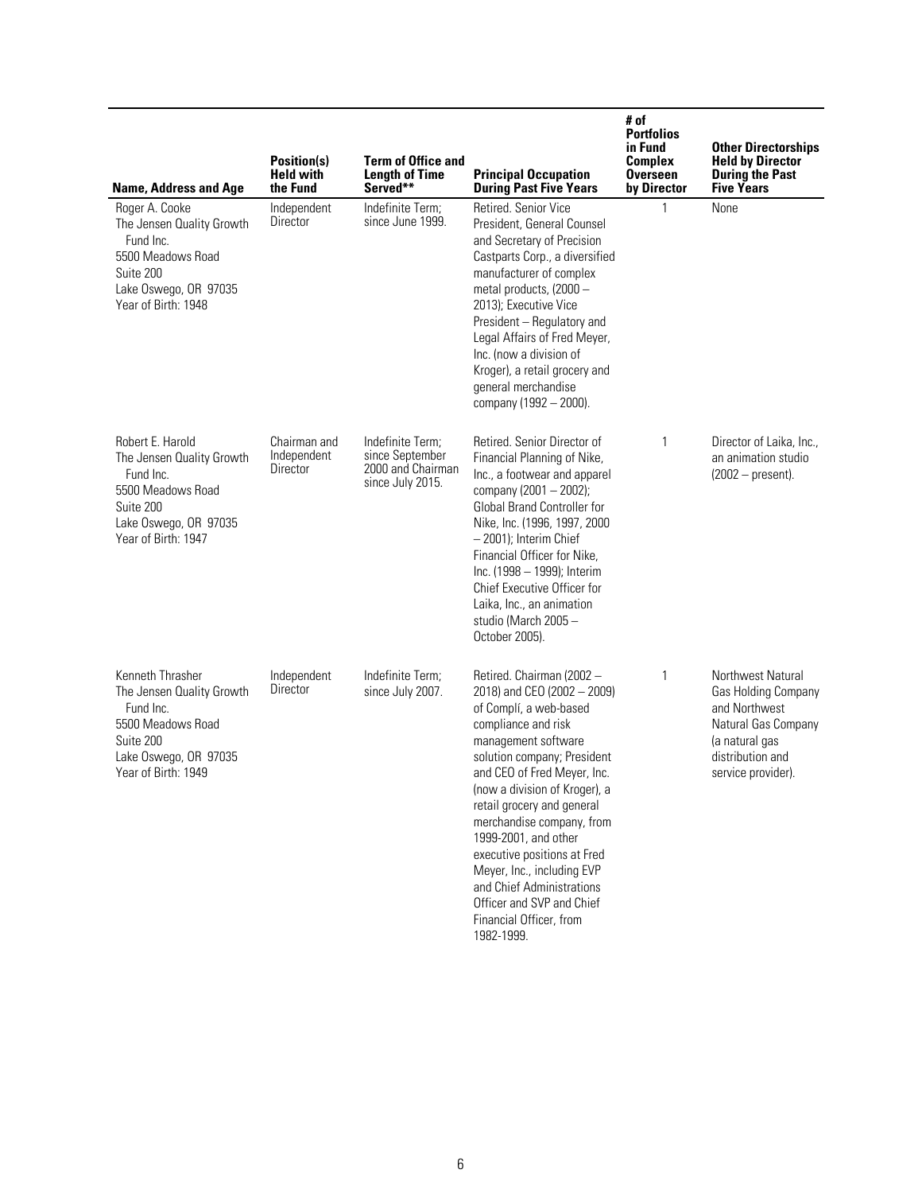| Name, Address and Age | Position(s) Held with the Fund | Term of Office and Length of Time Served** | Principal Occupation During Past Five Years | # of Portfolios in Fund Complex Overseen by Director | Other Directorships Held by Director During the Past Five Years |
|---|---|---|---|---|---|
| Roger A. Cooke<br>The Jensen Quality Growth Fund Inc.<br>5500 Meadows Road<br>Suite 200<br>Lake Oswego, OR 97035<br>Year of Birth: 1948 | Independent Director | Indefinite Term; since June 1999. | Retired. Senior Vice President, General Counsel and Secretary of Precision Castparts Corp., a diversified manufacturer of complex metal products, (2000 – 2013); Executive Vice President – Regulatory and Legal Affairs of Fred Meyer, Inc. (now a division of Kroger), a retail grocery and general merchandise company (1992 – 2000). | 1 | None |
| Robert E. Harold<br>The Jensen Quality Growth Fund Inc.<br>5500 Meadows Road<br>Suite 200<br>Lake Oswego, OR 97035<br>Year of Birth: 1947 | Chairman and Independent Director | Indefinite Term; since September 2000 and Chairman since July 2015. | Retired. Senior Director of Financial Planning of Nike, Inc., a footwear and apparel company (2001 – 2002); Global Brand Controller for Nike, Inc. (1996, 1997, 2000 – 2001); Interim Chief Financial Officer for Nike, Inc. (1998 – 1999); Interim Chief Executive Officer for Laika, Inc., an animation studio (March 2005 – October 2005). | 1 | Director of Laika, Inc., an animation studio (2002 – present). |
| Kenneth Thrasher<br>The Jensen Quality Growth Fund Inc.<br>5500 Meadows Road<br>Suite 200<br>Lake Oswego, OR 97035<br>Year of Birth: 1949 | Independent Director | Indefinite Term; since July 2007. | Retired. Chairman (2002 – 2018) and CEO (2002 – 2009) of Complí, a web-based compliance and risk management software solution company; President and CEO of Fred Meyer, Inc. (now a division of Kroger), a retail grocery and general merchandise company, from 1999-2001, and other executive positions at Fred Meyer, Inc., including EVP and Chief Administrations Officer and SVP and Chief Financial Officer, from 1982-1999. | 1 | Northwest Natural Gas Holding Company and Northwest Natural Gas Company (a natural gas distribution and service provider). |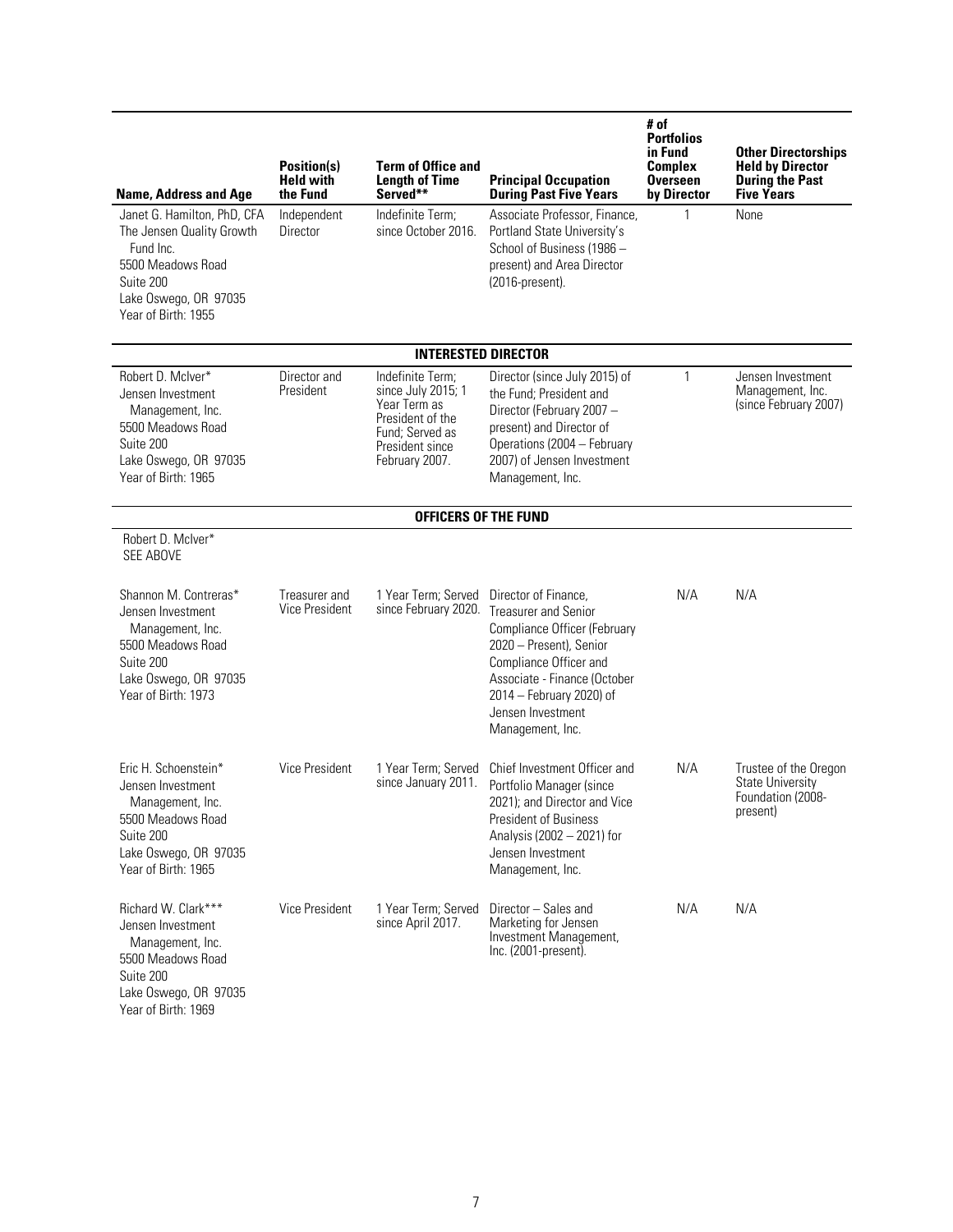| Name, Address and Age | Position(s) Held with the Fund | Term of Office and Length of Time Served** | Principal Occupation During Past Five Years | # of Portfolios in Fund Complex Overseen by Director | Other Directorships Held by Director During the Past Five Years |
|---|---|---|---|---|---|
| Janet G. Hamilton, PhD, CFA<br>The Jensen Quality Growth Fund Inc.<br>5500 Meadows Road<br>Suite 200<br>Lake Oswego, OR 97035<br>Year of Birth: 1955 | Independent Director | Indefinite Term; since October 2016. | Associate Professor, Finance, Portland State University's School of Business (1986 – present) and Area Director (2016-present). | 1 | None |
| **INTERESTED DIRECTOR** | | | | | |
| Robert D. McIver*<br>Jensen Investment Management, Inc.<br>5500 Meadows Road<br>Suite 200<br>Lake Oswego, OR 97035<br>Year of Birth: 1965 | Director and President | Indefinite Term; since July 2015; 1 Year Term as President of the Fund; Served as President since February 2007. | Director (since July 2015) of the Fund; President and Director (February 2007 – present) and Director of Operations (2004 – February 2007) of Jensen Investment Management, Inc. | 1 | Jensen Investment Management, Inc. (since February 2007) |
| **OFFICERS OF THE FUND** | | | | | |
| Robert D. McIver*<br>SEE ABOVE | | | | | |
| Shannon M. Contreras*<br>Jensen Investment Management, Inc.<br>5500 Meadows Road<br>Suite 200<br>Lake Oswego, OR 97035<br>Year of Birth: 1973 | Treasurer and Vice President | 1 Year Term; Served since February 2020. | Director of Finance, Treasurer and Senior Compliance Officer (February 2020 – Present), Senior Compliance Officer and Associate - Finance (October 2014 – February 2020) of Jensen Investment Management, Inc. | N/A | N/A |
| Eric H. Schoenstein*<br>Jensen Investment Management, Inc.<br>5500 Meadows Road<br>Suite 200<br>Lake Oswego, OR 97035<br>Year of Birth: 1965 | Vice President | 1 Year Term; Served since January 2011. | Chief Investment Officer and Portfolio Manager (since 2021); and Director and Vice President of Business Analysis (2002 – 2021) for Jensen Investment Management, Inc. | N/A | Trustee of the Oregon State University Foundation (2008-present) |
| Richard W. Clark***<br>Jensen Investment Management, Inc.<br>5500 Meadows Road<br>Suite 200<br>Lake Oswego, OR 97035<br>Year of Birth: 1969 | Vice President | 1 Year Term; Served since April 2017. | Director – Sales and Marketing for Jensen Investment Management, Inc. (2001-present). | N/A | N/A |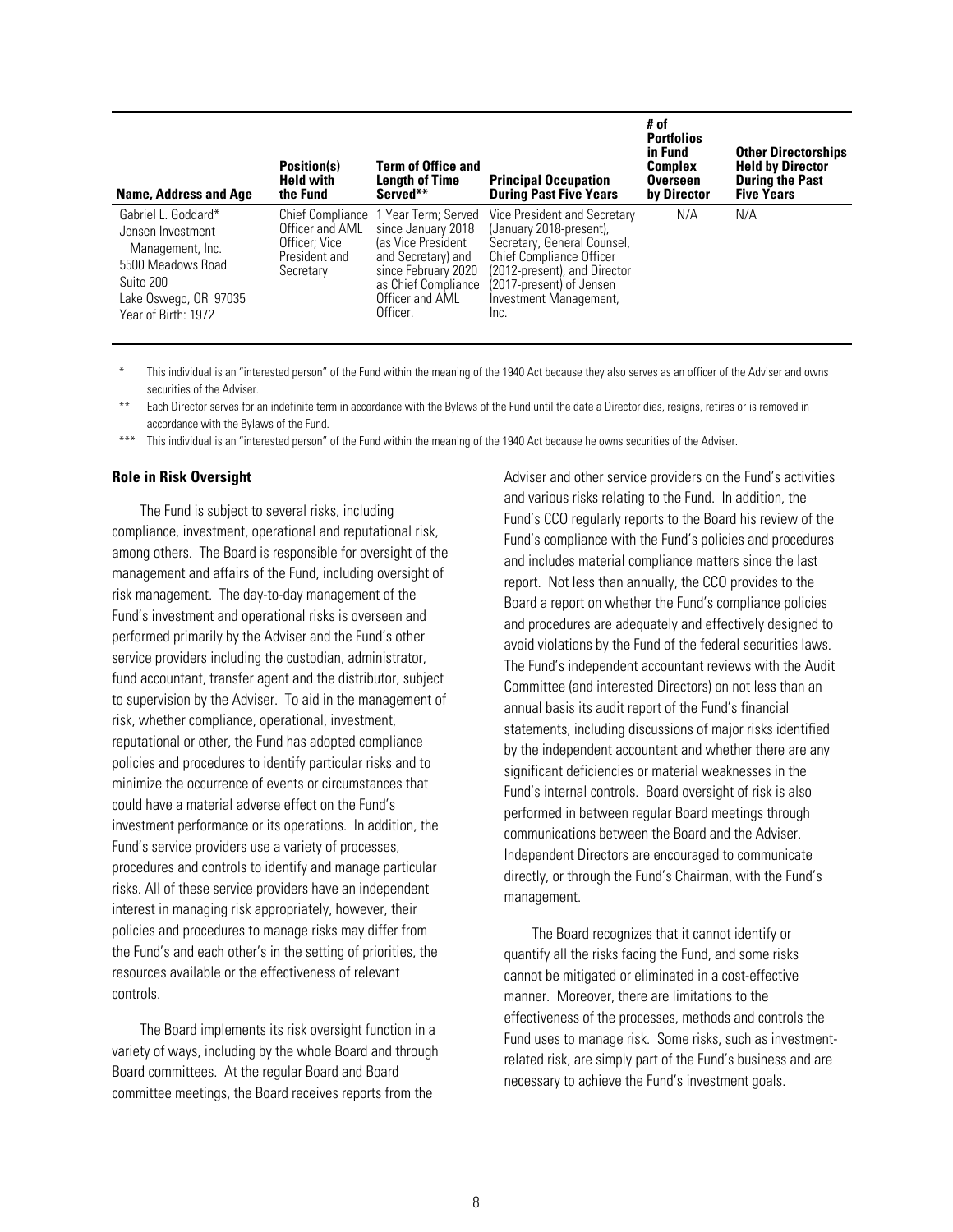| Name, Address and Age | Position(s) Held with the Fund | Term of Office and Length of Time Served** | Principal Occupation During Past Five Years | # of Portfolios in Fund Complex Overseen by Director | Other Directorships Held by Director During the Past Five Years |
|---|---|---|---|---|---|
| Gabriel L. Goddard* Jensen Investment Management, Inc. 5500 Meadows Road Suite 200 Lake Oswego, OR 97035 Year of Birth: 1972 | Chief Compliance Officer and AML Officer; Vice President and Secretary | 1 Year Term; Served since January 2018 (as Vice President and Secretary) and since February 2020 as Chief Compliance Officer and AML Officer. | Vice President and Secretary (January 2018-present), Secretary, General Counsel, Chief Compliance Officer (2012-present), and Director (2017-present) of Jensen Investment Management, Inc. | N/A | N/A |

\* This individual is an "interested person" of the Fund within the meaning of the 1940 Act because they also serves as an officer of the Adviser and owns securities of the Adviser.

\** Each Director serves for an indefinite term in accordance with the Bylaws of the Fund until the date a Director dies, resigns, retires or is removed in accordance with the Bylaws of the Fund.

\*** This individual is an "interested person" of the Fund within the meaning of the 1940 Act because he owns securities of the Adviser.

**Role in Risk Oversight**

The Fund is subject to several risks, including compliance, investment, operational and reputational risk, among others. The Board is responsible for oversight of the management and affairs of the Fund, including oversight of risk management. The day-to-day management of the Fund's investment and operational risks is overseen and performed primarily by the Adviser and the Fund's other service providers including the custodian, administrator, fund accountant, transfer agent and the distributor, subject to supervision by the Adviser. To aid in the management of risk, whether compliance, operational, investment, reputational or other, the Fund has adopted compliance policies and procedures to identify particular risks and to minimize the occurrence of events or circumstances that could have a material adverse effect on the Fund's investment performance or its operations. In addition, the Fund's service providers use a variety of processes, procedures and controls to identify and manage particular risks. All of these service providers have an independent interest in managing risk appropriately, however, their policies and procedures to manage risks may differ from the Fund's and each other's in the setting of priorities, the resources available or the effectiveness of relevant controls.

The Board implements its risk oversight function in a variety of ways, including by the whole Board and through Board committees. At the regular Board and Board committee meetings, the Board receives reports from the Adviser and other service providers on the Fund's activities and various risks relating to the Fund. In addition, the Fund's CCO regularly reports to the Board his review of the Fund's compliance with the Fund's policies and procedures and includes material compliance matters since the last report. Not less than annually, the CCO provides to the Board a report on whether the Fund's compliance policies and procedures are adequately and effectively designed to avoid violations by the Fund of the federal securities laws. The Fund's independent accountant reviews with the Audit Committee (and interested Directors) on not less than an annual basis its audit report of the Fund's financial statements, including discussions of major risks identified by the independent accountant and whether there are any significant deficiencies or material weaknesses in the Fund's internal controls. Board oversight of risk is also performed in between regular Board meetings through communications between the Board and the Adviser. Independent Directors are encouraged to communicate directly, or through the Fund's Chairman, with the Fund's management.

The Board recognizes that it cannot identify or quantify all the risks facing the Fund, and some risks cannot be mitigated or eliminated in a cost-effective manner. Moreover, there are limitations to the effectiveness of the processes, methods and controls the Fund uses to manage risk. Some risks, such as investment-related risk, are simply part of the Fund's business and are necessary to achieve the Fund's investment goals.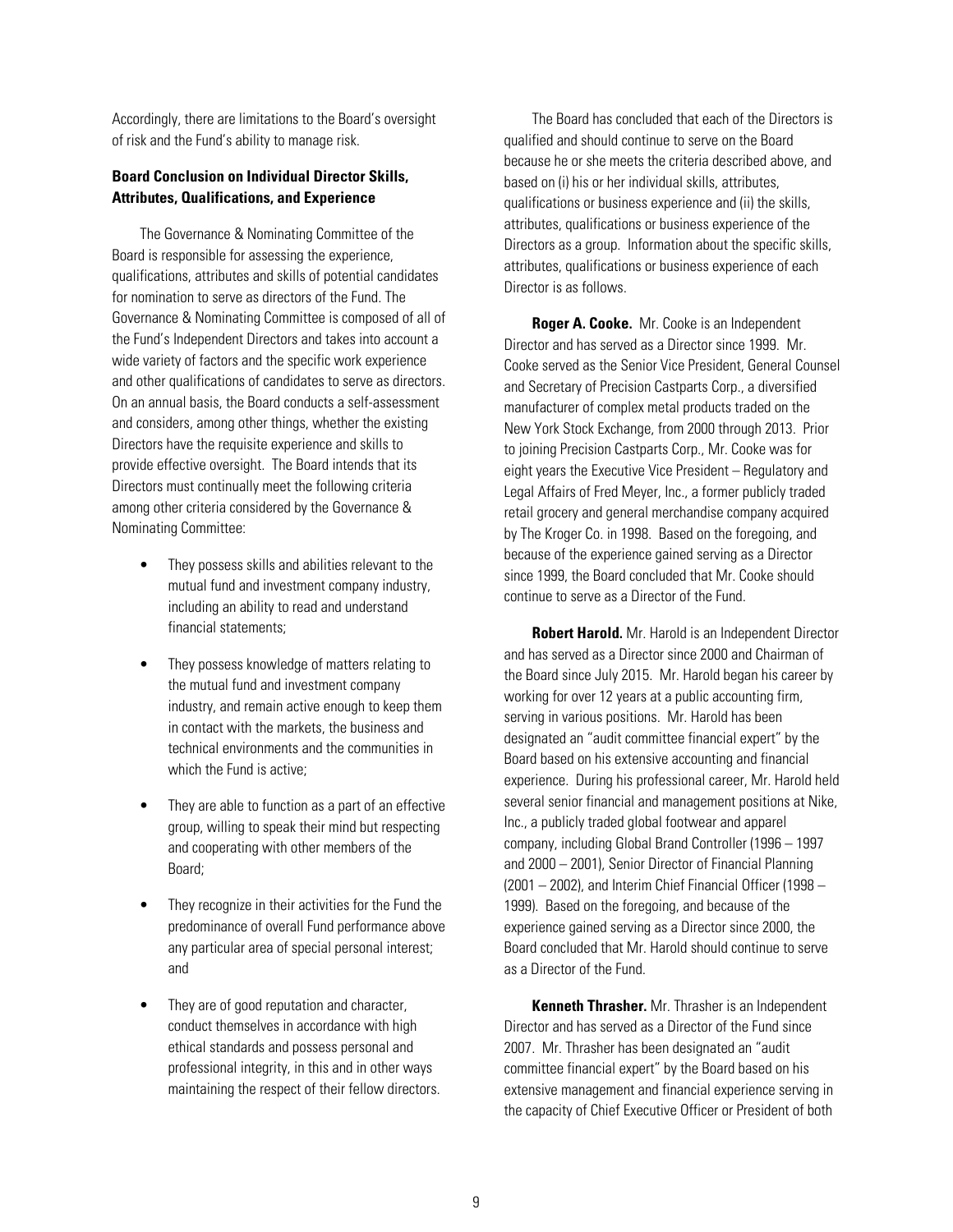Accordingly, there are limitations to the Board's oversight of risk and the Fund's ability to manage risk.

**Board Conclusion on Individual Director Skills, Attributes, Qualifications, and Experience**

The Governance & Nominating Committee of the Board is responsible for assessing the experience, qualifications, attributes and skills of potential candidates for nomination to serve as directors of the Fund. The Governance & Nominating Committee is composed of all of the Fund's Independent Directors and takes into account a wide variety of factors and the specific work experience and other qualifications of candidates to serve as directors. On an annual basis, the Board conducts a self-assessment and considers, among other things, whether the existing Directors have the requisite experience and skills to provide effective oversight. The Board intends that its Directors must continually meet the following criteria among other criteria considered by the Governance & Nominating Committee:

- They possess skills and abilities relevant to the mutual fund and investment company industry, including an ability to read and understand financial statements;
- They possess knowledge of matters relating to the mutual fund and investment company industry, and remain active enough to keep them in contact with the markets, the business and technical environments and the communities in which the Fund is active;
- They are able to function as a part of an effective group, willing to speak their mind but respecting and cooperating with other members of the Board;
- They recognize in their activities for the Fund the predominance of overall Fund performance above any particular area of special personal interest; and
- They are of good reputation and character, conduct themselves in accordance with high ethical standards and possess personal and professional integrity, in this and in other ways maintaining the respect of their fellow directors.

The Board has concluded that each of the Directors is qualified and should continue to serve on the Board because he or she meets the criteria described above, and based on (i) his or her individual skills, attributes, qualifications or business experience and (ii) the skills, attributes, qualifications or business experience of the Directors as a group. Information about the specific skills, attributes, qualifications or business experience of each Director is as follows.

**Roger A. Cooke.** Mr. Cooke is an Independent Director and has served as a Director since 1999. Mr. Cooke served as the Senior Vice President, General Counsel and Secretary of Precision Castparts Corp., a diversified manufacturer of complex metal products traded on the New York Stock Exchange, from 2000 through 2013. Prior to joining Precision Castparts Corp., Mr. Cooke was for eight years the Executive Vice President – Regulatory and Legal Affairs of Fred Meyer, Inc., a former publicly traded retail grocery and general merchandise company acquired by The Kroger Co. in 1998. Based on the foregoing, and because of the experience gained serving as a Director since 1999, the Board concluded that Mr. Cooke should continue to serve as a Director of the Fund.

**Robert Harold.** Mr. Harold is an Independent Director and has served as a Director since 2000 and Chairman of the Board since July 2015. Mr. Harold began his career by working for over 12 years at a public accounting firm, serving in various positions. Mr. Harold has been designated an "audit committee financial expert" by the Board based on his extensive accounting and financial experience. During his professional career, Mr. Harold held several senior financial and management positions at Nike, Inc., a publicly traded global footwear and apparel company, including Global Brand Controller (1996 – 1997 and 2000 – 2001), Senior Director of Financial Planning (2001 – 2002), and Interim Chief Financial Officer (1998 – 1999). Based on the foregoing, and because of the experience gained serving as a Director since 2000, the Board concluded that Mr. Harold should continue to serve as a Director of the Fund.

**Kenneth Thrasher.** Mr. Thrasher is an Independent Director and has served as a Director of the Fund since 2007. Mr. Thrasher has been designated an "audit committee financial expert" by the Board based on his extensive management and financial experience serving in the capacity of Chief Executive Officer or President of both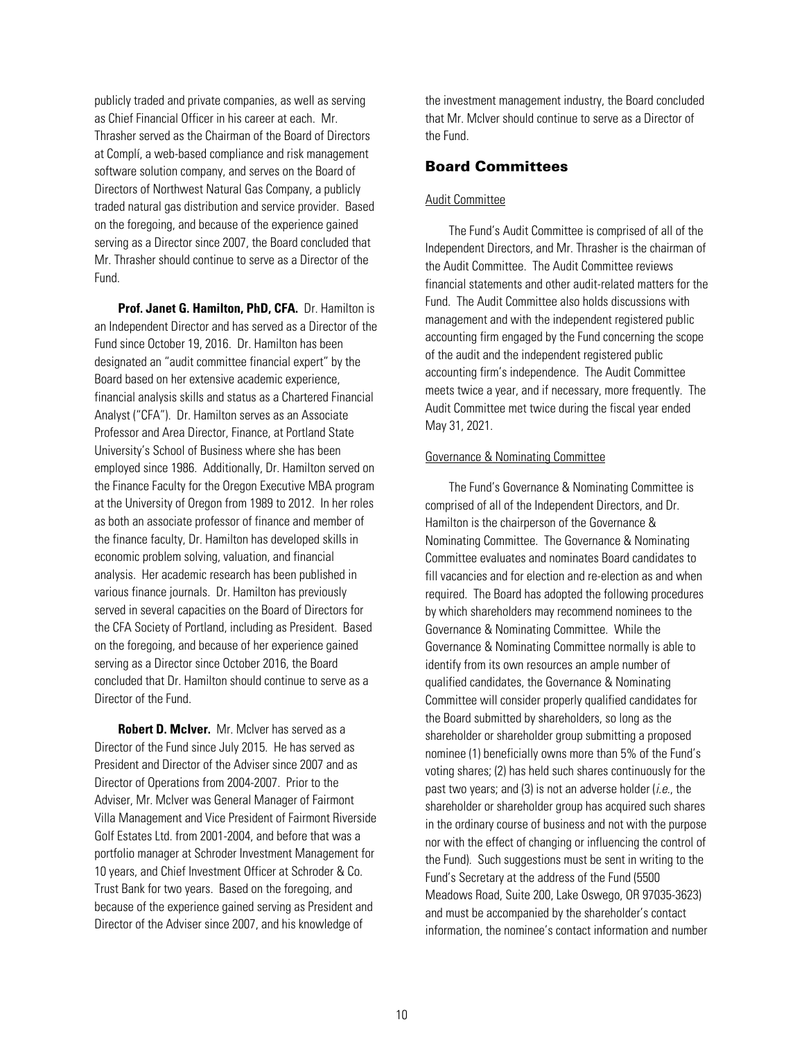publicly traded and private companies, as well as serving as Chief Financial Officer in his career at each. Mr. Thrasher served as the Chairman of the Board of Directors at Complí, a web-based compliance and risk management software solution company, and serves on the Board of Directors of Northwest Natural Gas Company, a publicly traded natural gas distribution and service provider. Based on the foregoing, and because of the experience gained serving as a Director since 2007, the Board concluded that Mr. Thrasher should continue to serve as a Director of the Fund.

**Prof. Janet G. Hamilton, PhD, CFA.** Dr. Hamilton is an Independent Director and has served as a Director of the Fund since October 19, 2016. Dr. Hamilton has been designated an "audit committee financial expert" by the Board based on her extensive academic experience, financial analysis skills and status as a Chartered Financial Analyst ("CFA"). Dr. Hamilton serves as an Associate Professor and Area Director, Finance, at Portland State University's School of Business where she has been employed since 1986. Additionally, Dr. Hamilton served on the Finance Faculty for the Oregon Executive MBA program at the University of Oregon from 1989 to 2012. In her roles as both an associate professor of finance and member of the finance faculty, Dr. Hamilton has developed skills in economic problem solving, valuation, and financial analysis. Her academic research has been published in various finance journals. Dr. Hamilton has previously served in several capacities on the Board of Directors for the CFA Society of Portland, including as President. Based on the foregoing, and because of her experience gained serving as a Director since October 2016, the Board concluded that Dr. Hamilton should continue to serve as a Director of the Fund.

**Robert D. McIver.** Mr. McIver has served as a Director of the Fund since July 2015. He has served as President and Director of the Adviser since 2007 and as Director of Operations from 2004-2007. Prior to the Adviser, Mr. McIver was General Manager of Fairmont Villa Management and Vice President of Fairmont Riverside Golf Estates Ltd. from 2001-2004, and before that was a portfolio manager at Schroder Investment Management for 10 years, and Chief Investment Officer at Schroder & Co. Trust Bank for two years. Based on the foregoing, and because of the experience gained serving as President and Director of the Adviser since 2007, and his knowledge of the investment management industry, the Board concluded that Mr. McIver should continue to serve as a Director of the Fund.

## Board Committees

Audit Committee

The Fund's Audit Committee is comprised of all of the Independent Directors, and Mr. Thrasher is the chairman of the Audit Committee. The Audit Committee reviews financial statements and other audit-related matters for the Fund. The Audit Committee also holds discussions with management and with the independent registered public accounting firm engaged by the Fund concerning the scope of the audit and the independent registered public accounting firm's independence. The Audit Committee meets twice a year, and if necessary, more frequently. The Audit Committee met twice during the fiscal year ended May 31, 2021.

Governance & Nominating Committee

The Fund's Governance & Nominating Committee is comprised of all of the Independent Directors, and Dr. Hamilton is the chairperson of the Governance & Nominating Committee. The Governance & Nominating Committee evaluates and nominates Board candidates to fill vacancies and for election and re-election as and when required. The Board has adopted the following procedures by which shareholders may recommend nominees to the Governance & Nominating Committee. While the Governance & Nominating Committee normally is able to identify from its own resources an ample number of qualified candidates, the Governance & Nominating Committee will consider properly qualified candidates for the Board submitted by shareholders, so long as the shareholder or shareholder group submitting a proposed nominee (1) beneficially owns more than 5% of the Fund's voting shares; (2) has held such shares continuously for the past two years; and (3) is not an adverse holder (*i.e.*, the shareholder or shareholder group has acquired such shares in the ordinary course of business and not with the purpose nor with the effect of changing or influencing the control of the Fund). Such suggestions must be sent in writing to the Fund's Secretary at the address of the Fund (5500 Meadows Road, Suite 200, Lake Oswego, OR 97035-3623) and must be accompanied by the shareholder's contact information, the nominee's contact information and number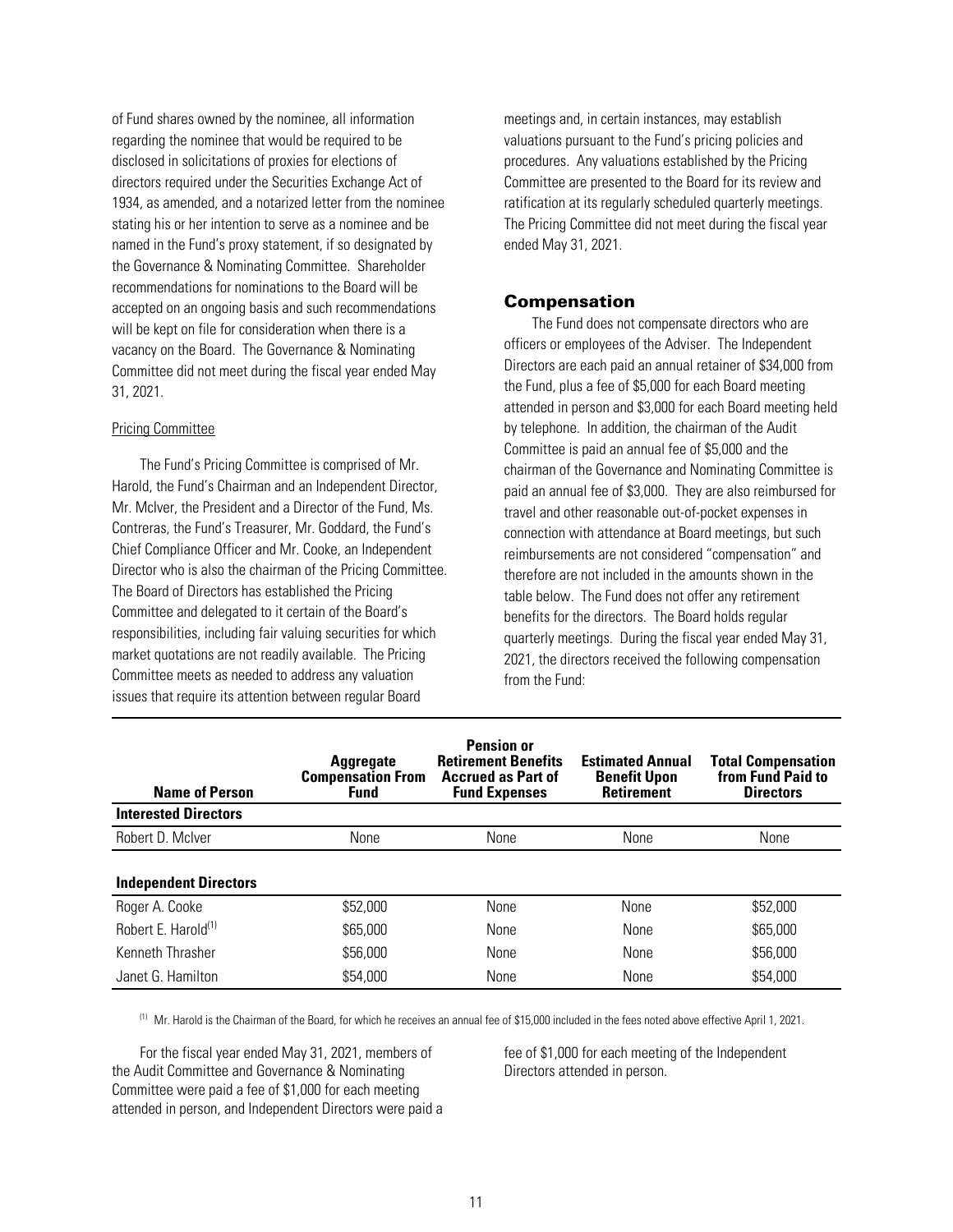of Fund shares owned by the nominee, all information regarding the nominee that would be required to be disclosed in solicitations of proxies for elections of directors required under the Securities Exchange Act of 1934, as amended, and a notarized letter from the nominee stating his or her intention to serve as a nominee and be named in the Fund's proxy statement, if so designated by the Governance & Nominating Committee. Shareholder recommendations for nominations to the Board will be accepted on an ongoing basis and such recommendations will be kept on file for consideration when there is a vacancy on the Board. The Governance & Nominating Committee did not meet during the fiscal year ended May 31, 2021.

Pricing Committee

The Fund's Pricing Committee is comprised of Mr. Harold, the Fund's Chairman and an Independent Director, Mr. McIver, the President and a Director of the Fund, Ms. Contreras, the Fund's Treasurer, Mr. Goddard, the Fund's Chief Compliance Officer and Mr. Cooke, an Independent Director who is also the chairman of the Pricing Committee. The Board of Directors has established the Pricing Committee and delegated to it certain of the Board's responsibilities, including fair valuing securities for which market quotations are not readily available. The Pricing Committee meets as needed to address any valuation issues that require its attention between regular Board meetings and, in certain instances, may establish valuations pursuant to the Fund's pricing policies and procedures. Any valuations established by the Pricing Committee are presented to the Board for its review and ratification at its regularly scheduled quarterly meetings. The Pricing Committee did not meet during the fiscal year ended May 31, 2021.

## Compensation

The Fund does not compensate directors who are officers or employees of the Adviser. The Independent Directors are each paid an annual retainer of $34,000 from the Fund, plus a fee of $5,000 for each Board meeting attended in person and $3,000 for each Board meeting held by telephone. In addition, the chairman of the Audit Committee is paid an annual fee of $5,000 and the chairman of the Governance and Nominating Committee is paid an annual fee of $3,000. They are also reimbursed for travel and other reasonable out-of-pocket expenses in connection with attendance at Board meetings, but such reimbursements are not considered "compensation" and therefore are not included in the amounts shown in the table below. The Fund does not offer any retirement benefits for the directors. The Board holds regular quarterly meetings. During the fiscal year ended May 31, 2021, the directors received the following compensation from the Fund:

| Name of Person | Aggregate Compensation From Fund | Pension or Retirement Benefits Accrued as Part of Fund Expenses | Estimated Annual Benefit Upon Retirement | Total Compensation from Fund Paid to Directors |
|---|---|---|---|---|
| **Interested Directors** | | | | |
| Robert D. McIver | None | None | None | None |
| **Independent Directors** | | | | |
| Roger A. Cooke | $52,000 | None | None | $52,000 |
| Robert E. Harold[(1)] | $65,000 | None | None | $65,000 |
| Kenneth Thrasher | $56,000 | None | None | $56,000 |
| Janet G. Hamilton | $54,000 | None | None | $54,000 |

[(1)] Mr. Harold is the Chairman of the Board, for which he receives an annual fee of $15,000 included in the fees noted above effective April 1, 2021.

For the fiscal year ended May 31, 2021, members of the Audit Committee and Governance & Nominating Committee were paid a fee of $1,000 for each meeting attended in person, and Independent Directors were paid a fee of $1,000 for each meeting of the Independent Directors attended in person.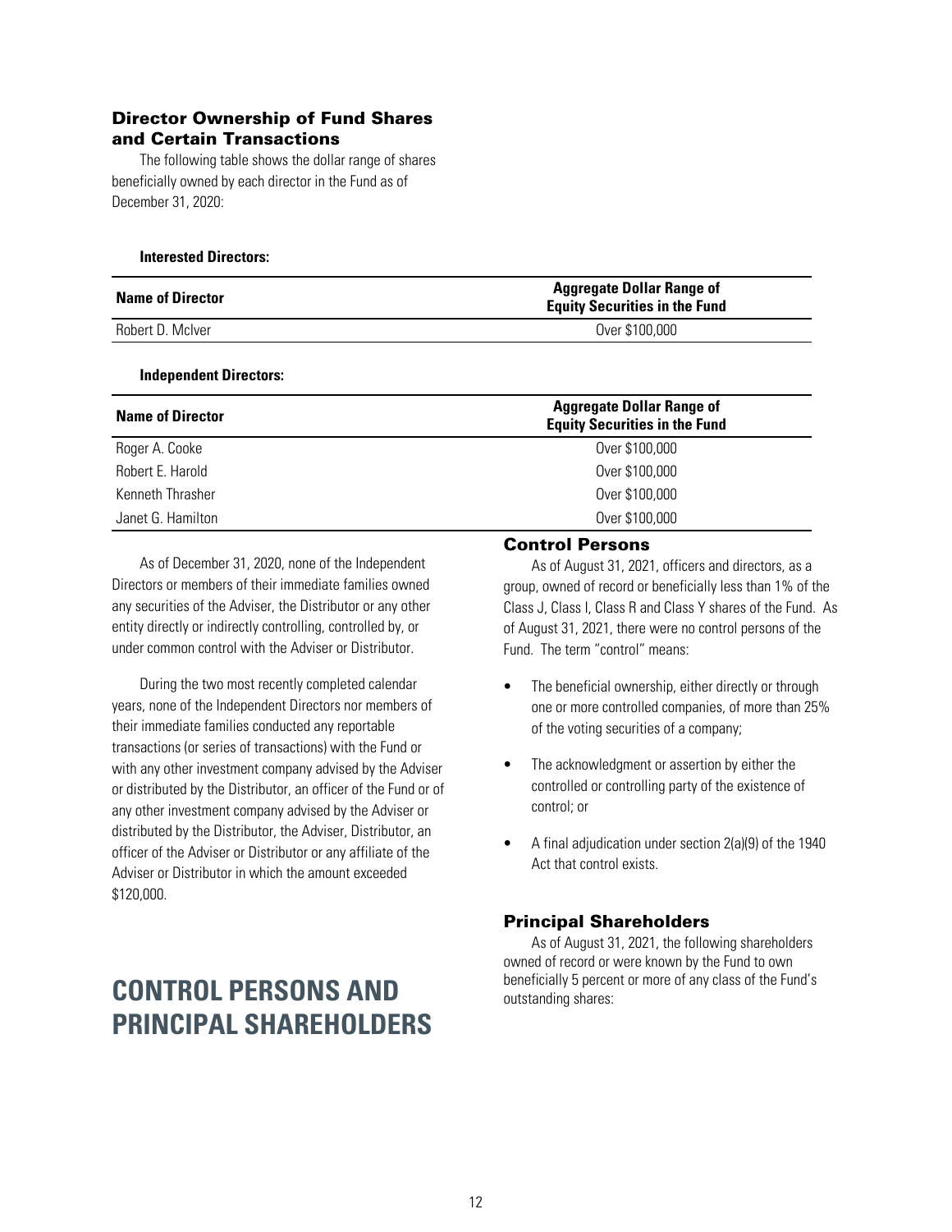### Director Ownership of Fund Shares and Certain Transactions

The following table shows the dollar range of shares beneficially owned by each director in the Fund as of December 31, 2020:

**Interested Directors:**

| Name of Director | Aggregate Dollar Range of Equity Securities in the Fund |
| --- | --- |
| Robert D. McIver | Over $100,000 |

**Independent Directors:**

| Name of Director | Aggregate Dollar Range of Equity Securities in the Fund |
| --- | --- |
| Roger A. Cooke | Over $100,000 |
| Robert E. Harold | Over $100,000 |
| Kenneth Thrasher | Over $100,000 |
| Janet G. Hamilton | Over $100,000 |

As of December 31, 2020, none of the Independent Directors or members of their immediate families owned any securities of the Adviser, the Distributor or any other entity directly or indirectly controlling, controlled by, or under common control with the Adviser or Distributor.

During the two most recently completed calendar years, none of the Independent Directors nor members of their immediate families conducted any reportable transactions (or series of transactions) with the Fund or with any other investment company advised by the Adviser or distributed by the Distributor, an officer of the Fund or of any other investment company advised by the Adviser or distributed by the Distributor, the Adviser, Distributor, an officer of the Adviser or Distributor or any affiliate of the Adviser or Distributor in which the amount exceeded $120,000.

# CONTROL PERSONS AND PRINCIPAL SHAREHOLDERS

### Control Persons

As of August 31, 2021, officers and directors, as a group, owned of record or beneficially less than 1% of the Class J, Class I, Class R and Class Y shares of the Fund. As of August 31, 2021, there were no control persons of the Fund. The term "control" means:

- The beneficial ownership, either directly or through one or more controlled companies, of more than 25% of the voting securities of a company;
- The acknowledgment or assertion by either the controlled or controlling party of the existence of control; or
- A final adjudication under section 2(a)(9) of the 1940 Act that control exists.

### Principal Shareholders

As of August 31, 2021, the following shareholders owned of record or were known by the Fund to own beneficially 5 percent or more of any class of the Fund's outstanding shares: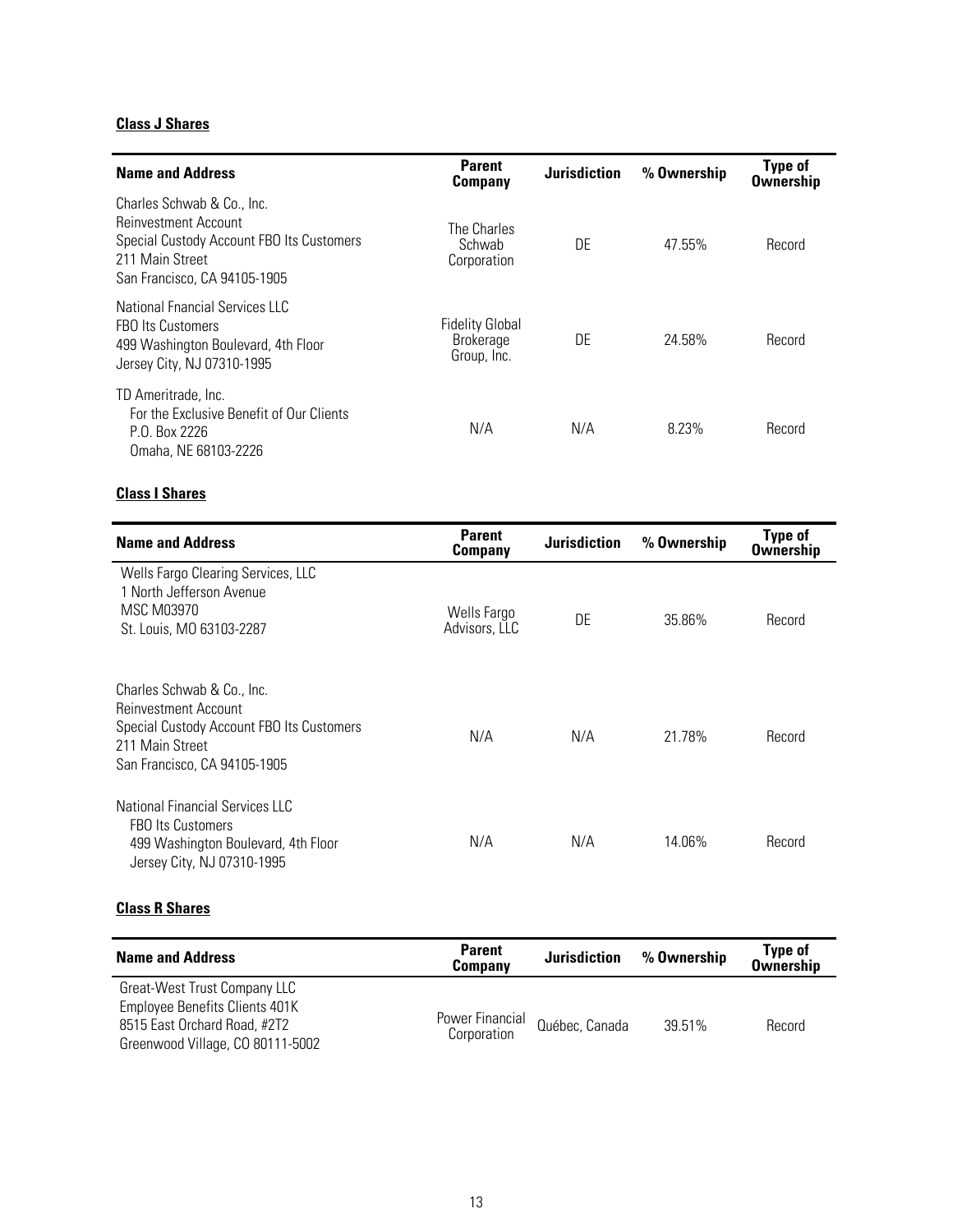**Class J Shares**

| Name and Address | Parent Company | Jurisdiction | % Ownership | Type of Ownership |
|---|---|---|---|---|
| Charles Schwab & Co., Inc.<br>Reinvestment Account<br>Special Custody Account FBO Its Customers<br>211 Main Street<br>San Francisco, CA 94105-1905 | The Charles Schwab Corporation | DE | 47.55% | Record |
| National Fnancial Services LLC<br>FBO Its Customers<br>499 Washington Boulevard, 4th Floor<br>Jersey City, NJ 07310-1995 | Fidelity Global Brokerage Group, Inc. | DE | 24.58% | Record |
| TD Ameritrade, Inc.<br>For the Exclusive Benefit of Our Clients<br>P.O. Box 2226<br>Omaha, NE 68103-2226 | N/A | N/A | 8.23% | Record |

**Class I Shares**

| Name and Address | Parent Company | Jurisdiction | % Ownership | Type of Ownership |
|---|---|---|---|---|
| Wells Fargo Clearing Services, LLC<br>1 North Jefferson Avenue<br>MSC M03970<br>St. Louis, MO 63103-2287 | Wells Fargo Advisors, LLC | DE | 35.86% | Record |
| Charles Schwab & Co., Inc.<br>Reinvestment Account<br>Special Custody Account FBO Its Customers<br>211 Main Street<br>San Francisco, CA 94105-1905 | N/A | N/A | 21.78% | Record |
| National Financial Services LLC<br>FBO Its Customers<br>499 Washington Boulevard, 4th Floor<br>Jersey City, NJ 07310-1995 | N/A | N/A | 14.06% | Record |

**Class R Shares**

| Name and Address | Parent Company | Jurisdiction | % Ownership | Type of Ownership |
|---|---|---|---|---|
| Great-West Trust Company LLC<br>Employee Benefits Clients 401K<br>8515 East Orchard Road, #2T2<br>Greenwood Village, CO 80111-5002 | Power Financial Corporation | Québec, Canada | 39.51% | Record |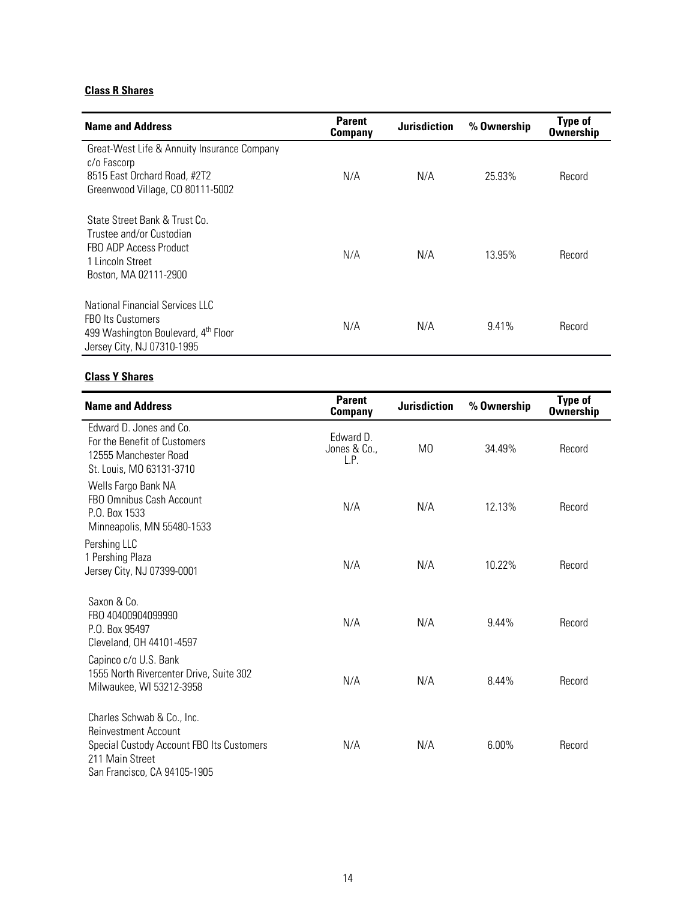**Class R Shares**

| Name and Address | Parent Company | Jurisdiction | % Ownership | Type of Ownership |
|---|---|---|---|---|
| Great-West Life & Annuity Insurance Company c/o Fascorp 8515 East Orchard Road, #2T2 Greenwood Village, CO 80111-5002 | N/A | N/A | 25.93% | Record |
| State Street Bank & Trust Co. Trustee and/or Custodian FBO ADP Access Product 1 Lincoln Street Boston, MA 02111-2900 | N/A | N/A | 13.95% | Record |
| National Financial Services LLC FBO Its Customers 499 Washington Boulevard, 4th Floor Jersey City, NJ 07310-1995 | N/A | N/A | 9.41% | Record |

**Class Y Shares**

| Name and Address | Parent Company | Jurisdiction | % Ownership | Type of Ownership |
|---|---|---|---|---|
| Edward D. Jones and Co. For the Benefit of Customers 12555 Manchester Road St. Louis, MO 63131-3710 | Edward D. Jones & Co., L.P. | MO | 34.49% | Record |
| Wells Fargo Bank NA FBO Omnibus Cash Account P.O. Box 1533 Minneapolis, MN 55480-1533 | N/A | N/A | 12.13% | Record |
| Pershing LLC 1 Pershing Plaza Jersey City, NJ 07399-0001 | N/A | N/A | 10.22% | Record |
| Saxon & Co. FBO 40400904099990 P.O. Box 95497 Cleveland, OH 44101-4597 | N/A | N/A | 9.44% | Record |
| Capinco c/o U.S. Bank 1555 North Rivercenter Drive, Suite 302 Milwaukee, WI 53212-3958 | N/A | N/A | 8.44% | Record |
| Charles Schwab & Co., Inc. Reinvestment Account Special Custody Account FBO Its Customers 211 Main Street San Francisco, CA 94105-1905 | N/A | N/A | 6.00% | Record |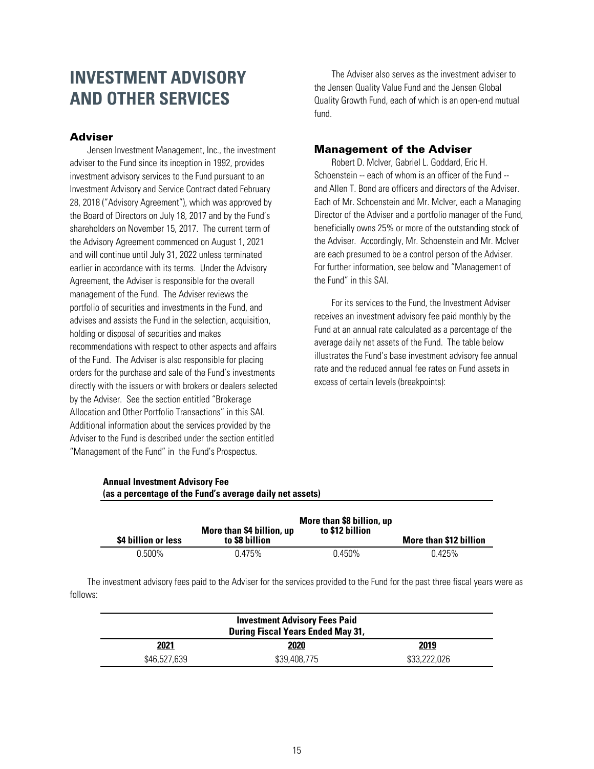# INVESTMENT ADVISORY AND OTHER SERVICES

### Adviser

Jensen Investment Management, Inc., the investment adviser to the Fund since its inception in 1992, provides investment advisory services to the Fund pursuant to an Investment Advisory and Service Contract dated February 28, 2018 ("Advisory Agreement"), which was approved by the Board of Directors on July 18, 2017 and by the Fund's shareholders on November 15, 2017. The current term of the Advisory Agreement commenced on August 1, 2021 and will continue until July 31, 2022 unless terminated earlier in accordance with its terms. Under the Advisory Agreement, the Adviser is responsible for the overall management of the Fund. The Adviser reviews the portfolio of securities and investments in the Fund, and advises and assists the Fund in the selection, acquisition, holding or disposal of securities and makes recommendations with respect to other aspects and affairs of the Fund. The Adviser is also responsible for placing orders for the purchase and sale of the Fund's investments directly with the issuers or with brokers or dealers selected by the Adviser. See the section entitled "Brokerage Allocation and Other Portfolio Transactions" in this SAI. Additional information about the services provided by the Adviser to the Fund is described under the section entitled "Management of the Fund" in the Fund's Prospectus.

The Adviser also serves as the investment adviser to the Jensen Quality Value Fund and the Jensen Global Quality Growth Fund, each of which is an open-end mutual fund.

### Management of the Adviser

Robert D. McIver, Gabriel L. Goddard, Eric H. Schoenstein -- each of whom is an officer of the Fund -- and Allen T. Bond are officers and directors of the Adviser. Each of Mr. Schoenstein and Mr. McIver, each a Managing Director of the Adviser and a portfolio manager of the Fund, beneficially owns 25% or more of the outstanding stock of the Adviser. Accordingly, Mr. Schoenstein and Mr. McIver are each presumed to be a control person of the Adviser. For further information, see below and "Management of the Fund" in this SAI.

For its services to the Fund, the Investment Adviser receives an investment advisory fee paid monthly by the Fund at an annual rate calculated as a percentage of the average daily net assets of the Fund. The table below illustrates the Fund's base investment advisory fee annual rate and the reduced annual fee rates on Fund assets in excess of certain levels (breakpoints):

**Annual Investment Advisory Fee**
**(as a percentage of the Fund's average daily net assets)**

| $4 billion or less | More than $4 billion, up to $8 billion | More than $8 billion, up to $12 billion | More than $12 billion |
|---|---|---|---|
| 0.500% | 0.475% | 0.450% | 0.425% |

The investment advisory fees paid to the Adviser for the services provided to the Fund for the past three fiscal years were as follows:

| Investment Advisory Fees Paid During Fiscal Years Ended May 31, | | |
|---|---|---|
| **2021** | **2020** | **2019** |
| $46,527,639 | $39,408,775 | $33,222,026 |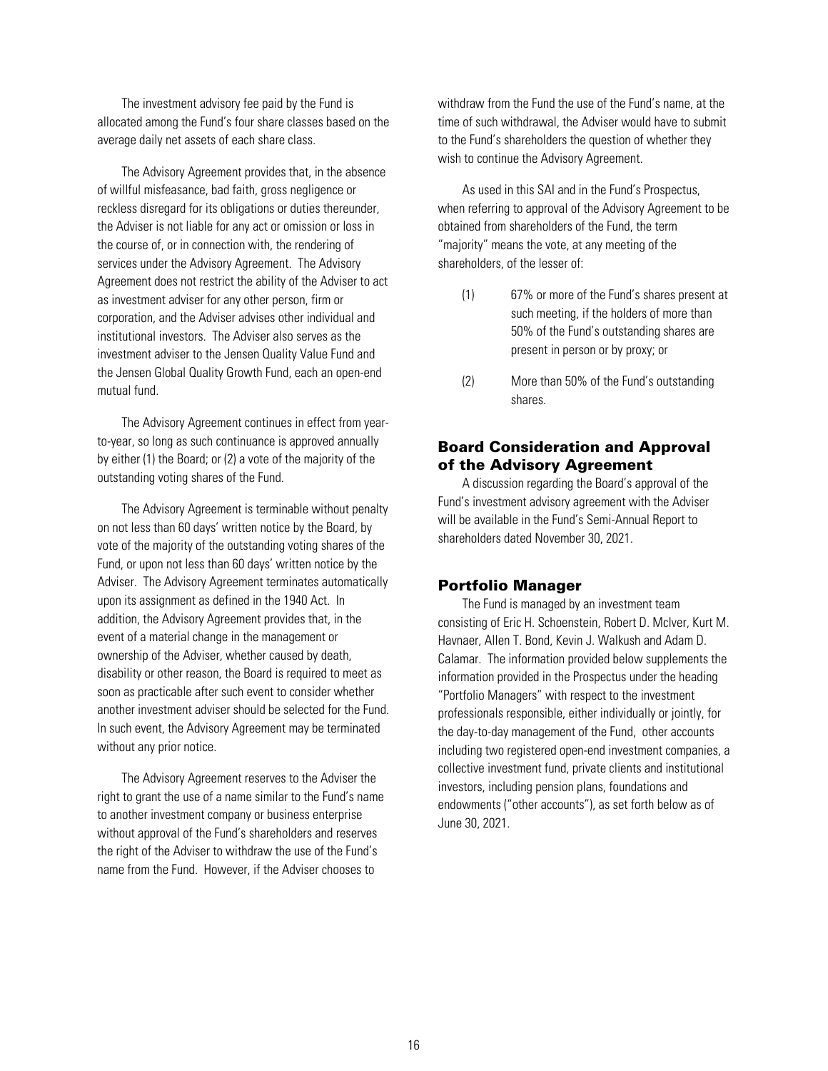The investment advisory fee paid by the Fund is allocated among the Fund's four share classes based on the average daily net assets of each share class.

The Advisory Agreement provides that, in the absence of willful misfeasance, bad faith, gross negligence or reckless disregard for its obligations or duties thereunder, the Adviser is not liable for any act or omission or loss in the course of, or in connection with, the rendering of services under the Advisory Agreement. The Advisory Agreement does not restrict the ability of the Adviser to act as investment adviser for any other person, firm or corporation, and the Adviser advises other individual and institutional investors. The Adviser also serves as the investment adviser to the Jensen Quality Value Fund and the Jensen Global Quality Growth Fund, each an open-end mutual fund.

The Advisory Agreement continues in effect from year-to-year, so long as such continuance is approved annually by either (1) the Board; or (2) a vote of the majority of the outstanding voting shares of the Fund.

The Advisory Agreement is terminable without penalty on not less than 60 days' written notice by the Board, by vote of the majority of the outstanding voting shares of the Fund, or upon not less than 60 days' written notice by the Adviser. The Advisory Agreement terminates automatically upon its assignment as defined in the 1940 Act. In addition, the Advisory Agreement provides that, in the event of a material change in the management or ownership of the Adviser, whether caused by death, disability or other reason, the Board is required to meet as soon as practicable after such event to consider whether another investment adviser should be selected for the Fund. In such event, the Advisory Agreement may be terminated without any prior notice.

The Advisory Agreement reserves to the Adviser the right to grant the use of a name similar to the Fund's name to another investment company or business enterprise without approval of the Fund's shareholders and reserves the right of the Adviser to withdraw the use of the Fund's name from the Fund. However, if the Adviser chooses to withdraw from the Fund the use of the Fund's name, at the time of such withdrawal, the Adviser would have to submit to the Fund's shareholders the question of whether they wish to continue the Advisory Agreement.

As used in this SAI and in the Fund's Prospectus, when referring to approval of the Advisory Agreement to be obtained from shareholders of the Fund, the term "majority" means the vote, at any meeting of the shareholders, of the lesser of:

(1) 67% or more of the Fund's shares present at such meeting, if the holders of more than 50% of the Fund's outstanding shares are present in person or by proxy; or

(2) More than 50% of the Fund's outstanding shares.

## Board Consideration and Approval of the Advisory Agreement

A discussion regarding the Board's approval of the Fund's investment advisory agreement with the Adviser will be available in the Fund's Semi-Annual Report to shareholders dated November 30, 2021.

## Portfolio Manager

The Fund is managed by an investment team consisting of Eric H. Schoenstein, Robert D. McIver, Kurt M. Havnaer, Allen T. Bond, Kevin J. Walkush and Adam D. Calamar. The information provided below supplements the information provided in the Prospectus under the heading "Portfolio Managers" with respect to the investment professionals responsible, either individually or jointly, for the day-to-day management of the Fund, other accounts including two registered open-end investment companies, a collective investment fund, private clients and institutional investors, including pension plans, foundations and endowments ("other accounts"), as set forth below as of June 30, 2021.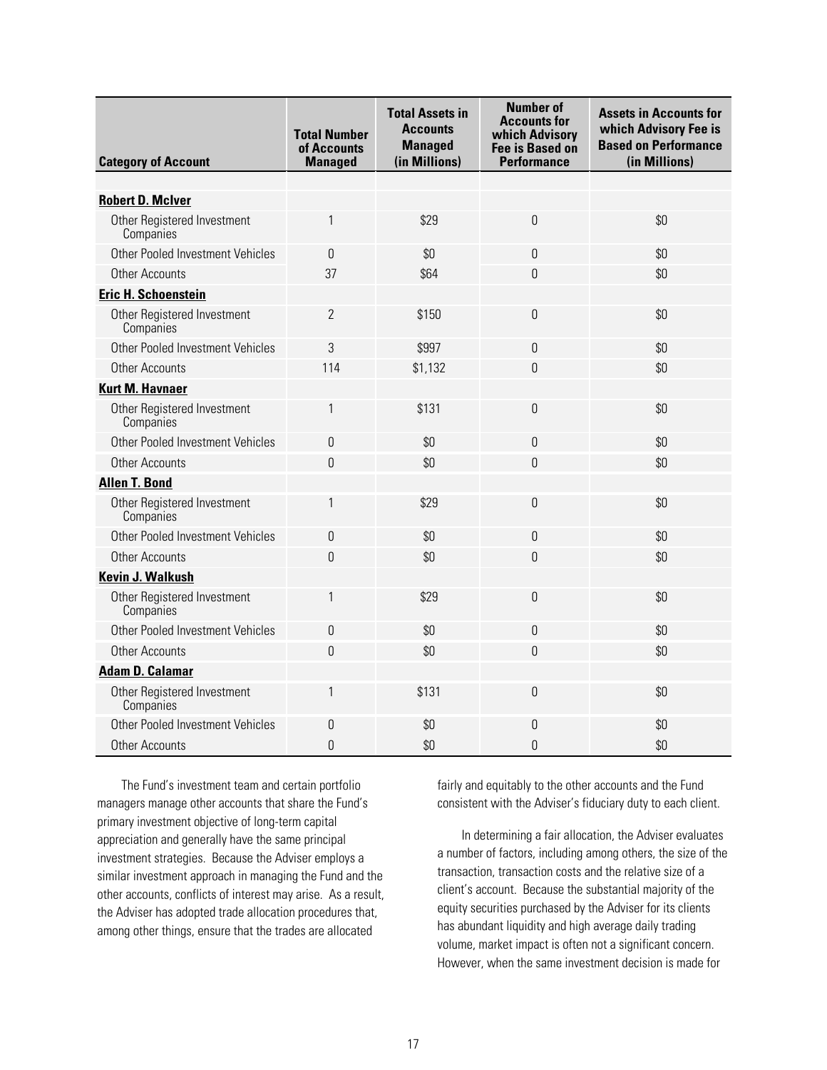| Category of Account | Total Number of Accounts Managed | Total Assets in Accounts Managed (in Millions) | Number of Accounts for which Advisory Fee is Based on Performance | Assets in Accounts for which Advisory Fee is Based on Performance (in Millions) |
|---|---|---|---|---|
| **Robert D. McIver** | | | | |
| Other Registered Investment Companies | 1 | $29 | 0 | $0 |
| Other Pooled Investment Vehicles | 0 | $0 | 0 | $0 |
| Other Accounts | 37 | $64 | 0 | $0 |
| **Eric H. Schoenstein** | | | | |
| Other Registered Investment Companies | 2 | $150 | 0 | $0 |
| Other Pooled Investment Vehicles | 3 | $997 | 0 | $0 |
| Other Accounts | 114 | $1,132 | 0 | $0 |
| **Kurt M. Havnaer** | | | | |
| Other Registered Investment Companies | 1 | $131 | 0 | $0 |
| Other Pooled Investment Vehicles | 0 | $0 | 0 | $0 |
| Other Accounts | 0 | $0 | 0 | $0 |
| **Allen T. Bond** | | | | |
| Other Registered Investment Companies | 1 | $29 | 0 | $0 |
| Other Pooled Investment Vehicles | 0 | $0 | 0 | $0 |
| Other Accounts | 0 | $0 | 0 | $0 |
| **Kevin J. Walkush** | | | | |
| Other Registered Investment Companies | 1 | $29 | 0 | $0 |
| Other Pooled Investment Vehicles | 0 | $0 | 0 | $0 |
| Other Accounts | 0 | $0 | 0 | $0 |
| **Adam D. Calamar** | | | | |
| Other Registered Investment Companies | 1 | $131 | 0 | $0 |
| Other Pooled Investment Vehicles | 0 | $0 | 0 | $0 |
| Other Accounts | 0 | $0 | 0 | $0 |

The Fund's investment team and certain portfolio managers manage other accounts that share the Fund's primary investment objective of long-term capital appreciation and generally have the same principal investment strategies. Because the Adviser employs a similar investment approach in managing the Fund and the other accounts, conflicts of interest may arise. As a result, the Adviser has adopted trade allocation procedures that, among other things, ensure that the trades are allocated fairly and equitably to the other accounts and the Fund consistent with the Adviser's fiduciary duty to each client.

In determining a fair allocation, the Adviser evaluates a number of factors, including among others, the size of the transaction, transaction costs and the relative size of a client's account. Because the substantial majority of the equity securities purchased by the Adviser for its clients has abundant liquidity and high average daily trading volume, market impact is often not a significant concern. However, when the same investment decision is made for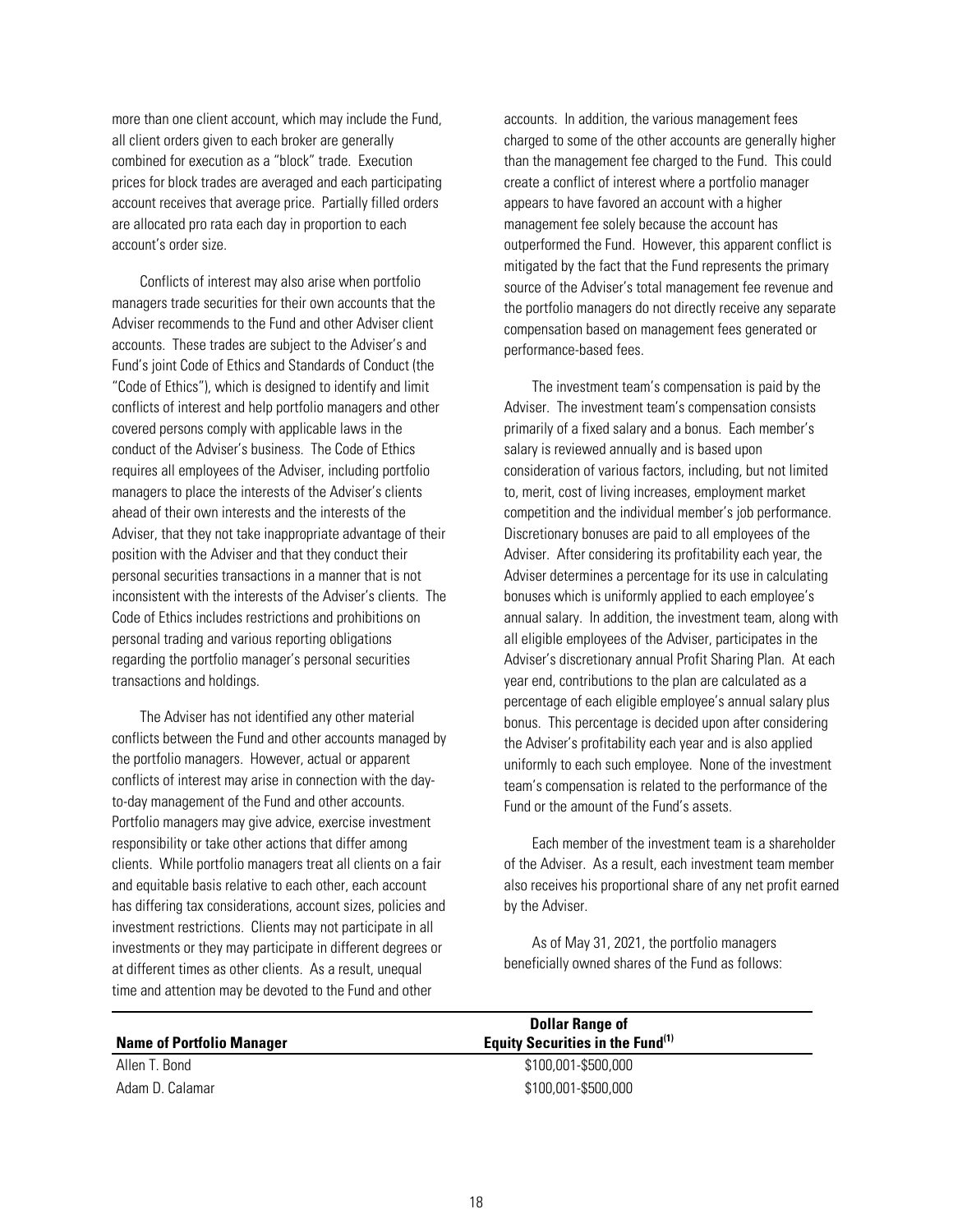more than one client account, which may include the Fund, all client orders given to each broker are generally combined for execution as a "block" trade. Execution prices for block trades are averaged and each participating account receives that average price. Partially filled orders are allocated pro rata each day in proportion to each account's order size.

Conflicts of interest may also arise when portfolio managers trade securities for their own accounts that the Adviser recommends to the Fund and other Adviser client accounts. These trades are subject to the Adviser's and Fund's joint Code of Ethics and Standards of Conduct (the "Code of Ethics"), which is designed to identify and limit conflicts of interest and help portfolio managers and other covered persons comply with applicable laws in the conduct of the Adviser's business. The Code of Ethics requires all employees of the Adviser, including portfolio managers to place the interests of the Adviser's clients ahead of their own interests and the interests of the Adviser, that they not take inappropriate advantage of their position with the Adviser and that they conduct their personal securities transactions in a manner that is not inconsistent with the interests of the Adviser's clients. The Code of Ethics includes restrictions and prohibitions on personal trading and various reporting obligations regarding the portfolio manager's personal securities transactions and holdings.

The Adviser has not identified any other material conflicts between the Fund and other accounts managed by the portfolio managers. However, actual or apparent conflicts of interest may arise in connection with the day-to-day management of the Fund and other accounts. Portfolio managers may give advice, exercise investment responsibility or take other actions that differ among clients. While portfolio managers treat all clients on a fair and equitable basis relative to each other, each account has differing tax considerations, account sizes, policies and investment restrictions. Clients may not participate in all investments or they may participate in different degrees or at different times as other clients. As a result, unequal time and attention may be devoted to the Fund and other accounts. In addition, the various management fees charged to some of the other accounts are generally higher than the management fee charged to the Fund. This could create a conflict of interest where a portfolio manager appears to have favored an account with a higher management fee solely because the account has outperformed the Fund. However, this apparent conflict is mitigated by the fact that the Fund represents the primary source of the Adviser's total management fee revenue and the portfolio managers do not directly receive any separate compensation based on management fees generated or performance-based fees.

The investment team's compensation is paid by the Adviser. The investment team's compensation consists primarily of a fixed salary and a bonus. Each member's salary is reviewed annually and is based upon consideration of various factors, including, but not limited to, merit, cost of living increases, employment market competition and the individual member's job performance. Discretionary bonuses are paid to all employees of the Adviser. After considering its profitability each year, the Adviser determines a percentage for its use in calculating bonuses which is uniformly applied to each employee's annual salary. In addition, the investment team, along with all eligible employees of the Adviser, participates in the Adviser's discretionary annual Profit Sharing Plan. At each year end, contributions to the plan are calculated as a percentage of each eligible employee's annual salary plus bonus. This percentage is decided upon after considering the Adviser's profitability each year and is also applied uniformly to each such employee. None of the investment team's compensation is related to the performance of the Fund or the amount of the Fund's assets.

Each member of the investment team is a shareholder of the Adviser. As a result, each investment team member also receives his proportional share of any net profit earned by the Adviser.

As of May 31, 2021, the portfolio managers beneficially owned shares of the Fund as follows:

| Name of Portfolio Manager | Dollar Range of Equity Securities in the Fund[1] |
|---|---|
| Allen T. Bond | \$100,001-\$500,000 |
| Adam D. Calamar | \$100,001-\$500,000 |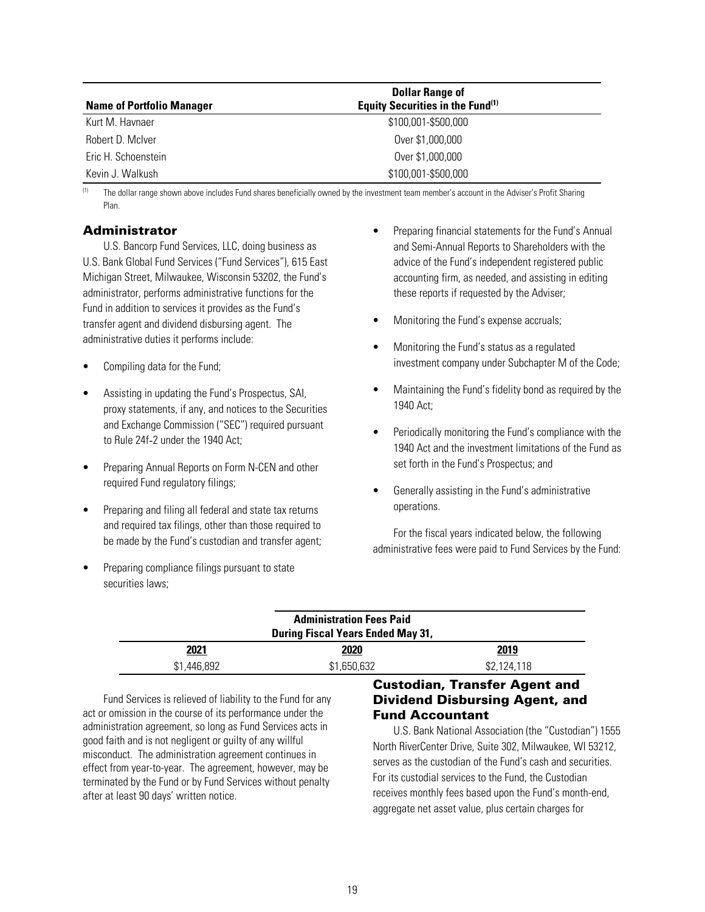| Name of Portfolio Manager | Dollar Range of Equity Securities in the Fund[(1)] |
|---|---|
| Kurt M. Havnaer | $100,001-$500,000 |
| Robert D. McIver | Over $1,000,000 |
| Eric H. Schoenstein | Over $1,000,000 |
| Kevin J. Walkush | $100,001-$500,000 |

(1) The dollar range shown above includes Fund shares beneficially owned by the investment team member's account in the Adviser's Profit Sharing Plan.

## Administrator

U.S. Bancorp Fund Services, LLC, doing business as U.S. Bank Global Fund Services ("Fund Services"), 615 East Michigan Street, Milwaukee, Wisconsin 53202, the Fund's administrator, performs administrative functions for the Fund in addition to services it provides as the Fund's transfer agent and dividend disbursing agent. The administrative duties it performs include:

- Compiling data for the Fund;
- Assisting in updating the Fund's Prospectus, SAI, proxy statements, if any, and notices to the Securities and Exchange Commission ("SEC") required pursuant to Rule 24f-2 under the 1940 Act;
- Preparing Annual Reports on Form N-CEN and other required Fund regulatory filings;
- Preparing and filing all federal and state tax returns and required tax filings, other than those required to be made by the Fund's custodian and transfer agent;
- Preparing compliance filings pursuant to state securities laws;
- Preparing financial statements for the Fund's Annual and Semi-Annual Reports to Shareholders with the advice of the Fund's independent registered public accounting firm, as needed, and assisting in editing these reports if requested by the Adviser;
- Monitoring the Fund's expense accruals;
- Monitoring the Fund's status as a regulated investment company under Subchapter M of the Code;
- Maintaining the Fund's fidelity bond as required by the 1940 Act;
- Periodically monitoring the Fund's compliance with the 1940 Act and the investment limitations of the Fund as set forth in the Fund's Prospectus; and
- Generally assisting in the Fund's administrative operations.

For the fiscal years indicated below, the following administrative fees were paid to Fund Services by the Fund:

| Administration Fees Paid During Fiscal Years Ended May 31, | | |
|---|---|---|
| **2021** | **2020** | **2019** |
| $1,446,892 | $1,650,632 | $2,124,118 |

Fund Services is relieved of liability to the Fund for any act or omission in the course of its performance under the administration agreement, so long as Fund Services acts in good faith and is not negligent or guilty of any willful misconduct. The administration agreement continues in effect from year-to-year. The agreement, however, may be terminated by the Fund or by Fund Services without penalty after at least 90 days' written notice.

## Custodian, Transfer Agent and Dividend Disbursing Agent, and Fund Accountant

U.S. Bank National Association (the "Custodian") 1555 North RiverCenter Drive, Suite 302, Milwaukee, WI 53212, serves as the custodian of the Fund's cash and securities. For its custodial services to the Fund, the Custodian receives monthly fees based upon the Fund's month-end, aggregate net asset value, plus certain charges for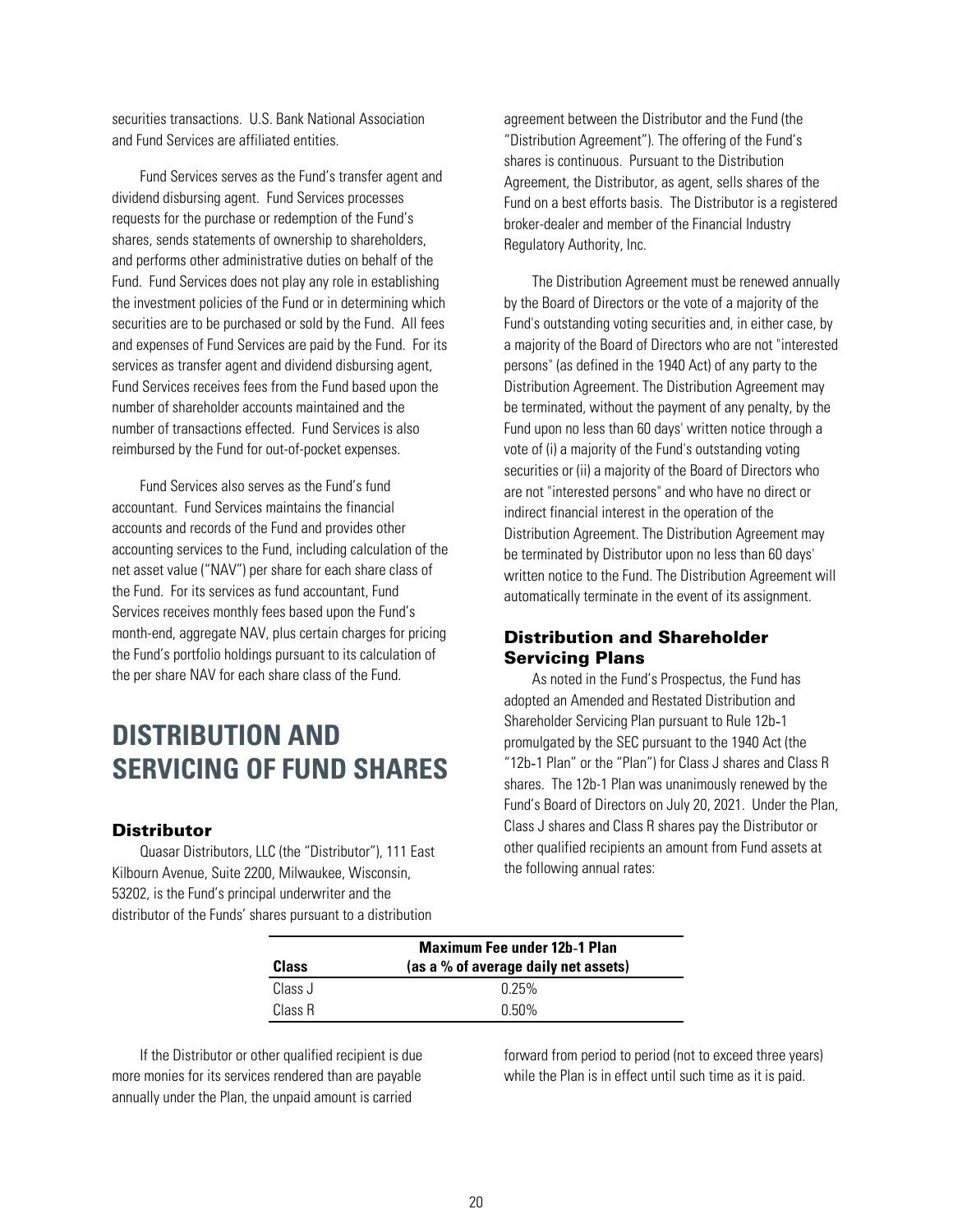securities transactions. U.S. Bank National Association and Fund Services are affiliated entities.

Fund Services serves as the Fund's transfer agent and dividend disbursing agent. Fund Services processes requests for the purchase or redemption of the Fund's shares, sends statements of ownership to shareholders, and performs other administrative duties on behalf of the Fund. Fund Services does not play any role in establishing the investment policies of the Fund or in determining which securities are to be purchased or sold by the Fund. All fees and expenses of Fund Services are paid by the Fund. For its services as transfer agent and dividend disbursing agent, Fund Services receives fees from the Fund based upon the number of shareholder accounts maintained and the number of transactions effected. Fund Services is also reimbursed by the Fund for out-of-pocket expenses.

Fund Services also serves as the Fund's fund accountant. Fund Services maintains the financial accounts and records of the Fund and provides other accounting services to the Fund, including calculation of the net asset value ("NAV") per share for each share class of the Fund. For its services as fund accountant, Fund Services receives monthly fees based upon the Fund's month-end, aggregate NAV, plus certain charges for pricing the Fund's portfolio holdings pursuant to its calculation of the per share NAV for each share class of the Fund.

# DISTRIBUTION AND SERVICING OF FUND SHARES

## Distributor

Quasar Distributors, LLC (the "Distributor"), 111 East Kilbourn Avenue, Suite 2200, Milwaukee, Wisconsin, 53202, is the Fund's principal underwriter and the distributor of the Funds' shares pursuant to a distribution agreement between the Distributor and the Fund (the "Distribution Agreement"). The offering of the Fund's shares is continuous. Pursuant to the Distribution Agreement, the Distributor, as agent, sells shares of the Fund on a best efforts basis. The Distributor is a registered broker-dealer and member of the Financial Industry Regulatory Authority, Inc.

The Distribution Agreement must be renewed annually by the Board of Directors or the vote of a majority of the Fund's outstanding voting securities and, in either case, by a majority of the Board of Directors who are not "interested persons" (as defined in the 1940 Act) of any party to the Distribution Agreement. The Distribution Agreement may be terminated, without the payment of any penalty, by the Fund upon no less than 60 days' written notice through a vote of (i) a majority of the Fund's outstanding voting securities or (ii) a majority of the Board of Directors who are not "interested persons" and who have no direct or indirect financial interest in the operation of the Distribution Agreement. The Distribution Agreement may be terminated by Distributor upon no less than 60 days' written notice to the Fund. The Distribution Agreement will automatically terminate in the event of its assignment.

## Distribution and Shareholder Servicing Plans

As noted in the Fund's Prospectus, the Fund has adopted an Amended and Restated Distribution and Shareholder Servicing Plan pursuant to Rule 12b-1 promulgated by the SEC pursuant to the 1940 Act (the "12b-1 Plan" or the "Plan") for Class J shares and Class R shares. The 12b-1 Plan was unanimously renewed by the Fund's Board of Directors on July 20, 2021. Under the Plan, Class J shares and Class R shares pay the Distributor or other qualified recipients an amount from Fund assets at the following annual rates:

| Class | Maximum Fee under 12b-1 Plan (as a % of average daily net assets) |
|---|---|
| Class J | 0.25% |
| Class R | 0.50% |

If the Distributor or other qualified recipient is due more monies for its services rendered than are payable annually under the Plan, the unpaid amount is carried forward from period to period (not to exceed three years) while the Plan is in effect until such time as it is paid.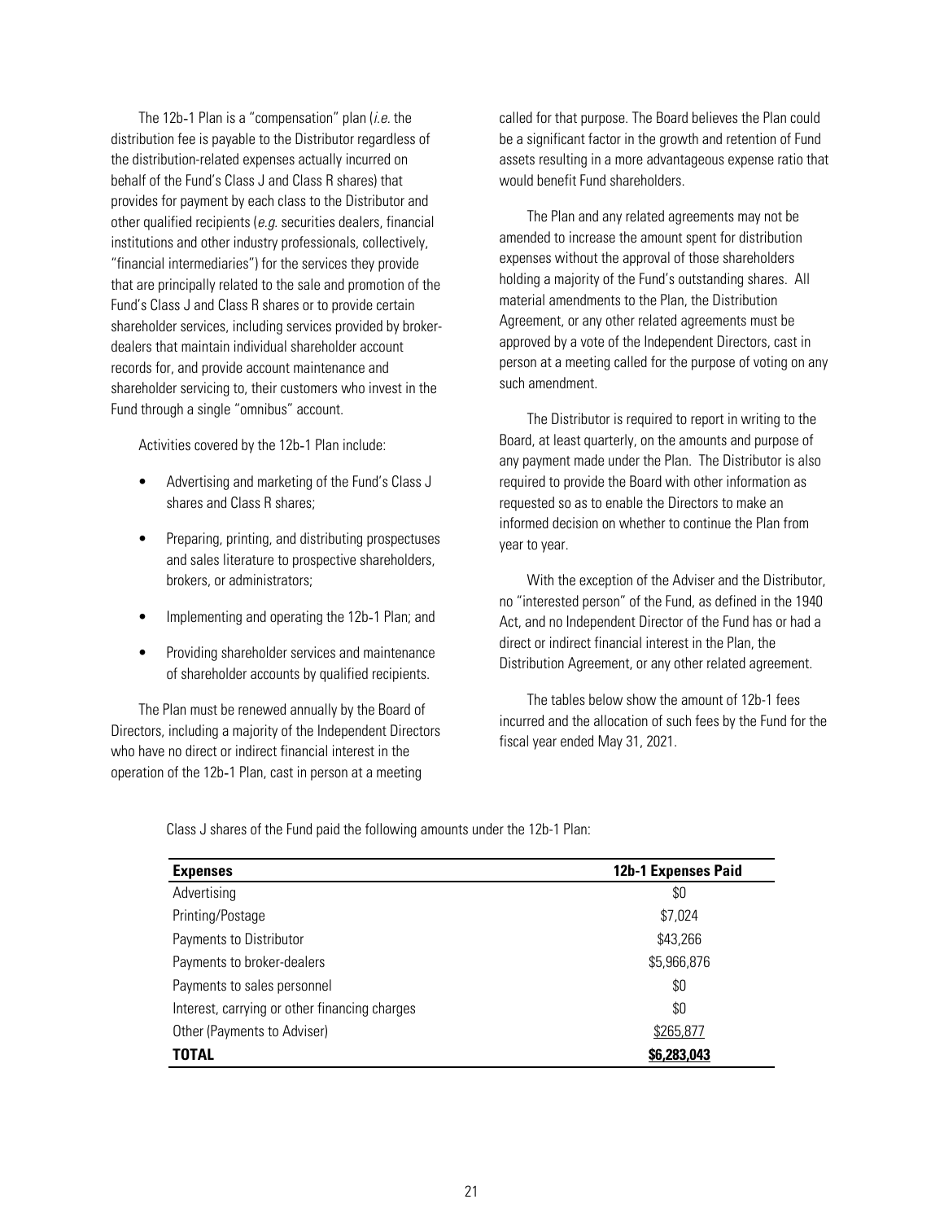The 12b-1 Plan is a "compensation" plan (*i.e.* the distribution fee is payable to the Distributor regardless of the distribution-related expenses actually incurred on behalf of the Fund's Class J and Class R shares) that provides for payment by each class to the Distributor and other qualified recipients (*e.g.* securities dealers, financial institutions and other industry professionals, collectively, "financial intermediaries") for the services they provide that are principally related to the sale and promotion of the Fund's Class J and Class R shares or to provide certain shareholder services, including services provided by broker-dealers that maintain individual shareholder account records for, and provide account maintenance and shareholder servicing to, their customers who invest in the Fund through a single "omnibus" account.

Activities covered by the 12b-1 Plan include:

- Advertising and marketing of the Fund's Class J shares and Class R shares;
- Preparing, printing, and distributing prospectuses and sales literature to prospective shareholders, brokers, or administrators;
- Implementing and operating the 12b-1 Plan; and
- Providing shareholder services and maintenance of shareholder accounts by qualified recipients.

The Plan must be renewed annually by the Board of Directors, including a majority of the Independent Directors who have no direct or indirect financial interest in the operation of the 12b-1 Plan, cast in person at a meeting called for that purpose. The Board believes the Plan could be a significant factor in the growth and retention of Fund assets resulting in a more advantageous expense ratio that would benefit Fund shareholders.

The Plan and any related agreements may not be amended to increase the amount spent for distribution expenses without the approval of those shareholders holding a majority of the Fund's outstanding shares. All material amendments to the Plan, the Distribution Agreement, or any other related agreements must be approved by a vote of the Independent Directors, cast in person at a meeting called for the purpose of voting on any such amendment.

The Distributor is required to report in writing to the Board, at least quarterly, on the amounts and purpose of any payment made under the Plan. The Distributor is also required to provide the Board with other information as requested so as to enable the Directors to make an informed decision on whether to continue the Plan from year to year.

With the exception of the Adviser and the Distributor, no "interested person" of the Fund, as defined in the 1940 Act, and no Independent Director of the Fund has or had a direct or indirect financial interest in the Plan, the Distribution Agreement, or any other related agreement.

The tables below show the amount of 12b-1 fees incurred and the allocation of such fees by the Fund for the fiscal year ended May 31, 2021.

Class J shares of the Fund paid the following amounts under the 12b-1 Plan:

| **Expenses** | **12b-1 Expenses Paid** |
|---|---|
| Advertising | $0 |
| Printing/Postage | $7,024 |
| Payments to Distributor | $43,266 |
| Payments to broker-dealers | $5,966,876 |
| Payments to sales personnel | $0 |
| Interest, carrying or other financing charges | $0 |
| Other (Payments to Adviser) | $265,877 |
| **TOTAL** | **$6,283,043** |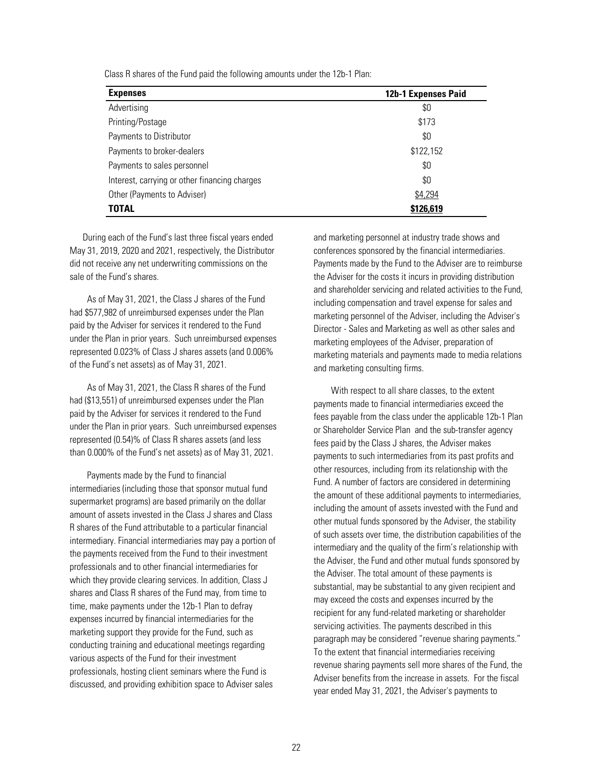Class R shares of the Fund paid the following amounts under the 12b-1 Plan:

| **Expenses** | **12b-1 Expenses Paid** |
|---|---|
| Advertising | $0 |
| Printing/Postage | $173 |
| Payments to Distributor | $0 |
| Payments to broker-dealers | $122,152 |
| Payments to sales personnel | $0 |
| Interest, carrying or other financing charges | $0 |
| Other (Payments to Adviser) | $4,294 |
| **TOTAL** | **$126,619** |

During each of the Fund's last three fiscal years ended May 31, 2019, 2020 and 2021, respectively, the Distributor did not receive any net underwriting commissions on the sale of the Fund's shares.

As of May 31, 2021, the Class J shares of the Fund had $577,982 of unreimbursed expenses under the Plan paid by the Adviser for services it rendered to the Fund under the Plan in prior years. Such unreimbursed expenses represented 0.023% of Class J shares assets (and 0.006% of the Fund's net assets) as of May 31, 2021.

As of May 31, 2021, the Class R shares of the Fund had ($13,551) of unreimbursed expenses under the Plan paid by the Adviser for services it rendered to the Fund under the Plan in prior years. Such unreimbursed expenses represented (0.54)% of Class R shares assets (and less than 0.000% of the Fund's net assets) as of May 31, 2021.

Payments made by the Fund to financial intermediaries (including those that sponsor mutual fund supermarket programs) are based primarily on the dollar amount of assets invested in the Class J shares and Class R shares of the Fund attributable to a particular financial intermediary. Financial intermediaries may pay a portion of the payments received from the Fund to their investment professionals and to other financial intermediaries for which they provide clearing services. In addition, Class J shares and Class R shares of the Fund may, from time to time, make payments under the 12b-1 Plan to defray expenses incurred by financial intermediaries for the marketing support they provide for the Fund, such as conducting training and educational meetings regarding various aspects of the Fund for their investment professionals, hosting client seminars where the Fund is discussed, and providing exhibition space to Adviser sales and marketing personnel at industry trade shows and conferences sponsored by the financial intermediaries. Payments made by the Fund to the Adviser are to reimburse the Adviser for the costs it incurs in providing distribution and shareholder servicing and related activities to the Fund, including compensation and travel expense for sales and marketing personnel of the Adviser, including the Adviser's Director - Sales and Marketing as well as other sales and marketing employees of the Adviser, preparation of marketing materials and payments made to media relations and marketing consulting firms.

With respect to all share classes, to the extent payments made to financial intermediaries exceed the fees payable from the class under the applicable 12b-1 Plan or Shareholder Service Plan and the sub-transfer agency fees paid by the Class J shares, the Adviser makes payments to such intermediaries from its past profits and other resources, including from its relationship with the Fund. A number of factors are considered in determining the amount of these additional payments to intermediaries, including the amount of assets invested with the Fund and other mutual funds sponsored by the Adviser, the stability of such assets over time, the distribution capabilities of the intermediary and the quality of the firm's relationship with the Adviser, the Fund and other mutual funds sponsored by the Adviser. The total amount of these payments is substantial, may be substantial to any given recipient and may exceed the costs and expenses incurred by the recipient for any fund-related marketing or shareholder servicing activities. The payments described in this paragraph may be considered "revenue sharing payments." To the extent that financial intermediaries receiving revenue sharing payments sell more shares of the Fund, the Adviser benefits from the increase in assets. For the fiscal year ended May 31, 2021, the Adviser's payments to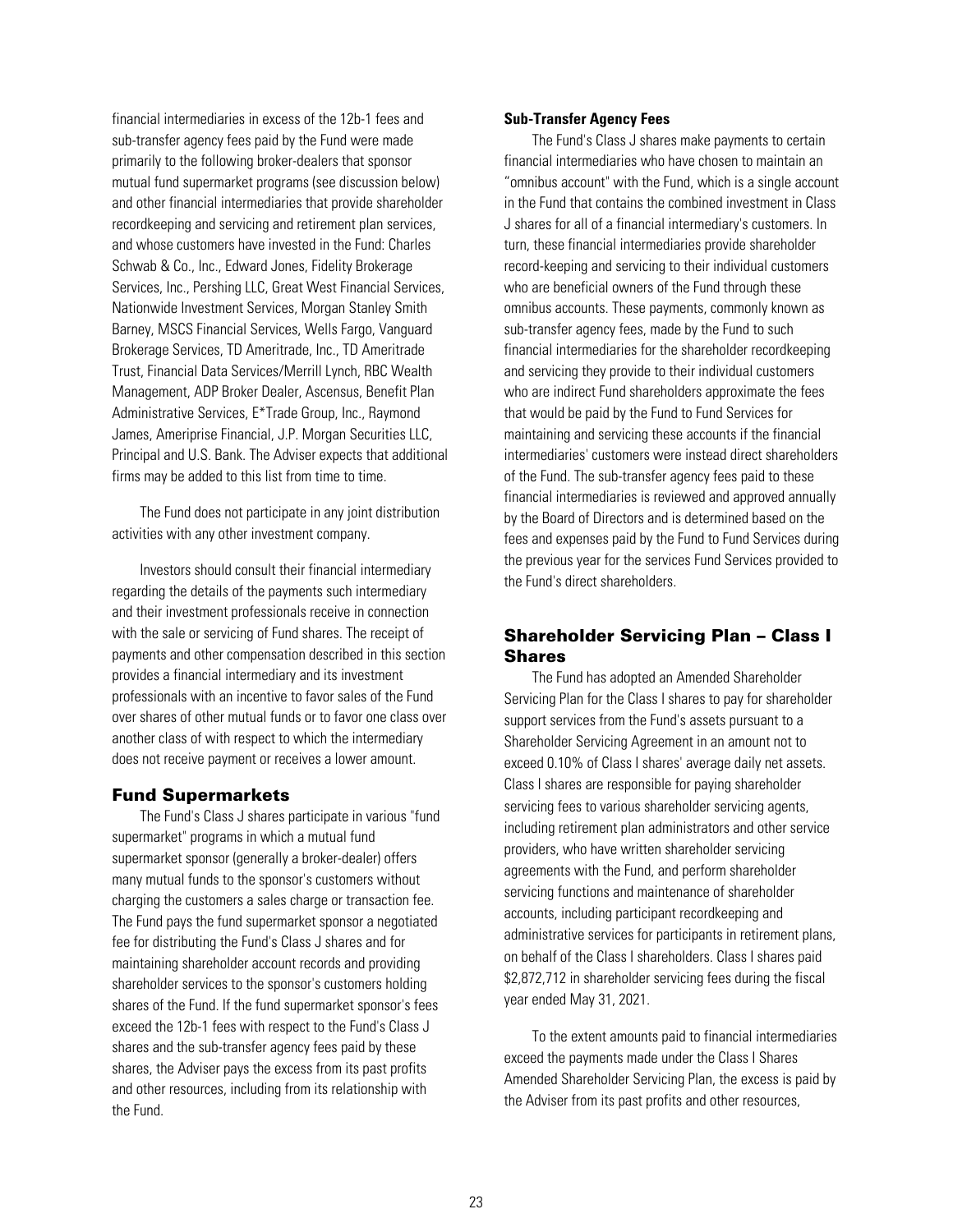financial intermediaries in excess of the 12b-1 fees and sub-transfer agency fees paid by the Fund were made primarily to the following broker-dealers that sponsor mutual fund supermarket programs (see discussion below) and other financial intermediaries that provide shareholder recordkeeping and servicing and retirement plan services, and whose customers have invested in the Fund: Charles Schwab & Co., Inc., Edward Jones, Fidelity Brokerage Services, Inc., Pershing LLC, Great West Financial Services, Nationwide Investment Services, Morgan Stanley Smith Barney, MSCS Financial Services, Wells Fargo, Vanguard Brokerage Services, TD Ameritrade, Inc., TD Ameritrade Trust, Financial Data Services/Merrill Lynch, RBC Wealth Management, ADP Broker Dealer, Ascensus, Benefit Plan Administrative Services, E*Trade Group, Inc., Raymond James, Ameriprise Financial, J.P. Morgan Securities LLC, Principal and U.S. Bank. The Adviser expects that additional firms may be added to this list from time to time.

The Fund does not participate in any joint distribution activities with any other investment company.

Investors should consult their financial intermediary regarding the details of the payments such intermediary and their investment professionals receive in connection with the sale or servicing of Fund shares. The receipt of payments and other compensation described in this section provides a financial intermediary and its investment professionals with an incentive to favor sales of the Fund over shares of other mutual funds or to favor one class over another class of with respect to which the intermediary does not receive payment or receives a lower amount.

## Fund Supermarkets

The Fund's Class J shares participate in various "fund supermarket" programs in which a mutual fund supermarket sponsor (generally a broker-dealer) offers many mutual funds to the sponsor's customers without charging the customers a sales charge or transaction fee. The Fund pays the fund supermarket sponsor a negotiated fee for distributing the Fund's Class J shares and for maintaining shareholder account records and providing shareholder services to the sponsor's customers holding shares of the Fund. If the fund supermarket sponsor's fees exceed the 12b-1 fees with respect to the Fund's Class J shares and the sub-transfer agency fees paid by these shares, the Adviser pays the excess from its past profits and other resources, including from its relationship with the Fund.

**Sub-Transfer Agency Fees**

The Fund's Class J shares make payments to certain financial intermediaries who have chosen to maintain an "omnibus account" with the Fund, which is a single account in the Fund that contains the combined investment in Class J shares for all of a financial intermediary's customers. In turn, these financial intermediaries provide shareholder record-keeping and servicing to their individual customers who are beneficial owners of the Fund through these omnibus accounts. These payments, commonly known as sub-transfer agency fees, made by the Fund to such financial intermediaries for the shareholder recordkeeping and servicing they provide to their individual customers who are indirect Fund shareholders approximate the fees that would be paid by the Fund to Fund Services for maintaining and servicing these accounts if the financial intermediaries' customers were instead direct shareholders of the Fund. The sub-transfer agency fees paid to these financial intermediaries is reviewed and approved annually by the Board of Directors and is determined based on the fees and expenses paid by the Fund to Fund Services during the previous year for the services Fund Services provided to the Fund's direct shareholders.

## Shareholder Servicing Plan – Class I Shares

The Fund has adopted an Amended Shareholder Servicing Plan for the Class I shares to pay for shareholder support services from the Fund's assets pursuant to a Shareholder Servicing Agreement in an amount not to exceed 0.10% of Class I shares' average daily net assets. Class I shares are responsible for paying shareholder servicing fees to various shareholder servicing agents, including retirement plan administrators and other service providers, who have written shareholder servicing agreements with the Fund, and perform shareholder servicing functions and maintenance of shareholder accounts, including participant recordkeeping and administrative services for participants in retirement plans, on behalf of the Class I shareholders. Class I shares paid $2,872,712 in shareholder servicing fees during the fiscal year ended May 31, 2021.

To the extent amounts paid to financial intermediaries exceed the payments made under the Class I Shares Amended Shareholder Servicing Plan, the excess is paid by the Adviser from its past profits and other resources,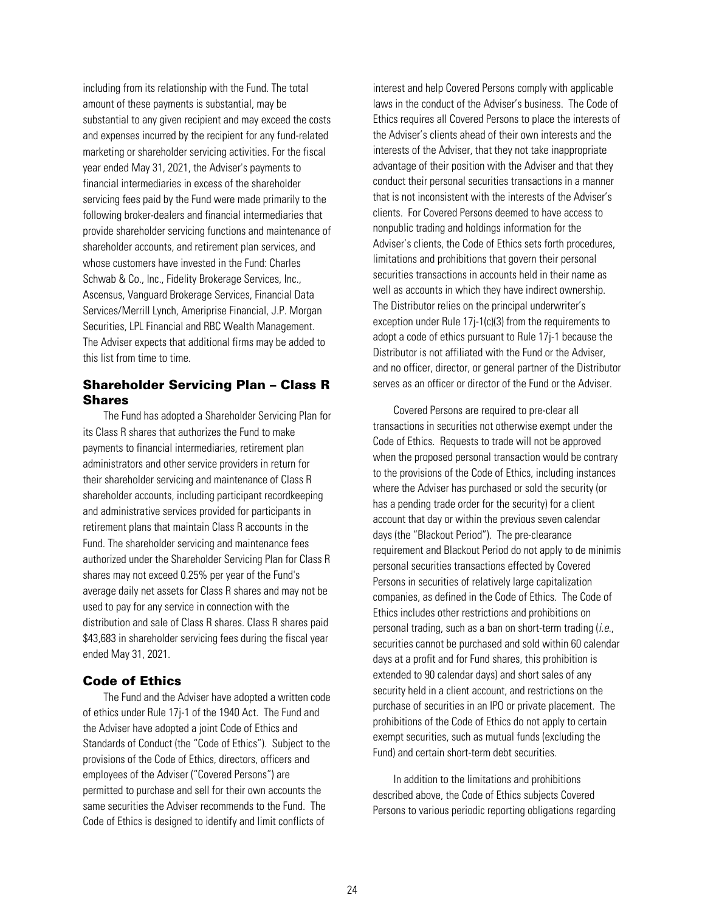including from its relationship with the Fund. The total amount of these payments is substantial, may be substantial to any given recipient and may exceed the costs and expenses incurred by the recipient for any fund-related marketing or shareholder servicing activities. For the fiscal year ended May 31, 2021, the Adviser's payments to financial intermediaries in excess of the shareholder servicing fees paid by the Fund were made primarily to the following broker-dealers and financial intermediaries that provide shareholder servicing functions and maintenance of shareholder accounts, and retirement plan services, and whose customers have invested in the Fund: Charles Schwab & Co., Inc., Fidelity Brokerage Services, Inc., Ascensus, Vanguard Brokerage Services, Financial Data Services/Merrill Lynch, Ameriprise Financial, J.P. Morgan Securities, LPL Financial and RBC Wealth Management. The Adviser expects that additional firms may be added to this list from time to time.

## Shareholder Servicing Plan – Class R Shares

The Fund has adopted a Shareholder Servicing Plan for its Class R shares that authorizes the Fund to make payments to financial intermediaries, retirement plan administrators and other service providers in return for their shareholder servicing and maintenance of Class R shareholder accounts, including participant recordkeeping and administrative services provided for participants in retirement plans that maintain Class R accounts in the Fund. The shareholder servicing and maintenance fees authorized under the Shareholder Servicing Plan for Class R shares may not exceed 0.25% per year of the Fund's average daily net assets for Class R shares and may not be used to pay for any service in connection with the distribution and sale of Class R shares. Class R shares paid $43,683 in shareholder servicing fees during the fiscal year ended May 31, 2021.

## Code of Ethics

The Fund and the Adviser have adopted a written code of ethics under Rule 17j-1 of the 1940 Act. The Fund and the Adviser have adopted a joint Code of Ethics and Standards of Conduct (the "Code of Ethics"). Subject to the provisions of the Code of Ethics, directors, officers and employees of the Adviser ("Covered Persons") are permitted to purchase and sell for their own accounts the same securities the Adviser recommends to the Fund. The Code of Ethics is designed to identify and limit conflicts of interest and help Covered Persons comply with applicable laws in the conduct of the Adviser's business. The Code of Ethics requires all Covered Persons to place the interests of the Adviser's clients ahead of their own interests and the interests of the Adviser, that they not take inappropriate advantage of their position with the Adviser and that they conduct their personal securities transactions in a manner that is not inconsistent with the interests of the Adviser's clients. For Covered Persons deemed to have access to nonpublic trading and holdings information for the Adviser's clients, the Code of Ethics sets forth procedures, limitations and prohibitions that govern their personal securities transactions in accounts held in their name as well as accounts in which they have indirect ownership. The Distributor relies on the principal underwriter's exception under Rule 17j-1(c)(3) from the requirements to adopt a code of ethics pursuant to Rule 17j-1 because the Distributor is not affiliated with the Fund or the Adviser, and no officer, director, or general partner of the Distributor serves as an officer or director of the Fund or the Adviser.

Covered Persons are required to pre-clear all transactions in securities not otherwise exempt under the Code of Ethics. Requests to trade will not be approved when the proposed personal transaction would be contrary to the provisions of the Code of Ethics, including instances where the Adviser has purchased or sold the security (or has a pending trade order for the security) for a client account that day or within the previous seven calendar days (the "Blackout Period"). The pre-clearance requirement and Blackout Period do not apply to de minimis personal securities transactions effected by Covered Persons in securities of relatively large capitalization companies, as defined in the Code of Ethics. The Code of Ethics includes other restrictions and prohibitions on personal trading, such as a ban on short-term trading (*i.e.*, securities cannot be purchased and sold within 60 calendar days at a profit and for Fund shares, this prohibition is extended to 90 calendar days) and short sales of any security held in a client account, and restrictions on the purchase of securities in an IPO or private placement. The prohibitions of the Code of Ethics do not apply to certain exempt securities, such as mutual funds (excluding the Fund) and certain short-term debt securities.

In addition to the limitations and prohibitions described above, the Code of Ethics subjects Covered Persons to various periodic reporting obligations regarding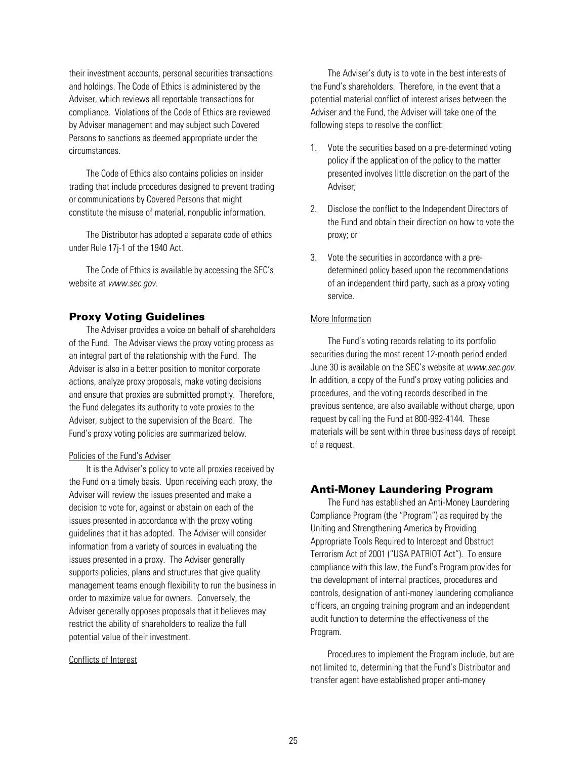their investment accounts, personal securities transactions and holdings. The Code of Ethics is administered by the Adviser, which reviews all reportable transactions for compliance. Violations of the Code of Ethics are reviewed by Adviser management and may subject such Covered Persons to sanctions as deemed appropriate under the circumstances.

The Code of Ethics also contains policies on insider trading that include procedures designed to prevent trading or communications by Covered Persons that might constitute the misuse of material, nonpublic information.

The Distributor has adopted a separate code of ethics under Rule 17j-1 of the 1940 Act.

The Code of Ethics is available by accessing the SEC's website at *www.sec.gov*.

## Proxy Voting Guidelines

The Adviser provides a voice on behalf of shareholders of the Fund. The Adviser views the proxy voting process as an integral part of the relationship with the Fund. The Adviser is also in a better position to monitor corporate actions, analyze proxy proposals, make voting decisions and ensure that proxies are submitted promptly. Therefore, the Fund delegates its authority to vote proxies to the Adviser, subject to the supervision of the Board. The Fund's proxy voting policies are summarized below.

Policies of the Fund's Adviser

It is the Adviser's policy to vote all proxies received by the Fund on a timely basis. Upon receiving each proxy, the Adviser will review the issues presented and make a decision to vote for, against or abstain on each of the issues presented in accordance with the proxy voting guidelines that it has adopted. The Adviser will consider information from a variety of sources in evaluating the issues presented in a proxy. The Adviser generally supports policies, plans and structures that give quality management teams enough flexibility to run the business in order to maximize value for owners. Conversely, the Adviser generally opposes proposals that it believes may restrict the ability of shareholders to realize the full potential value of their investment.

Conflicts of Interest

The Adviser's duty is to vote in the best interests of the Fund's shareholders. Therefore, in the event that a potential material conflict of interest arises between the Adviser and the Fund, the Adviser will take one of the following steps to resolve the conflict:

1. Vote the securities based on a pre-determined voting policy if the application of the policy to the matter presented involves little discretion on the part of the Adviser;
2. Disclose the conflict to the Independent Directors of the Fund and obtain their direction on how to vote the proxy; or
3. Vote the securities in accordance with a pre-determined policy based upon the recommendations of an independent third party, such as a proxy voting service.

More Information

The Fund's voting records relating to its portfolio securities during the most recent 12-month period ended June 30 is available on the SEC's website at *www.sec.gov.* In addition, a copy of the Fund's proxy voting policies and procedures, and the voting records described in the previous sentence, are also available without charge, upon request by calling the Fund at 800-992-4144. These materials will be sent within three business days of receipt of a request.

## Anti-Money Laundering Program

The Fund has established an Anti-Money Laundering Compliance Program (the "Program") as required by the Uniting and Strengthening America by Providing Appropriate Tools Required to Intercept and Obstruct Terrorism Act of 2001 ("USA PATRIOT Act"). To ensure compliance with this law, the Fund's Program provides for the development of internal practices, procedures and controls, designation of anti-money laundering compliance officers, an ongoing training program and an independent audit function to determine the effectiveness of the Program.

Procedures to implement the Program include, but are not limited to, determining that the Fund's Distributor and transfer agent have established proper anti-money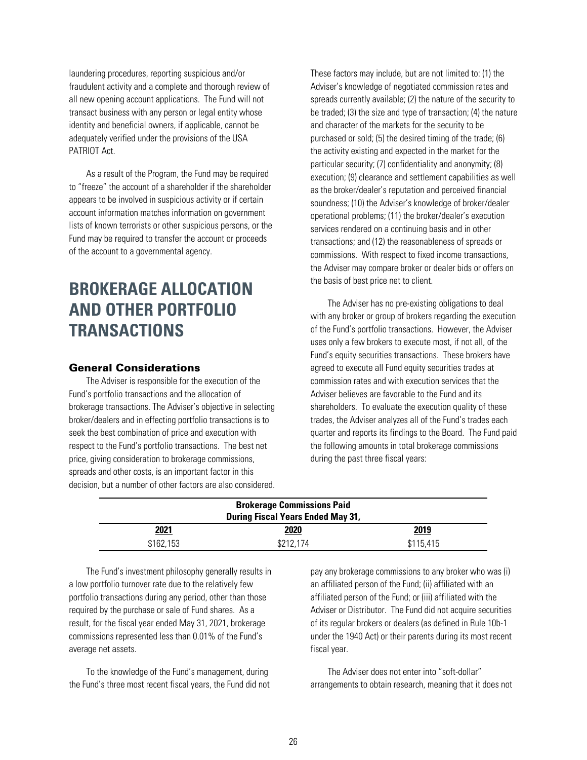laundering procedures, reporting suspicious and/or fraudulent activity and a complete and thorough review of all new opening account applications. The Fund will not transact business with any person or legal entity whose identity and beneficial owners, if applicable, cannot be adequately verified under the provisions of the USA PATRIOT Act.

As a result of the Program, the Fund may be required to "freeze" the account of a shareholder if the shareholder appears to be involved in suspicious activity or if certain account information matches information on government lists of known terrorists or other suspicious persons, or the Fund may be required to transfer the account or proceeds of the account to a governmental agency.

# BROKERAGE ALLOCATION AND OTHER PORTFOLIO TRANSACTIONS

### General Considerations

The Adviser is responsible for the execution of the Fund's portfolio transactions and the allocation of brokerage transactions. The Adviser's objective in selecting broker/dealers and in effecting portfolio transactions is to seek the best combination of price and execution with respect to the Fund's portfolio transactions. The best net price, giving consideration to brokerage commissions, spreads and other costs, is an important factor in this decision, but a number of other factors are also considered. These factors may include, but are not limited to: (1) the Adviser's knowledge of negotiated commission rates and spreads currently available; (2) the nature of the security to be traded; (3) the size and type of transaction; (4) the nature and character of the markets for the security to be purchased or sold; (5) the desired timing of the trade; (6) the activity existing and expected in the market for the particular security; (7) confidentiality and anonymity; (8) execution; (9) clearance and settlement capabilities as well as the broker/dealer's reputation and perceived financial soundness; (10) the Adviser's knowledge of broker/dealer operational problems; (11) the broker/dealer's execution services rendered on a continuing basis and in other transactions; and (12) the reasonableness of spreads or commissions. With respect to fixed income transactions, the Adviser may compare broker or dealer bids or offers on the basis of best price net to client.

The Adviser has no pre-existing obligations to deal with any broker or group of brokers regarding the execution of the Fund's portfolio transactions. However, the Adviser uses only a few brokers to execute most, if not all, of the Fund's equity securities transactions. These brokers have agreed to execute all Fund equity securities trades at commission rates and with execution services that the Adviser believes are favorable to the Fund and its shareholders. To evaluate the execution quality of these trades, the Adviser analyzes all of the Fund's trades each quarter and reports its findings to the Board. The Fund paid the following amounts in total brokerage commissions during the past three fiscal years:

| **Brokerage Commissions Paid During Fiscal Years Ended May 31,** | | |
|---|---|---|
| **2021** | **2020** | **2019** |
| $162,153 | $212,174 | $115,415 |

The Fund's investment philosophy generally results in a low portfolio turnover rate due to the relatively few portfolio transactions during any period, other than those required by the purchase or sale of Fund shares. As a result, for the fiscal year ended May 31, 2021, brokerage commissions represented less than 0.01% of the Fund's average net assets.

To the knowledge of the Fund's management, during the Fund's three most recent fiscal years, the Fund did not pay any brokerage commissions to any broker who was (i) an affiliated person of the Fund; (ii) affiliated with an affiliated person of the Fund; or (iii) affiliated with the Adviser or Distributor. The Fund did not acquire securities of its regular brokers or dealers (as defined in Rule 10b-1 under the 1940 Act) or their parents during its most recent fiscal year.

The Adviser does not enter into "soft-dollar" arrangements to obtain research, meaning that it does not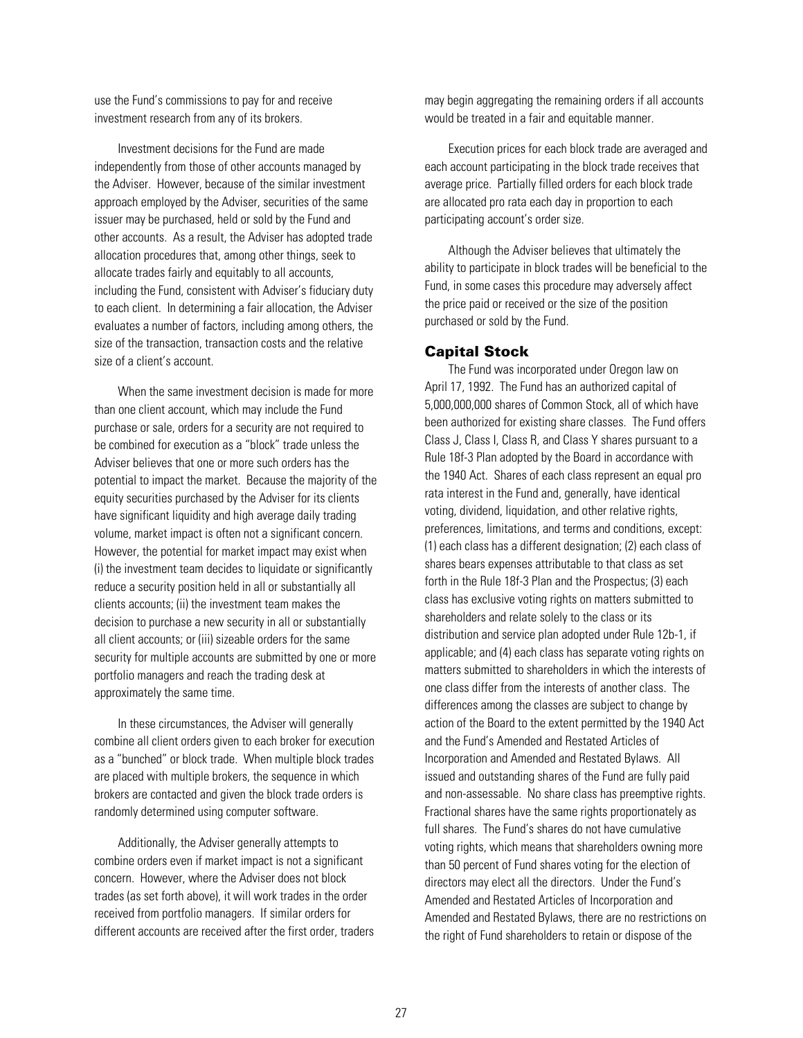use the Fund's commissions to pay for and receive investment research from any of its brokers.

Investment decisions for the Fund are made independently from those of other accounts managed by the Adviser. However, because of the similar investment approach employed by the Adviser, securities of the same issuer may be purchased, held or sold by the Fund and other accounts. As a result, the Adviser has adopted trade allocation procedures that, among other things, seek to allocate trades fairly and equitably to all accounts, including the Fund, consistent with Adviser's fiduciary duty to each client. In determining a fair allocation, the Adviser evaluates a number of factors, including among others, the size of the transaction, transaction costs and the relative size of a client's account.

When the same investment decision is made for more than one client account, which may include the Fund purchase or sale, orders for a security are not required to be combined for execution as a "block" trade unless the Adviser believes that one or more such orders has the potential to impact the market. Because the majority of the equity securities purchased by the Adviser for its clients have significant liquidity and high average daily trading volume, market impact is often not a significant concern. However, the potential for market impact may exist when (i) the investment team decides to liquidate or significantly reduce a security position held in all or substantially all clients accounts; (ii) the investment team makes the decision to purchase a new security in all or substantially all client accounts; or (iii) sizeable orders for the same security for multiple accounts are submitted by one or more portfolio managers and reach the trading desk at approximately the same time.

In these circumstances, the Adviser will generally combine all client orders given to each broker for execution as a "bunched" or block trade. When multiple block trades are placed with multiple brokers, the sequence in which brokers are contacted and given the block trade orders is randomly determined using computer software.

Additionally, the Adviser generally attempts to combine orders even if market impact is not a significant concern. However, where the Adviser does not block trades (as set forth above), it will work trades in the order received from portfolio managers. If similar orders for different accounts are received after the first order, traders may begin aggregating the remaining orders if all accounts would be treated in a fair and equitable manner.

Execution prices for each block trade are averaged and each account participating in the block trade receives that average price. Partially filled orders for each block trade are allocated pro rata each day in proportion to each participating account's order size.

Although the Adviser believes that ultimately the ability to participate in block trades will be beneficial to the Fund, in some cases this procedure may adversely affect the price paid or received or the size of the position purchased or sold by the Fund.

## Capital Stock

The Fund was incorporated under Oregon law on April 17, 1992. The Fund has an authorized capital of 5,000,000,000 shares of Common Stock, all of which have been authorized for existing share classes. The Fund offers Class J, Class I, Class R, and Class Y shares pursuant to a Rule 18f-3 Plan adopted by the Board in accordance with the 1940 Act. Shares of each class represent an equal pro rata interest in the Fund and, generally, have identical voting, dividend, liquidation, and other relative rights, preferences, limitations, and terms and conditions, except: (1) each class has a different designation; (2) each class of shares bears expenses attributable to that class as set forth in the Rule 18f-3 Plan and the Prospectus; (3) each class has exclusive voting rights on matters submitted to shareholders and relate solely to the class or its distribution and service plan adopted under Rule 12b-1, if applicable; and (4) each class has separate voting rights on matters submitted to shareholders in which the interests of one class differ from the interests of another class. The differences among the classes are subject to change by action of the Board to the extent permitted by the 1940 Act and the Fund's Amended and Restated Articles of Incorporation and Amended and Restated Bylaws. All issued and outstanding shares of the Fund are fully paid and non-assessable. No share class has preemptive rights. Fractional shares have the same rights proportionately as full shares. The Fund's shares do not have cumulative voting rights, which means that shareholders owning more than 50 percent of Fund shares voting for the election of directors may elect all the directors. Under the Fund's Amended and Restated Articles of Incorporation and Amended and Restated Bylaws, there are no restrictions on the right of Fund shareholders to retain or dispose of the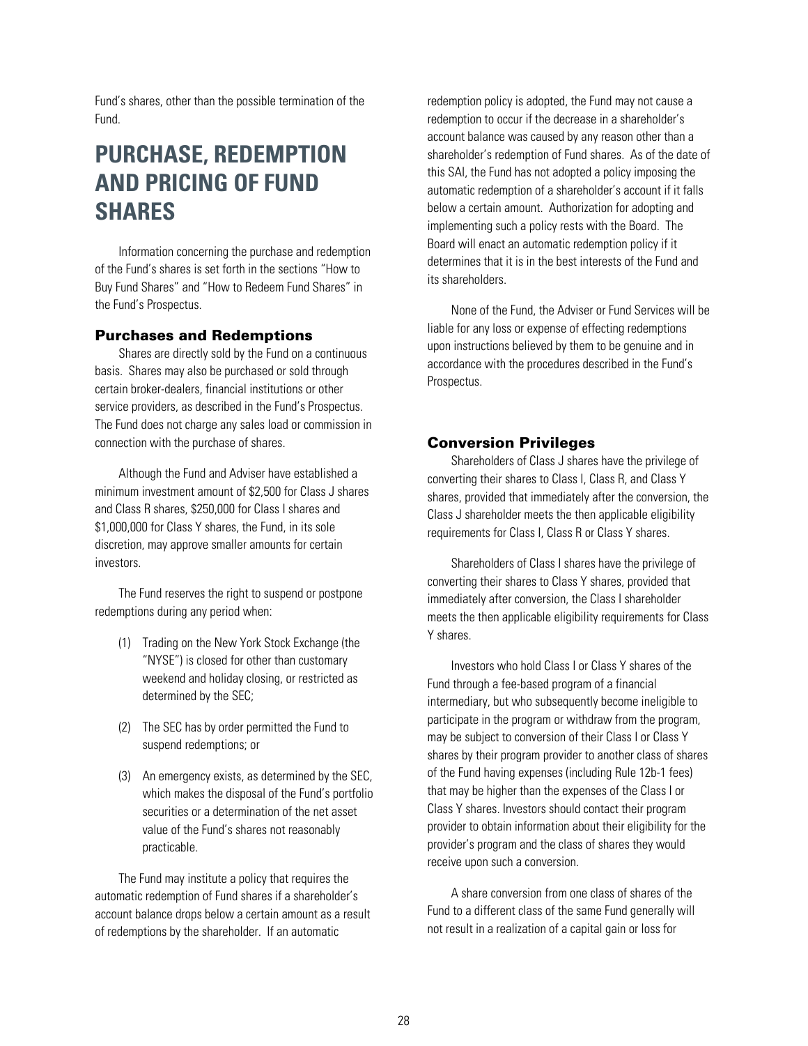Fund's shares, other than the possible termination of the Fund.

# PURCHASE, REDEMPTION AND PRICING OF FUND SHARES

Information concerning the purchase and redemption of the Fund's shares is set forth in the sections "How to Buy Fund Shares" and "How to Redeem Fund Shares" in the Fund's Prospectus.

### Purchases and Redemptions

Shares are directly sold by the Fund on a continuous basis. Shares may also be purchased or sold through certain broker-dealers, financial institutions or other service providers, as described in the Fund's Prospectus. The Fund does not charge any sales load or commission in connection with the purchase of shares.

Although the Fund and Adviser have established a minimum investment amount of $2,500 for Class J shares and Class R shares, $250,000 for Class I shares and $1,000,000 for Class Y shares, the Fund, in its sole discretion, may approve smaller amounts for certain investors.

The Fund reserves the right to suspend or postpone redemptions during any period when:

(1) Trading on the New York Stock Exchange (the "NYSE") is closed for other than customary weekend and holiday closing, or restricted as determined by the SEC;

(2) The SEC has by order permitted the Fund to suspend redemptions; or

(3) An emergency exists, as determined by the SEC, which makes the disposal of the Fund's portfolio securities or a determination of the net asset value of the Fund's shares not reasonably practicable.

The Fund may institute a policy that requires the automatic redemption of Fund shares if a shareholder's account balance drops below a certain amount as a result of redemptions by the shareholder. If an automatic redemption policy is adopted, the Fund may not cause a redemption to occur if the decrease in a shareholder's account balance was caused by any reason other than a shareholder's redemption of Fund shares. As of the date of this SAI, the Fund has not adopted a policy imposing the automatic redemption of a shareholder's account if it falls below a certain amount. Authorization for adopting and implementing such a policy rests with the Board. The Board will enact an automatic redemption policy if it determines that it is in the best interests of the Fund and its shareholders.

None of the Fund, the Adviser or Fund Services will be liable for any loss or expense of effecting redemptions upon instructions believed by them to be genuine and in accordance with the procedures described in the Fund's Prospectus.

### Conversion Privileges

Shareholders of Class J shares have the privilege of converting their shares to Class I, Class R, and Class Y shares, provided that immediately after the conversion, the Class J shareholder meets the then applicable eligibility requirements for Class I, Class R or Class Y shares.

Shareholders of Class I shares have the privilege of converting their shares to Class Y shares, provided that immediately after conversion, the Class I shareholder meets the then applicable eligibility requirements for Class Y shares.

Investors who hold Class I or Class Y shares of the Fund through a fee-based program of a financial intermediary, but who subsequently become ineligible to participate in the program or withdraw from the program, may be subject to conversion of their Class I or Class Y shares by their program provider to another class of shares of the Fund having expenses (including Rule 12b-1 fees) that may be higher than the expenses of the Class I or Class Y shares. Investors should contact their program provider to obtain information about their eligibility for the provider's program and the class of shares they would receive upon such a conversion.

A share conversion from one class of shares of the Fund to a different class of the same Fund generally will not result in a realization of a capital gain or loss for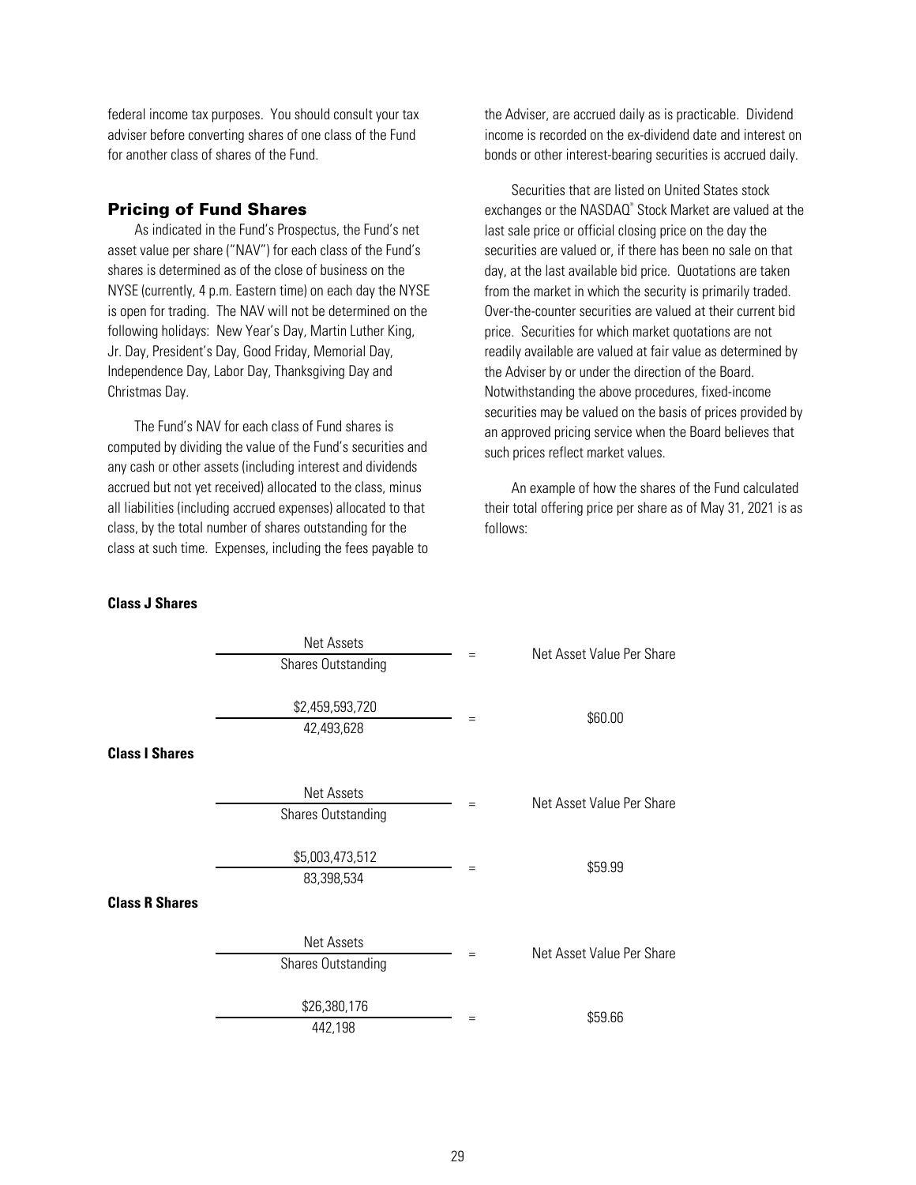federal income tax purposes. You should consult your tax adviser before converting shares of one class of the Fund for another class of shares of the Fund.

## Pricing of Fund Shares

As indicated in the Fund's Prospectus, the Fund's net asset value per share ("NAV") for each class of the Fund's shares is determined as of the close of business on the NYSE (currently, 4 p.m. Eastern time) on each day the NYSE is open for trading. The NAV will not be determined on the following holidays: New Year's Day, Martin Luther King, Jr. Day, President's Day, Good Friday, Memorial Day, Independence Day, Labor Day, Thanksgiving Day and Christmas Day.

The Fund's NAV for each class of Fund shares is computed by dividing the value of the Fund's securities and any cash or other assets (including interest and dividends accrued but not yet received) allocated to the class, minus all liabilities (including accrued expenses) allocated to that class, by the total number of shares outstanding for the class at such time. Expenses, including the fees payable to the Adviser, are accrued daily as is practicable. Dividend income is recorded on the ex-dividend date and interest on bonds or other interest-bearing securities is accrued daily.

Securities that are listed on United States stock exchanges or the NASDAQ® Stock Market are valued at the last sale price or official closing price on the day the securities are valued or, if there has been no sale on that day, at the last available bid price. Quotations are taken from the market in which the security is primarily traded. Over-the-counter securities are valued at their current bid price. Securities for which market quotations are not readily available are valued at fair value as determined by the Adviser by or under the direction of the Board. Notwithstanding the above procedures, fixed-income securities may be valued on the basis of prices provided by an approved pricing service when the Board believes that such prices reflect market values.

An example of how the shares of the Fund calculated their total offering price per share as of May 31, 2021 is as follows:

**Class J Shares**

$$\frac{\text{Net Assets}}{\text{Shares Outstanding}} = \text{Net Asset Value Per Share}$$

$$\frac{\$2{,}459{,}593{,}720}{42{,}493{,}628} = \$60.00$$

**Class I Shares**

$$\frac{\text{Net Assets}}{\text{Shares Outstanding}} = \text{Net Asset Value Per Share}$$

$$\frac{\$5{,}003{,}473{,}512}{83{,}398{,}534} = \$59.99$$

**Class R Shares**

$$\frac{\text{Net Assets}}{\text{Shares Outstanding}} = \text{Net Asset Value Per Share}$$

$$\frac{\$26{,}380{,}176}{442{,}198} = \$59.66$$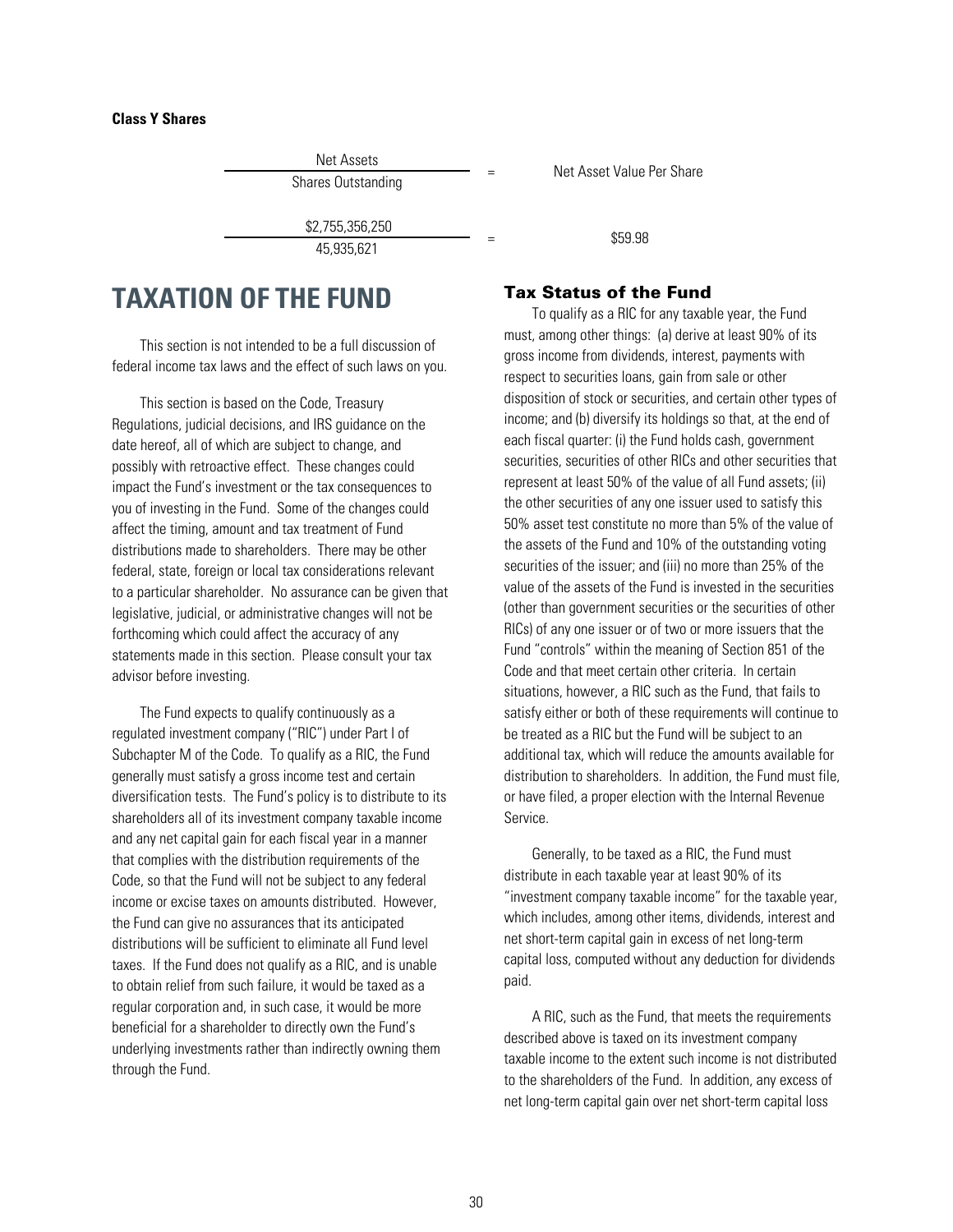**Class Y Shares**

| Net Assets / Shares Outstanding | = | Net Asset Value Per Share |
|---|---|---|
| $2,755,356,250 / 45,935,621 | = | $59.98 |

# TAXATION OF THE FUND

This section is not intended to be a full discussion of federal income tax laws and the effect of such laws on you.

This section is based on the Code, Treasury Regulations, judicial decisions, and IRS guidance on the date hereof, all of which are subject to change, and possibly with retroactive effect. These changes could impact the Fund's investment or the tax consequences to you of investing in the Fund. Some of the changes could affect the timing, amount and tax treatment of Fund distributions made to shareholders. There may be other federal, state, foreign or local tax considerations relevant to a particular shareholder. No assurance can be given that legislative, judicial, or administrative changes will not be forthcoming which could affect the accuracy of any statements made in this section. Please consult your tax advisor before investing.

The Fund expects to qualify continuously as a regulated investment company ("RIC") under Part I of Subchapter M of the Code. To qualify as a RIC, the Fund generally must satisfy a gross income test and certain diversification tests. The Fund's policy is to distribute to its shareholders all of its investment company taxable income and any net capital gain for each fiscal year in a manner that complies with the distribution requirements of the Code, so that the Fund will not be subject to any federal income or excise taxes on amounts distributed. However, the Fund can give no assurances that its anticipated distributions will be sufficient to eliminate all Fund level taxes. If the Fund does not qualify as a RIC, and is unable to obtain relief from such failure, it would be taxed as a regular corporation and, in such case, it would be more beneficial for a shareholder to directly own the Fund's underlying investments rather than indirectly owning them through the Fund.

## Tax Status of the Fund

To qualify as a RIC for any taxable year, the Fund must, among other things: (a) derive at least 90% of its gross income from dividends, interest, payments with respect to securities loans, gain from sale or other disposition of stock or securities, and certain other types of income; and (b) diversify its holdings so that, at the end of each fiscal quarter: (i) the Fund holds cash, government securities, securities of other RICs and other securities that represent at least 50% of the value of all Fund assets; (ii) the other securities of any one issuer used to satisfy this 50% asset test constitute no more than 5% of the value of the assets of the Fund and 10% of the outstanding voting securities of the issuer; and (iii) no more than 25% of the value of the assets of the Fund is invested in the securities (other than government securities or the securities of other RICs) of any one issuer or of two or more issuers that the Fund "controls" within the meaning of Section 851 of the Code and that meet certain other criteria. In certain situations, however, a RIC such as the Fund, that fails to satisfy either or both of these requirements will continue to be treated as a RIC but the Fund will be subject to an additional tax, which will reduce the amounts available for distribution to shareholders. In addition, the Fund must file, or have filed, a proper election with the Internal Revenue Service.

Generally, to be taxed as a RIC, the Fund must distribute in each taxable year at least 90% of its "investment company taxable income" for the taxable year, which includes, among other items, dividends, interest and net short-term capital gain in excess of net long-term capital loss, computed without any deduction for dividends paid.

A RIC, such as the Fund, that meets the requirements described above is taxed on its investment company taxable income to the extent such income is not distributed to the shareholders of the Fund. In addition, any excess of net long-term capital gain over net short-term capital loss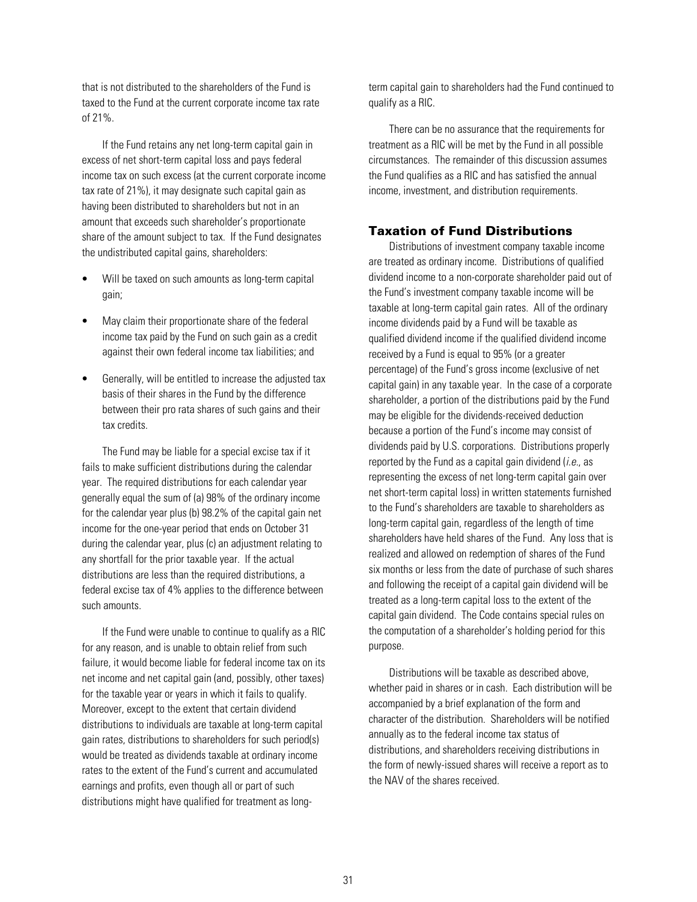that is not distributed to the shareholders of the Fund is taxed to the Fund at the current corporate income tax rate of 21%.

If the Fund retains any net long-term capital gain in excess of net short-term capital loss and pays federal income tax on such excess (at the current corporate income tax rate of 21%), it may designate such capital gain as having been distributed to shareholders but not in an amount that exceeds such shareholder's proportionate share of the amount subject to tax. If the Fund designates the undistributed capital gains, shareholders:

- Will be taxed on such amounts as long-term capital gain;
- May claim their proportionate share of the federal income tax paid by the Fund on such gain as a credit against their own federal income tax liabilities; and
- Generally, will be entitled to increase the adjusted tax basis of their shares in the Fund by the difference between their pro rata shares of such gains and their tax credits.

The Fund may be liable for a special excise tax if it fails to make sufficient distributions during the calendar year. The required distributions for each calendar year generally equal the sum of (a) 98% of the ordinary income for the calendar year plus (b) 98.2% of the capital gain net income for the one-year period that ends on October 31 during the calendar year, plus (c) an adjustment relating to any shortfall for the prior taxable year. If the actual distributions are less than the required distributions, a federal excise tax of 4% applies to the difference between such amounts.

If the Fund were unable to continue to qualify as a RIC for any reason, and is unable to obtain relief from such failure, it would become liable for federal income tax on its net income and net capital gain (and, possibly, other taxes) for the taxable year or years in which it fails to qualify. Moreover, except to the extent that certain dividend distributions to individuals are taxable at long-term capital gain rates, distributions to shareholders for such period(s) would be treated as dividends taxable at ordinary income rates to the extent of the Fund's current and accumulated earnings and profits, even though all or part of such distributions might have qualified for treatment as long-term capital gain to shareholders had the Fund continued to qualify as a RIC.

There can be no assurance that the requirements for treatment as a RIC will be met by the Fund in all possible circumstances. The remainder of this discussion assumes the Fund qualifies as a RIC and has satisfied the annual income, investment, and distribution requirements.

## Taxation of Fund Distributions

Distributions of investment company taxable income are treated as ordinary income. Distributions of qualified dividend income to a non-corporate shareholder paid out of the Fund's investment company taxable income will be taxable at long-term capital gain rates. All of the ordinary income dividends paid by a Fund will be taxable as qualified dividend income if the qualified dividend income received by a Fund is equal to 95% (or a greater percentage) of the Fund's gross income (exclusive of net capital gain) in any taxable year. In the case of a corporate shareholder, a portion of the distributions paid by the Fund may be eligible for the dividends-received deduction because a portion of the Fund's income may consist of dividends paid by U.S. corporations. Distributions properly reported by the Fund as a capital gain dividend (*i.e.*, as representing the excess of net long-term capital gain over net short-term capital loss) in written statements furnished to the Fund's shareholders are taxable to shareholders as long-term capital gain, regardless of the length of time shareholders have held shares of the Fund. Any loss that is realized and allowed on redemption of shares of the Fund six months or less from the date of purchase of such shares and following the receipt of a capital gain dividend will be treated as a long-term capital loss to the extent of the capital gain dividend. The Code contains special rules on the computation of a shareholder's holding period for this purpose.

Distributions will be taxable as described above, whether paid in shares or in cash. Each distribution will be accompanied by a brief explanation of the form and character of the distribution. Shareholders will be notified annually as to the federal income tax status of distributions, and shareholders receiving distributions in the form of newly-issued shares will receive a report as to the NAV of the shares received.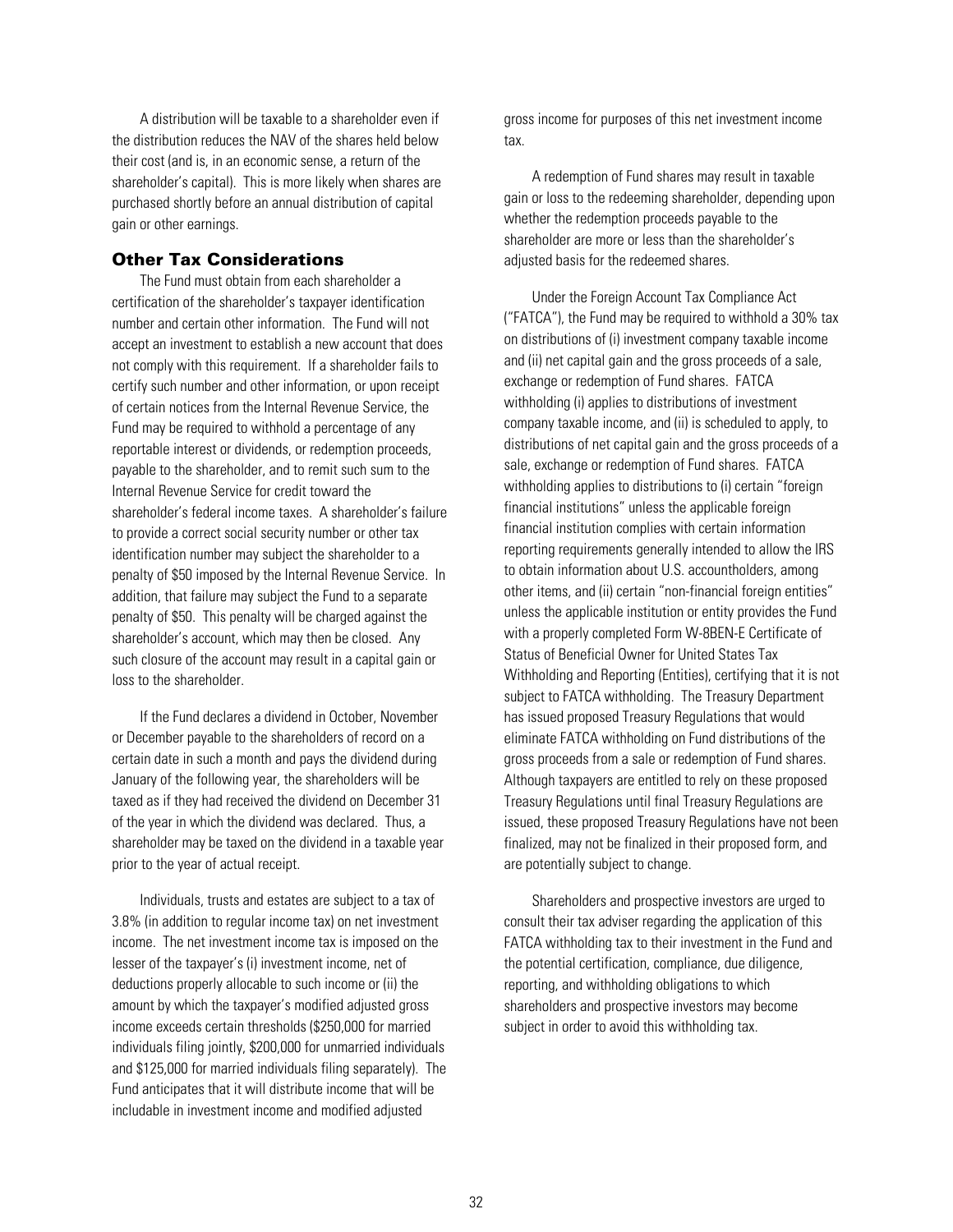A distribution will be taxable to a shareholder even if the distribution reduces the NAV of the shares held below their cost (and is, in an economic sense, a return of the shareholder's capital). This is more likely when shares are purchased shortly before an annual distribution of capital gain or other earnings.

## Other Tax Considerations

The Fund must obtain from each shareholder a certification of the shareholder's taxpayer identification number and certain other information. The Fund will not accept an investment to establish a new account that does not comply with this requirement. If a shareholder fails to certify such number and other information, or upon receipt of certain notices from the Internal Revenue Service, the Fund may be required to withhold a percentage of any reportable interest or dividends, or redemption proceeds, payable to the shareholder, and to remit such sum to the Internal Revenue Service for credit toward the shareholder's federal income taxes. A shareholder's failure to provide a correct social security number or other tax identification number may subject the shareholder to a penalty of $50 imposed by the Internal Revenue Service. In addition, that failure may subject the Fund to a separate penalty of $50. This penalty will be charged against the shareholder's account, which may then be closed. Any such closure of the account may result in a capital gain or loss to the shareholder.

If the Fund declares a dividend in October, November or December payable to the shareholders of record on a certain date in such a month and pays the dividend during January of the following year, the shareholders will be taxed as if they had received the dividend on December 31 of the year in which the dividend was declared. Thus, a shareholder may be taxed on the dividend in a taxable year prior to the year of actual receipt.

Individuals, trusts and estates are subject to a tax of 3.8% (in addition to regular income tax) on net investment income. The net investment income tax is imposed on the lesser of the taxpayer's (i) investment income, net of deductions properly allocable to such income or (ii) the amount by which the taxpayer's modified adjusted gross income exceeds certain thresholds ($250,000 for married individuals filing jointly, $200,000 for unmarried individuals and $125,000 for married individuals filing separately). The Fund anticipates that it will distribute income that will be includable in investment income and modified adjusted gross income for purposes of this net investment income tax.

A redemption of Fund shares may result in taxable gain or loss to the redeeming shareholder, depending upon whether the redemption proceeds payable to the shareholder are more or less than the shareholder's adjusted basis for the redeemed shares.

Under the Foreign Account Tax Compliance Act ("FATCA"), the Fund may be required to withhold a 30% tax on distributions of (i) investment company taxable income and (ii) net capital gain and the gross proceeds of a sale, exchange or redemption of Fund shares. FATCA withholding (i) applies to distributions of investment company taxable income, and (ii) is scheduled to apply, to distributions of net capital gain and the gross proceeds of a sale, exchange or redemption of Fund shares. FATCA withholding applies to distributions to (i) certain "foreign financial institutions" unless the applicable foreign financial institution complies with certain information reporting requirements generally intended to allow the IRS to obtain information about U.S. accountholders, among other items, and (ii) certain "non-financial foreign entities" unless the applicable institution or entity provides the Fund with a properly completed Form W-8BEN-E Certificate of Status of Beneficial Owner for United States Tax Withholding and Reporting (Entities), certifying that it is not subject to FATCA withholding. The Treasury Department has issued proposed Treasury Regulations that would eliminate FATCA withholding on Fund distributions of the gross proceeds from a sale or redemption of Fund shares. Although taxpayers are entitled to rely on these proposed Treasury Regulations until final Treasury Regulations are issued, these proposed Treasury Regulations have not been finalized, may not be finalized in their proposed form, and are potentially subject to change.

Shareholders and prospective investors are urged to consult their tax adviser regarding the application of this FATCA withholding tax to their investment in the Fund and the potential certification, compliance, due diligence, reporting, and withholding obligations to which shareholders and prospective investors may become subject in order to avoid this withholding tax.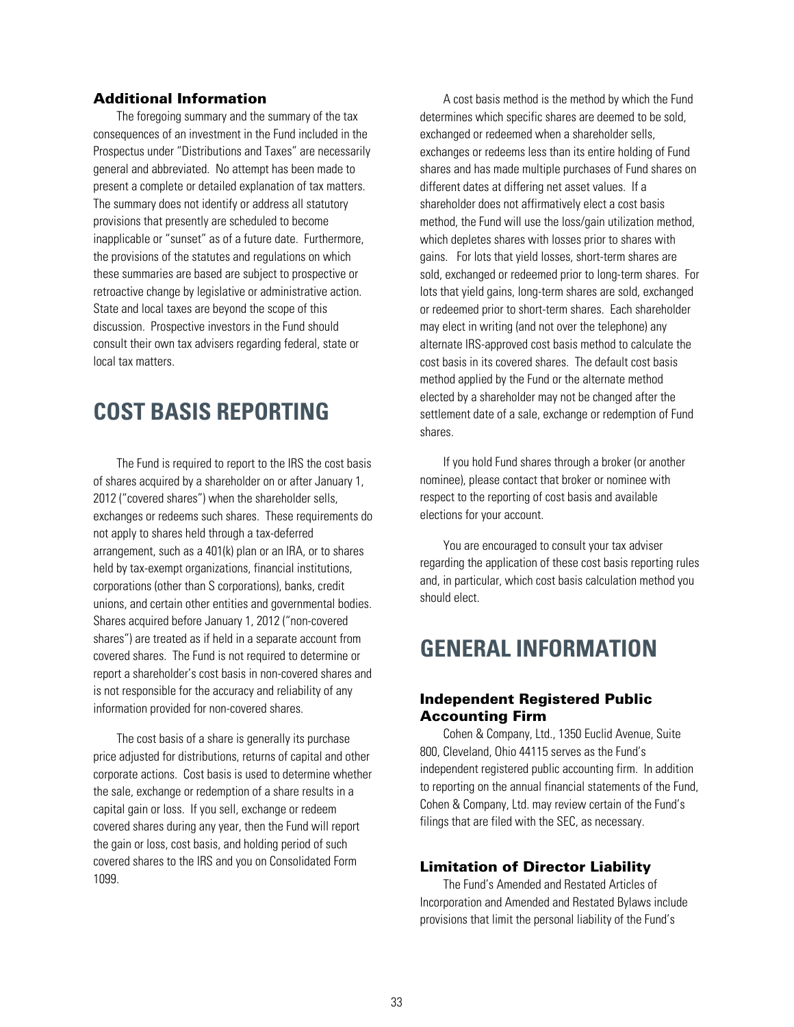### Additional Information

The foregoing summary and the summary of the tax consequences of an investment in the Fund included in the Prospectus under "Distributions and Taxes" are necessarily general and abbreviated. No attempt has been made to present a complete or detailed explanation of tax matters. The summary does not identify or address all statutory provisions that presently are scheduled to become inapplicable or "sunset" as of a future date. Furthermore, the provisions of the statutes and regulations on which these summaries are based are subject to prospective or retroactive change by legislative or administrative action. State and local taxes are beyond the scope of this discussion. Prospective investors in the Fund should consult their own tax advisers regarding federal, state or local tax matters.

## COST BASIS REPORTING

The Fund is required to report to the IRS the cost basis of shares acquired by a shareholder on or after January 1, 2012 ("covered shares") when the shareholder sells, exchanges or redeems such shares. These requirements do not apply to shares held through a tax-deferred arrangement, such as a 401(k) plan or an IRA, or to shares held by tax-exempt organizations, financial institutions, corporations (other than S corporations), banks, credit unions, and certain other entities and governmental bodies. Shares acquired before January 1, 2012 ("non-covered shares") are treated as if held in a separate account from covered shares. The Fund is not required to determine or report a shareholder's cost basis in non-covered shares and is not responsible for the accuracy and reliability of any information provided for non-covered shares.

The cost basis of a share is generally its purchase price adjusted for distributions, returns of capital and other corporate actions. Cost basis is used to determine whether the sale, exchange or redemption of a share results in a capital gain or loss. If you sell, exchange or redeem covered shares during any year, then the Fund will report the gain or loss, cost basis, and holding period of such covered shares to the IRS and you on Consolidated Form 1099.

A cost basis method is the method by which the Fund determines which specific shares are deemed to be sold, exchanged or redeemed when a shareholder sells, exchanges or redeems less than its entire holding of Fund shares and has made multiple purchases of Fund shares on different dates at differing net asset values. If a shareholder does not affirmatively elect a cost basis method, the Fund will use the loss/gain utilization method, which depletes shares with losses prior to shares with gains. For lots that yield losses, short-term shares are sold, exchanged or redeemed prior to long-term shares. For lots that yield gains, long-term shares are sold, exchanged or redeemed prior to short-term shares. Each shareholder may elect in writing (and not over the telephone) any alternate IRS-approved cost basis method to calculate the cost basis in its covered shares. The default cost basis method applied by the Fund or the alternate method elected by a shareholder may not be changed after the settlement date of a sale, exchange or redemption of Fund shares.

If you hold Fund shares through a broker (or another nominee), please contact that broker or nominee with respect to the reporting of cost basis and available elections for your account.

You are encouraged to consult your tax adviser regarding the application of these cost basis reporting rules and, in particular, which cost basis calculation method you should elect.

## GENERAL INFORMATION

### Independent Registered Public Accounting Firm

Cohen & Company, Ltd., 1350 Euclid Avenue, Suite 800, Cleveland, Ohio 44115 serves as the Fund's independent registered public accounting firm. In addition to reporting on the annual financial statements of the Fund, Cohen & Company, Ltd. may review certain of the Fund's filings that are filed with the SEC, as necessary.

### Limitation of Director Liability

The Fund's Amended and Restated Articles of Incorporation and Amended and Restated Bylaws include provisions that limit the personal liability of the Fund's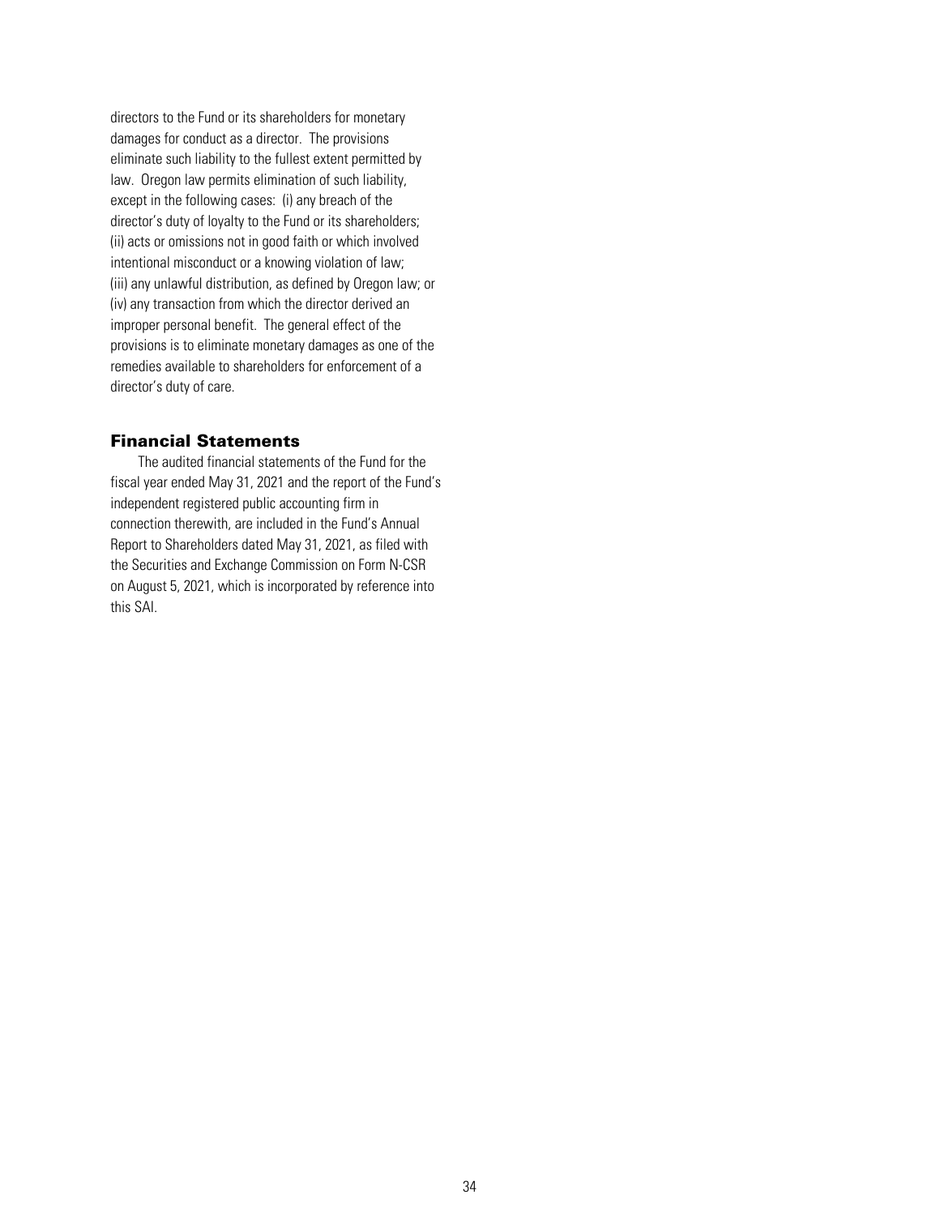directors to the Fund or its shareholders for monetary damages for conduct as a director. The provisions eliminate such liability to the fullest extent permitted by law. Oregon law permits elimination of such liability, except in the following cases: (i) any breach of the director's duty of loyalty to the Fund or its shareholders; (ii) acts or omissions not in good faith or which involved intentional misconduct or a knowing violation of law; (iii) any unlawful distribution, as defined by Oregon law; or (iv) any transaction from which the director derived an improper personal benefit. The general effect of the provisions is to eliminate monetary damages as one of the remedies available to shareholders for enforcement of a director's duty of care.

## Financial Statements

The audited financial statements of the Fund for the fiscal year ended May 31, 2021 and the report of the Fund's independent registered public accounting firm in connection therewith, are included in the Fund's Annual Report to Shareholders dated May 31, 2021, as filed with the Securities and Exchange Commission on Form N-CSR on August 5, 2021, which is incorporated by reference into this SAI.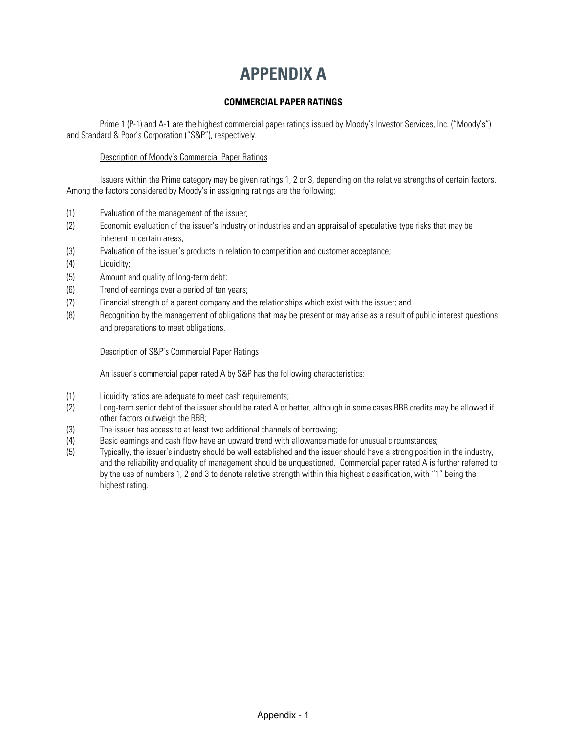# APPENDIX A

**COMMERCIAL PAPER RATINGS**

Prime 1 (P-1) and A-1 are the highest commercial paper ratings issued by Moody's Investor Services, Inc. ("Moody's") and Standard & Poor's Corporation ("S&P"), respectively.

<u>Description of Moody's Commercial Paper Ratings</u>

Issuers within the Prime category may be given ratings 1, 2 or 3, depending on the relative strengths of certain factors. Among the factors considered by Moody's in assigning ratings are the following:

(1) Evaluation of the management of the issuer;

(2) Economic evaluation of the issuer's industry or industries and an appraisal of speculative type risks that may be inherent in certain areas;

(3) Evaluation of the issuer's products in relation to competition and customer acceptance;

(4) Liquidity;

(5) Amount and quality of long-term debt;

(6) Trend of earnings over a period of ten years;

(7) Financial strength of a parent company and the relationships which exist with the issuer; and

(8) Recognition by the management of obligations that may be present or may arise as a result of public interest questions and preparations to meet obligations.

<u>Description of S&P's Commercial Paper Ratings</u>

An issuer's commercial paper rated A by S&P has the following characteristics:

(1) Liquidity ratios are adequate to meet cash requirements;

(2) Long-term senior debt of the issuer should be rated A or better, although in some cases BBB credits may be allowed if other factors outweigh the BBB;

(3) The issuer has access to at least two additional channels of borrowing;

(4) Basic earnings and cash flow have an upward trend with allowance made for unusual circumstances;

(5) Typically, the issuer's industry should be well established and the issuer should have a strong position in the industry, and the reliability and quality of management should be unquestioned. Commercial paper rated A is further referred to by the use of numbers 1, 2 and 3 to denote relative strength within this highest classification, with "1" being the highest rating.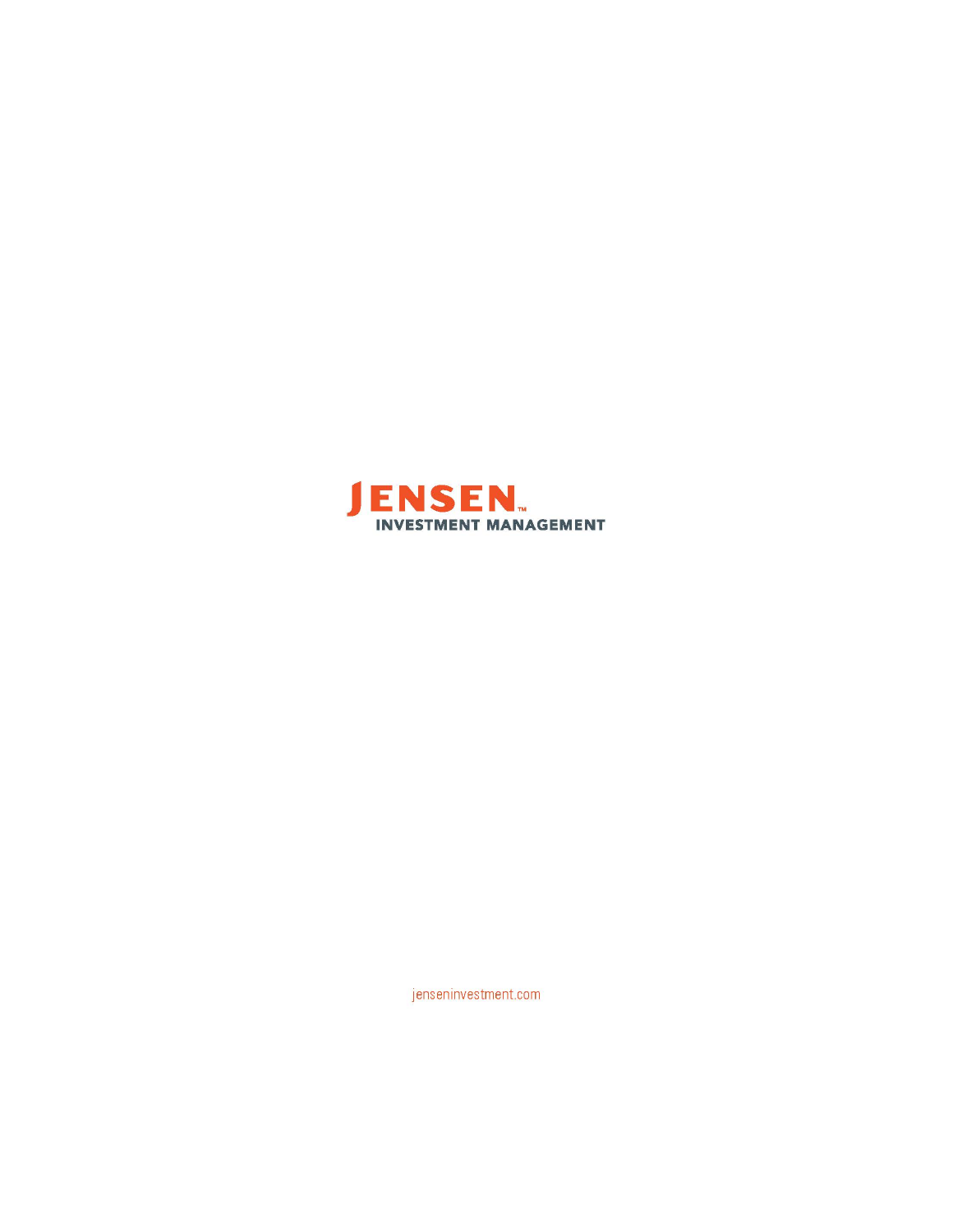JENSEN™
INVESTMENT MANAGEMENT

jenseninvestment.com